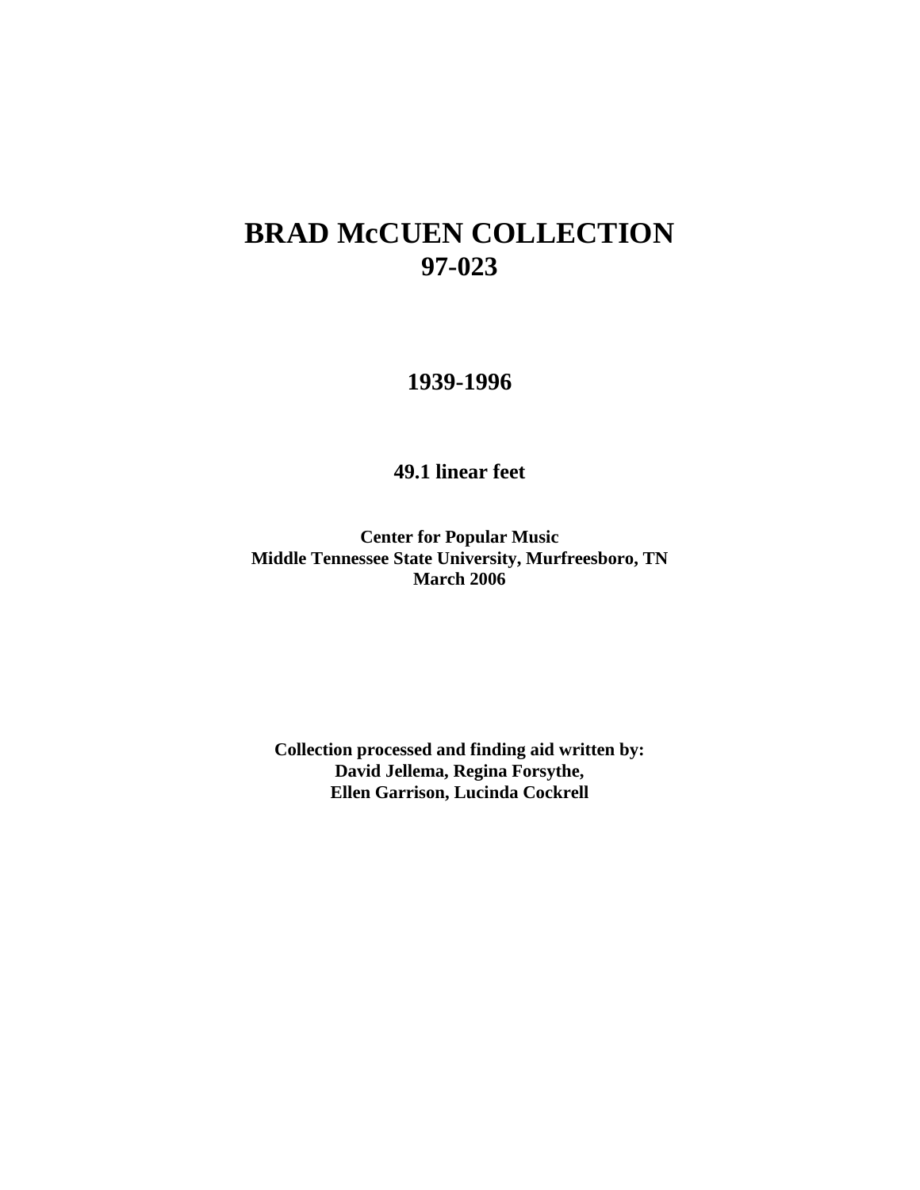# BRAD McCUEN COLLECTION
# 97-023

**1939-1996**

**49.1 linear feet**

**Center for Popular Music**
**Middle Tennessee State University, Murfreesboro, TN**
**March 2006**

**Collection processed and finding aid written by:**
**David Jellema, Regina Forsythe,**
**Ellen Garrison, Lucinda Cockrell**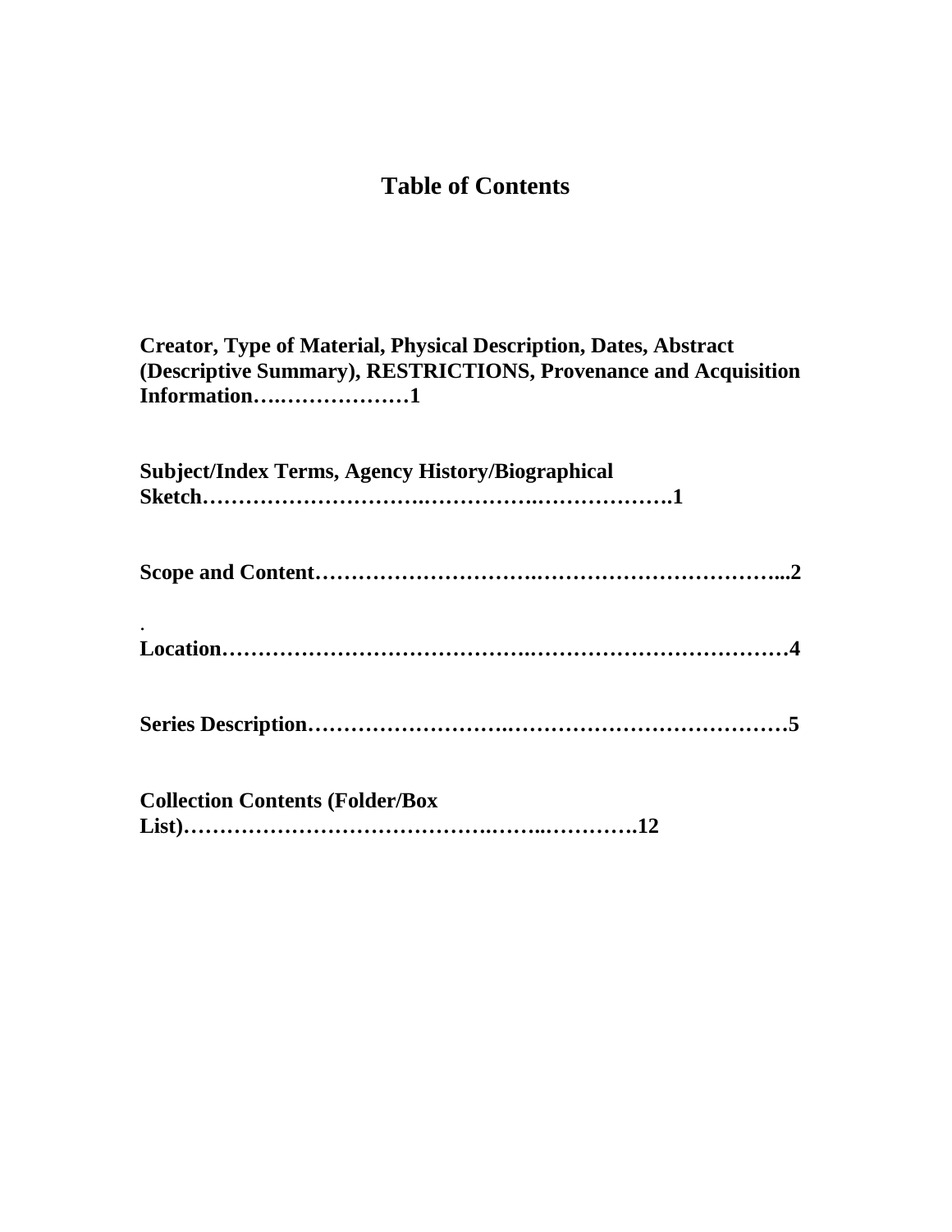# Table of Contents

**Creator, Type of Material, Physical Description, Dates, Abstract (Descriptive Summary), RESTRICTIONS, Provenance and Acquisition Information…..………………1**

**Subject/Index Terms, Agency History/Biographical Sketch……………………….……………..……………….1**

**Scope and Content……………………….…………………………...2**

.

**Location……………………………………..………………………………4**

**Series Description……………………..………………………………5**

**Collection Contents (Folder/Box List)………………………………….……..………….12**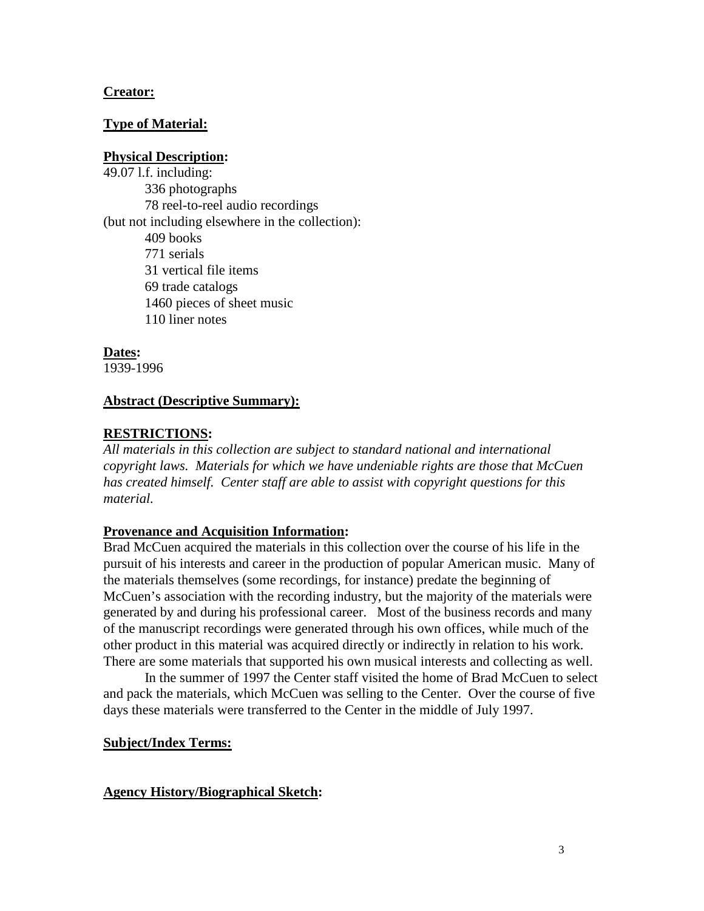**Creator:**

**Type of Material:**

**Physical Description:**

49.07 l.f. including:

- 336 photographs
- 78 reel-to-reel audio recordings

(but not including elsewhere in the collection):

- 409 books
- 771 serials
- 31 vertical file items
- 69 trade catalogs
- 1460 pieces of sheet music
- 110 liner notes

**Dates:**

1939-1996

**Abstract (Descriptive Summary):**

**RESTRICTIONS:**

*All materials in this collection are subject to standard national and international copyright laws. Materials for which we have undeniable rights are those that McCuen has created himself. Center staff are able to assist with copyright questions for this material.*

**Provenance and Acquisition Information:**

Brad McCuen acquired the materials in this collection over the course of his life in the pursuit of his interests and career in the production of popular American music. Many of the materials themselves (some recordings, for instance) predate the beginning of McCuen's association with the recording industry, but the majority of the materials were generated by and during his professional career. Most of the business records and many of the manuscript recordings were generated through his own offices, while much of the other product in this material was acquired directly or indirectly in relation to his work. There are some materials that supported his own musical interests and collecting as well.

In the summer of 1997 the Center staff visited the home of Brad McCuen to select and pack the materials, which McCuen was selling to the Center. Over the course of five days these materials were transferred to the Center in the middle of July 1997.

**Subject/Index Terms:**

**Agency History/Biographical Sketch:**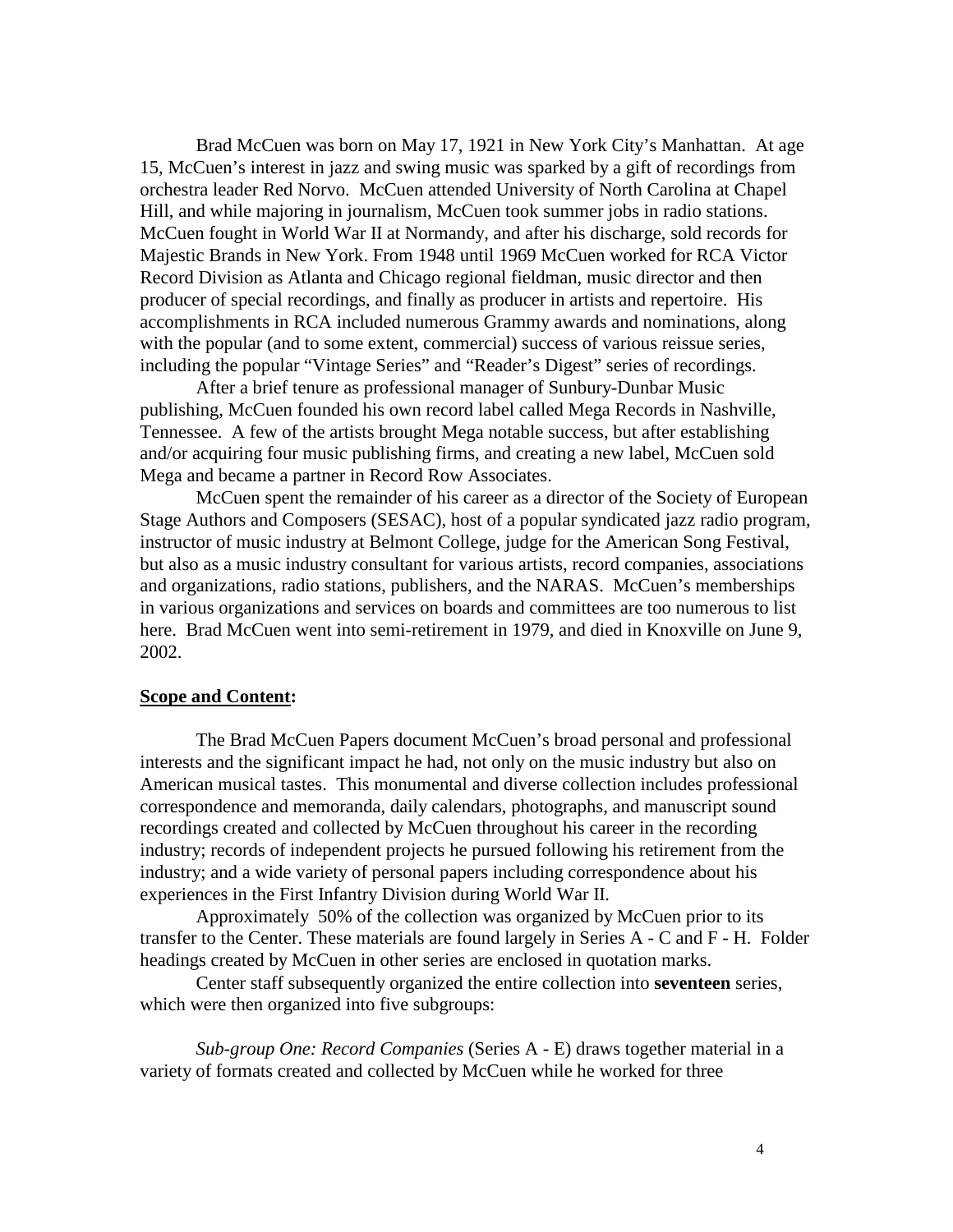Brad McCuen was born on May 17, 1921 in New York City's Manhattan. At age 15, McCuen's interest in jazz and swing music was sparked by a gift of recordings from orchestra leader Red Norvo. McCuen attended University of North Carolina at Chapel Hill, and while majoring in journalism, McCuen took summer jobs in radio stations. McCuen fought in World War II at Normandy, and after his discharge, sold records for Majestic Brands in New York. From 1948 until 1969 McCuen worked for RCA Victor Record Division as Atlanta and Chicago regional fieldman, music director and then producer of special recordings, and finally as producer in artists and repertoire. His accomplishments in RCA included numerous Grammy awards and nominations, along with the popular (and to some extent, commercial) success of various reissue series, including the popular "Vintage Series" and "Reader's Digest" series of recordings.

After a brief tenure as professional manager of Sunbury-Dunbar Music publishing, McCuen founded his own record label called Mega Records in Nashville, Tennessee. A few of the artists brought Mega notable success, but after establishing and/or acquiring four music publishing firms, and creating a new label, McCuen sold Mega and became a partner in Record Row Associates.

McCuen spent the remainder of his career as a director of the Society of European Stage Authors and Composers (SESAC), host of a popular syndicated jazz radio program, instructor of music industry at Belmont College, judge for the American Song Festival, but also as a music industry consultant for various artists, record companies, associations and organizations, radio stations, publishers, and the NARAS. McCuen's memberships in various organizations and services on boards and committees are too numerous to list here. Brad McCuen went into semi-retirement in 1979, and died in Knoxville on June 9, 2002.

**Scope and Content:**

The Brad McCuen Papers document McCuen's broad personal and professional interests and the significant impact he had, not only on the music industry but also on American musical tastes. This monumental and diverse collection includes professional correspondence and memoranda, daily calendars, photographs, and manuscript sound recordings created and collected by McCuen throughout his career in the recording industry; records of independent projects he pursued following his retirement from the industry; and a wide variety of personal papers including correspondence about his experiences in the First Infantry Division during World War II.

Approximately 50% of the collection was organized by McCuen prior to its transfer to the Center. These materials are found largely in Series A - C and F - H. Folder headings created by McCuen in other series are enclosed in quotation marks.

Center staff subsequently organized the entire collection into **seventeen** series, which were then organized into five subgroups:

*Sub-group One: Record Companies* (Series A - E) draws together material in a variety of formats created and collected by McCuen while he worked for three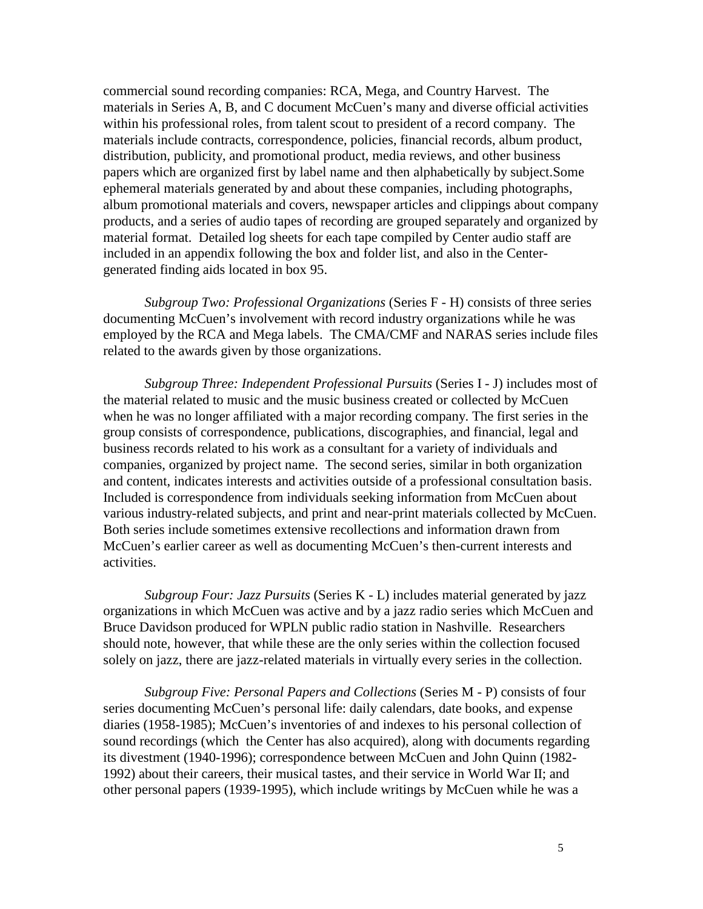commercial sound recording companies: RCA, Mega, and Country Harvest. The materials in Series A, B, and C document McCuen's many and diverse official activities within his professional roles, from talent scout to president of a record company. The materials include contracts, correspondence, policies, financial records, album product, distribution, publicity, and promotional product, media reviews, and other business papers which are organized first by label name and then alphabetically by subject.Some ephemeral materials generated by and about these companies, including photographs, album promotional materials and covers, newspaper articles and clippings about company products, and a series of audio tapes of recording are grouped separately and organized by material format. Detailed log sheets for each tape compiled by Center audio staff are included in an appendix following the box and folder list, and also in the Center-generated finding aids located in box 95.

*Subgroup Two: Professional Organizations* (Series F - H) consists of three series documenting McCuen's involvement with record industry organizations while he was employed by the RCA and Mega labels. The CMA/CMF and NARAS series include files related to the awards given by those organizations.

*Subgroup Three: Independent Professional Pursuits* (Series I - J) includes most of the material related to music and the music business created or collected by McCuen when he was no longer affiliated with a major recording company. The first series in the group consists of correspondence, publications, discographies, and financial, legal and business records related to his work as a consultant for a variety of individuals and companies, organized by project name. The second series, similar in both organization and content, indicates interests and activities outside of a professional consultation basis. Included is correspondence from individuals seeking information from McCuen about various industry-related subjects, and print and near-print materials collected by McCuen. Both series include sometimes extensive recollections and information drawn from McCuen's earlier career as well as documenting McCuen's then-current interests and activities.

*Subgroup Four: Jazz Pursuits* (Series K - L) includes material generated by jazz organizations in which McCuen was active and by a jazz radio series which McCuen and Bruce Davidson produced for WPLN public radio station in Nashville. Researchers should note, however, that while these are the only series within the collection focused solely on jazz, there are jazz-related materials in virtually every series in the collection.

*Subgroup Five: Personal Papers and Collections* (Series M - P) consists of four series documenting McCuen's personal life: daily calendars, date books, and expense diaries (1958-1985); McCuen's inventories of and indexes to his personal collection of sound recordings (which the Center has also acquired), along with documents regarding its divestment (1940-1996); correspondence between McCuen and John Quinn (1982-1992) about their careers, their musical tastes, and their service in World War II; and other personal papers (1939-1995), which include writings by McCuen while he was a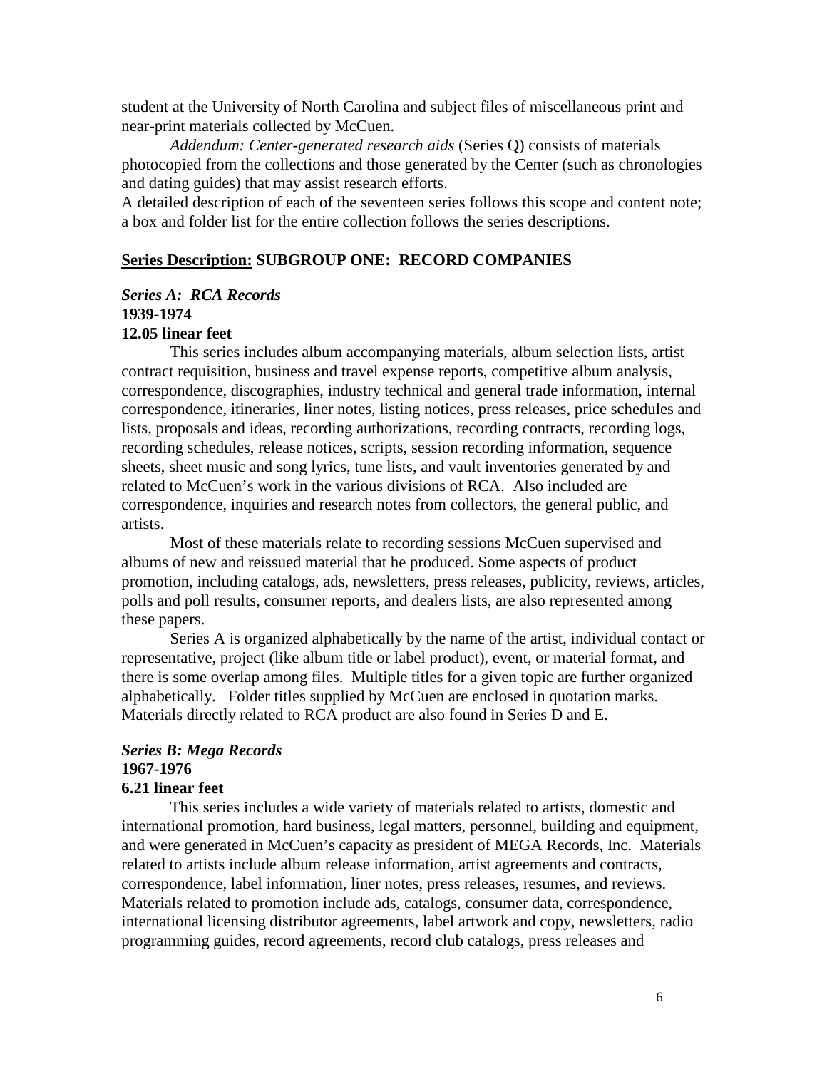student at the University of North Carolina and subject files of miscellaneous print and near-print materials collected by McCuen.

*Addendum: Center-generated research aids* (Series Q) consists of materials photocopied from the collections and those generated by the Center (such as chronologies and dating guides) that may assist research efforts.

A detailed description of each of the seventeen series follows this scope and content note; a box and folder list for the entire collection follows the series descriptions.

## **Series Description:** SUBGROUP ONE: RECORD COMPANIES

### *Series A: RCA Records*
**1939-1974**
**12.05 linear feet**

This series includes album accompanying materials, album selection lists, artist contract requisition, business and travel expense reports, competitive album analysis, correspondence, discographies, industry technical and general trade information, internal correspondence, itineraries, liner notes, listing notices, press releases, price schedules and lists, proposals and ideas, recording authorizations, recording contracts, recording logs, recording schedules, release notices, scripts, session recording information, sequence sheets, sheet music and song lyrics, tune lists, and vault inventories generated by and related to McCuen's work in the various divisions of RCA. Also included are correspondence, inquiries and research notes from collectors, the general public, and artists.

Most of these materials relate to recording sessions McCuen supervised and albums of new and reissued material that he produced. Some aspects of product promotion, including catalogs, ads, newsletters, press releases, publicity, reviews, articles, polls and poll results, consumer reports, and dealers lists, are also represented among these papers.

Series A is organized alphabetically by the name of the artist, individual contact or representative, project (like album title or label product), event, or material format, and there is some overlap among files. Multiple titles for a given topic are further organized alphabetically. Folder titles supplied by McCuen are enclosed in quotation marks. Materials directly related to RCA product are also found in Series D and E.

### *Series B: Mega Records*
**1967-1976**
**6.21 linear feet**

This series includes a wide variety of materials related to artists, domestic and international promotion, hard business, legal matters, personnel, building and equipment, and were generated in McCuen's capacity as president of MEGA Records, Inc. Materials related to artists include album release information, artist agreements and contracts, correspondence, label information, liner notes, press releases, resumes, and reviews. Materials related to promotion include ads, catalogs, consumer data, correspondence, international licensing distributor agreements, label artwork and copy, newsletters, radio programming guides, record agreements, record club catalogs, press releases and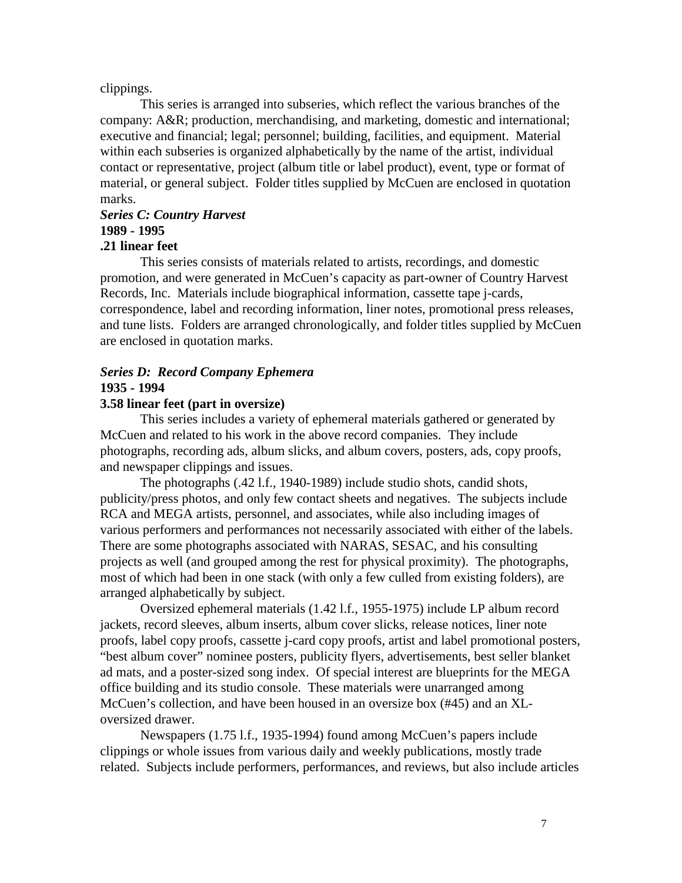clippings.

This series is arranged into subseries, which reflect the various branches of the company: A&R; production, merchandising, and marketing, domestic and international; executive and financial; legal; personnel; building, facilities, and equipment. Material within each subseries is organized alphabetically by the name of the artist, individual contact or representative, project (album title or label product), event, type or format of material, or general subject. Folder titles supplied by McCuen are enclosed in quotation marks.

***Series C: Country Harvest***
**1989 - 1995**
**.21 linear feet**

This series consists of materials related to artists, recordings, and domestic promotion, and were generated in McCuen's capacity as part-owner of Country Harvest Records, Inc. Materials include biographical information, cassette tape j-cards, correspondence, label and recording information, liner notes, promotional press releases, and tune lists. Folders are arranged chronologically, and folder titles supplied by McCuen are enclosed in quotation marks.

***Series D: Record Company Ephemera***
**1935 - 1994**
**3.58 linear feet (part in oversize)**

This series includes a variety of ephemeral materials gathered or generated by McCuen and related to his work in the above record companies. They include photographs, recording ads, album slicks, and album covers, posters, ads, copy proofs, and newspaper clippings and issues.

The photographs (.42 l.f., 1940-1989) include studio shots, candid shots, publicity/press photos, and only few contact sheets and negatives. The subjects include RCA and MEGA artists, personnel, and associates, while also including images of various performers and performances not necessarily associated with either of the labels. There are some photographs associated with NARAS, SESAC, and his consulting projects as well (and grouped among the rest for physical proximity). The photographs, most of which had been in one stack (with only a few culled from existing folders), are arranged alphabetically by subject.

Oversized ephemeral materials (1.42 l.f., 1955-1975) include LP album record jackets, record sleeves, album inserts, album cover slicks, release notices, liner note proofs, label copy proofs, cassette j-card copy proofs, artist and label promotional posters, "best album cover" nominee posters, publicity flyers, advertisements, best seller blanket ad mats, and a poster-sized song index. Of special interest are blueprints for the MEGA office building and its studio console. These materials were unarranged among McCuen's collection, and have been housed in an oversize box (#45) and an XL-oversized drawer.

Newspapers (1.75 l.f., 1935-1994) found among McCuen's papers include clippings or whole issues from various daily and weekly publications, mostly trade related. Subjects include performers, performances, and reviews, but also include articles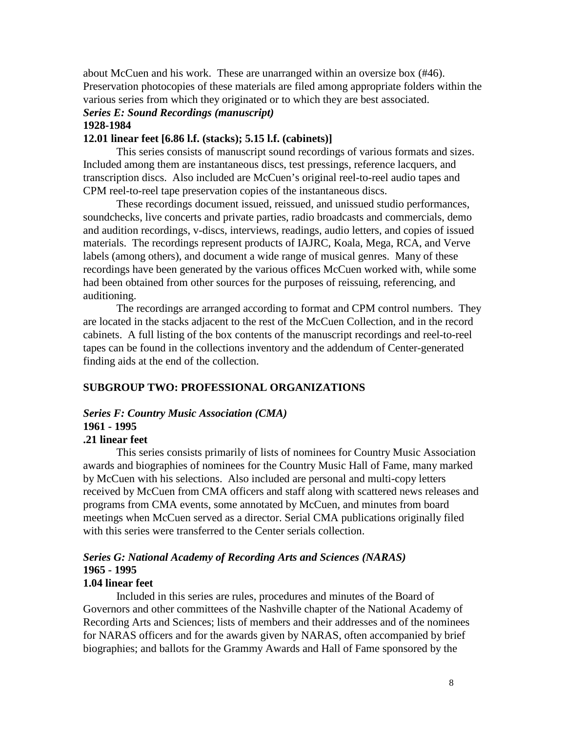about McCuen and his work. These are unarranged within an oversize box (#46). Preservation photocopies of these materials are filed among appropriate folders within the various series from which they originated or to which they are best associated.

***Series E: Sound Recordings (manuscript)***
**1928-1984**
**12.01 linear feet [6.86 l.f. (stacks); 5.15 l.f. (cabinets)]**

This series consists of manuscript sound recordings of various formats and sizes. Included among them are instantaneous discs, test pressings, reference lacquers, and transcription discs. Also included are McCuen's original reel-to-reel audio tapes and CPM reel-to-reel tape preservation copies of the instantaneous discs.

These recordings document issued, reissued, and unissued studio performances, soundchecks, live concerts and private parties, radio broadcasts and commercials, demo and audition recordings, v-discs, interviews, readings, audio letters, and copies of issued materials. The recordings represent products of IAJRC, Koala, Mega, RCA, and Verve labels (among others), and document a wide range of musical genres. Many of these recordings have been generated by the various offices McCuen worked with, while some had been obtained from other sources for the purposes of reissuing, referencing, and auditioning.

The recordings are arranged according to format and CPM control numbers. They are located in the stacks adjacent to the rest of the McCuen Collection, and in the record cabinets. A full listing of the box contents of the manuscript recordings and reel-to-reel tapes can be found in the collections inventory and the addendum of Center-generated finding aids at the end of the collection.

## SUBGROUP TWO: PROFESSIONAL ORGANIZATIONS

***Series F: Country Music Association (CMA)***
**1961 - 1995**
**.21 linear feet**

This series consists primarily of lists of nominees for Country Music Association awards and biographies of nominees for the Country Music Hall of Fame, many marked by McCuen with his selections. Also included are personal and multi-copy letters received by McCuen from CMA officers and staff along with scattered news releases and programs from CMA events, some annotated by McCuen, and minutes from board meetings when McCuen served as a director. Serial CMA publications originally filed with this series were transferred to the Center serials collection.

***Series G: National Academy of Recording Arts and Sciences (NARAS)***
**1965 - 1995**
**1.04 linear feet**

Included in this series are rules, procedures and minutes of the Board of Governors and other committees of the Nashville chapter of the National Academy of Recording Arts and Sciences; lists of members and their addresses and of the nominees for NARAS officers and for the awards given by NARAS, often accompanied by brief biographies; and ballots for the Grammy Awards and Hall of Fame sponsored by the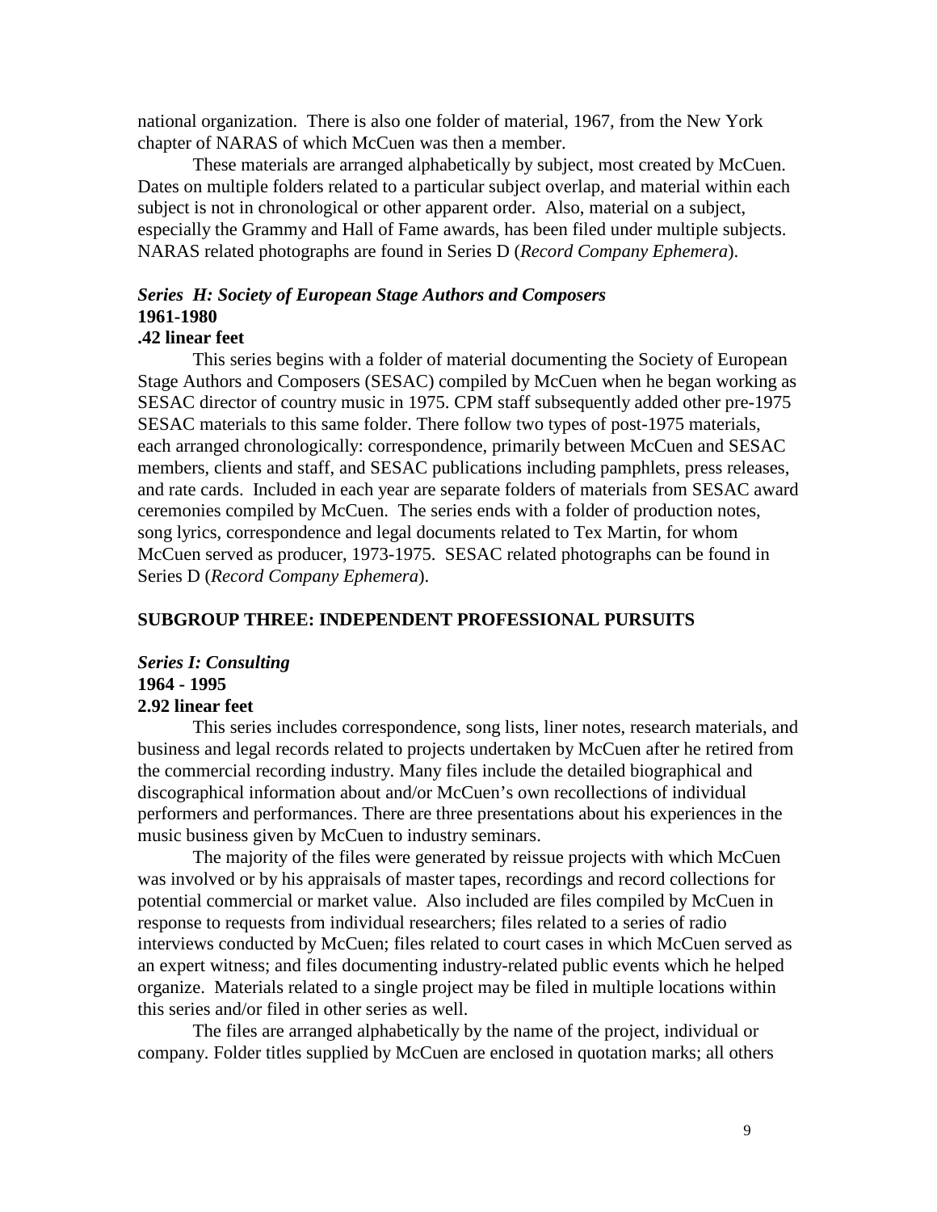national organization. There is also one folder of material, 1967, from the New York chapter of NARAS of which McCuen was then a member.

These materials are arranged alphabetically by subject, most created by McCuen. Dates on multiple folders related to a particular subject overlap, and material within each subject is not in chronological or other apparent order. Also, material on a subject, especially the Grammy and Hall of Fame awards, has been filed under multiple subjects. NARAS related photographs are found in Series D (*Record Company Ephemera*).

***Series H: Society of European Stage Authors and Composers***
**1961-1980**
**.42 linear feet**

This series begins with a folder of material documenting the Society of European Stage Authors and Composers (SESAC) compiled by McCuen when he began working as SESAC director of country music in 1975. CPM staff subsequently added other pre-1975 SESAC materials to this same folder. There follow two types of post-1975 materials, each arranged chronologically: correspondence, primarily between McCuen and SESAC members, clients and staff, and SESAC publications including pamphlets, press releases, and rate cards. Included in each year are separate folders of materials from SESAC award ceremonies compiled by McCuen. The series ends with a folder of production notes, song lyrics, correspondence and legal documents related to Tex Martin, for whom McCuen served as producer, 1973-1975. SESAC related photographs can be found in Series D (*Record Company Ephemera*).

## SUBGROUP THREE: INDEPENDENT PROFESSIONAL PURSUITS

***Series I: Consulting***
**1964 - 1995**
**2.92 linear feet**

This series includes correspondence, song lists, liner notes, research materials, and business and legal records related to projects undertaken by McCuen after he retired from the commercial recording industry. Many files include the detailed biographical and discographical information about and/or McCuen's own recollections of individual performers and performances. There are three presentations about his experiences in the music business given by McCuen to industry seminars.

The majority of the files were generated by reissue projects with which McCuen was involved or by his appraisals of master tapes, recordings and record collections for potential commercial or market value. Also included are files compiled by McCuen in response to requests from individual researchers; files related to a series of radio interviews conducted by McCuen; files related to court cases in which McCuen served as an expert witness; and files documenting industry-related public events which he helped organize. Materials related to a single project may be filed in multiple locations within this series and/or filed in other series as well.

The files are arranged alphabetically by the name of the project, individual or company. Folder titles supplied by McCuen are enclosed in quotation marks; all others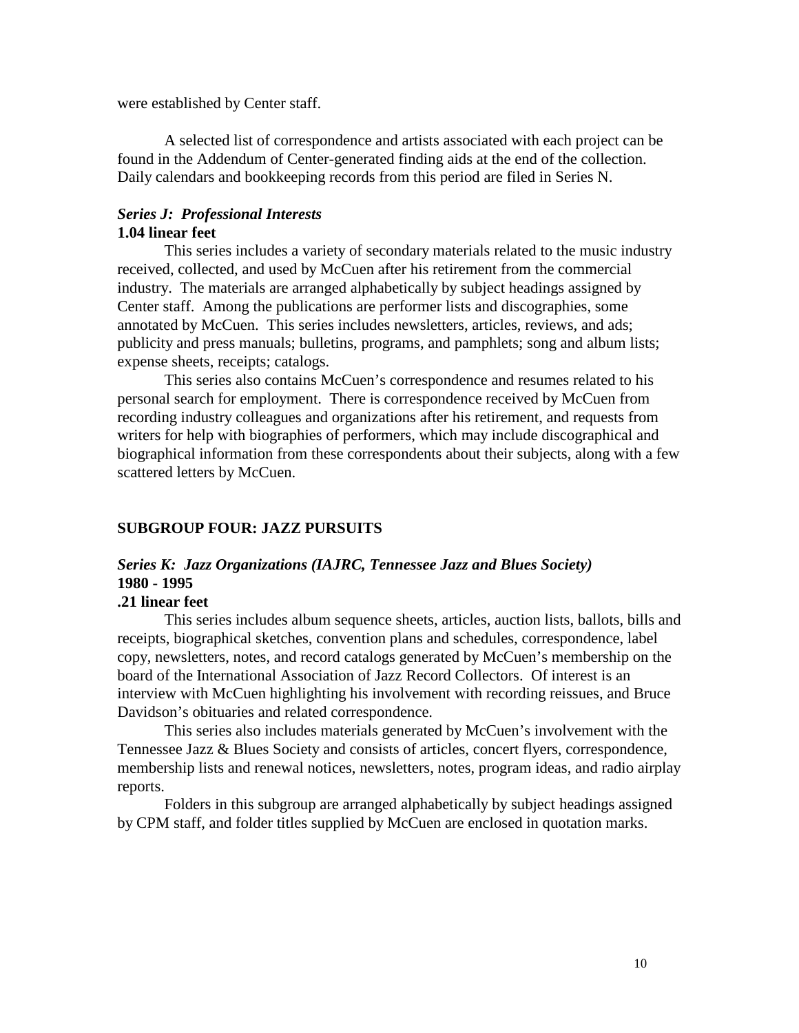were established by Center staff.

A selected list of correspondence and artists associated with each project can be found in the Addendum of Center-generated finding aids at the end of the collection. Daily calendars and bookkeeping records from this period are filed in Series N.

***Series J: Professional Interests***
**1.04 linear feet**

This series includes a variety of secondary materials related to the music industry received, collected, and used by McCuen after his retirement from the commercial industry. The materials are arranged alphabetically by subject headings assigned by Center staff. Among the publications are performer lists and discographies, some annotated by McCuen. This series includes newsletters, articles, reviews, and ads; publicity and press manuals; bulletins, programs, and pamphlets; song and album lists; expense sheets, receipts; catalogs.

This series also contains McCuen's correspondence and resumes related to his personal search for employment. There is correspondence received by McCuen from recording industry colleagues and organizations after his retirement, and requests from writers for help with biographies of performers, which may include discographical and biographical information from these correspondents about their subjects, along with a few scattered letters by McCuen.

## SUBGROUP FOUR: JAZZ PURSUITS

***Series K: Jazz Organizations (IAJRC, Tennessee Jazz and Blues Society)***
**1980 - 1995**
**.21 linear feet**

This series includes album sequence sheets, articles, auction lists, ballots, bills and receipts, biographical sketches, convention plans and schedules, correspondence, label copy, newsletters, notes, and record catalogs generated by McCuen's membership on the board of the International Association of Jazz Record Collectors. Of interest is an interview with McCuen highlighting his involvement with recording reissues, and Bruce Davidson's obituaries and related correspondence.

This series also includes materials generated by McCuen's involvement with the Tennessee Jazz & Blues Society and consists of articles, concert flyers, correspondence, membership lists and renewal notices, newsletters, notes, program ideas, and radio airplay reports.

Folders in this subgroup are arranged alphabetically by subject headings assigned by CPM staff, and folder titles supplied by McCuen are enclosed in quotation marks.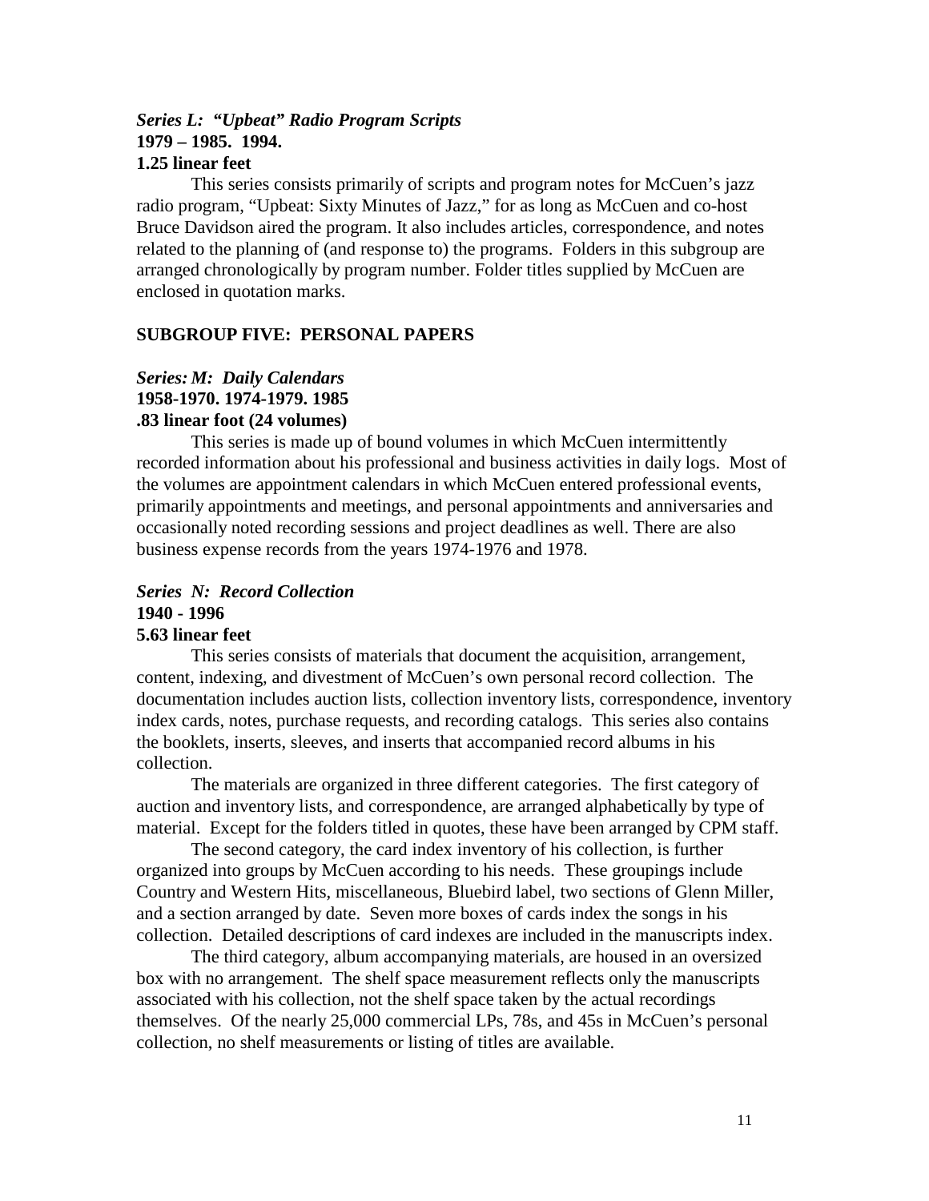***Series L: "Upbeat" Radio Program Scripts***
**1979 – 1985. 1994.**
**1.25 linear feet**

This series consists primarily of scripts and program notes for McCuen's jazz radio program, "Upbeat: Sixty Minutes of Jazz," for as long as McCuen and co-host Bruce Davidson aired the program. It also includes articles, correspondence, and notes related to the planning of (and response to) the programs. Folders in this subgroup are arranged chronologically by program number. Folder titles supplied by McCuen are enclosed in quotation marks.

**SUBGROUP FIVE: PERSONAL PAPERS**

***Series: M: Daily Calendars***
**1958-1970. 1974-1979. 1985**
**.83 linear foot (24 volumes)**

This series is made up of bound volumes in which McCuen intermittently recorded information about his professional and business activities in daily logs. Most of the volumes are appointment calendars in which McCuen entered professional events, primarily appointments and meetings, and personal appointments and anniversaries and occasionally noted recording sessions and project deadlines as well. There are also business expense records from the years 1974-1976 and 1978.

***Series N: Record Collection***
**1940 - 1996**
**5.63 linear feet**

This series consists of materials that document the acquisition, arrangement, content, indexing, and divestment of McCuen's own personal record collection. The documentation includes auction lists, collection inventory lists, correspondence, inventory index cards, notes, purchase requests, and recording catalogs. This series also contains the booklets, inserts, sleeves, and inserts that accompanied record albums in his collection.

The materials are organized in three different categories. The first category of auction and inventory lists, and correspondence, are arranged alphabetically by type of material. Except for the folders titled in quotes, these have been arranged by CPM staff.

The second category, the card index inventory of his collection, is further organized into groups by McCuen according to his needs. These groupings include Country and Western Hits, miscellaneous, Bluebird label, two sections of Glenn Miller, and a section arranged by date. Seven more boxes of cards index the songs in his collection. Detailed descriptions of card indexes are included in the manuscripts index.

The third category, album accompanying materials, are housed in an oversized box with no arrangement. The shelf space measurement reflects only the manuscripts associated with his collection, not the shelf space taken by the actual recordings themselves. Of the nearly 25,000 commercial LPs, 78s, and 45s in McCuen's personal collection, no shelf measurements or listing of titles are available.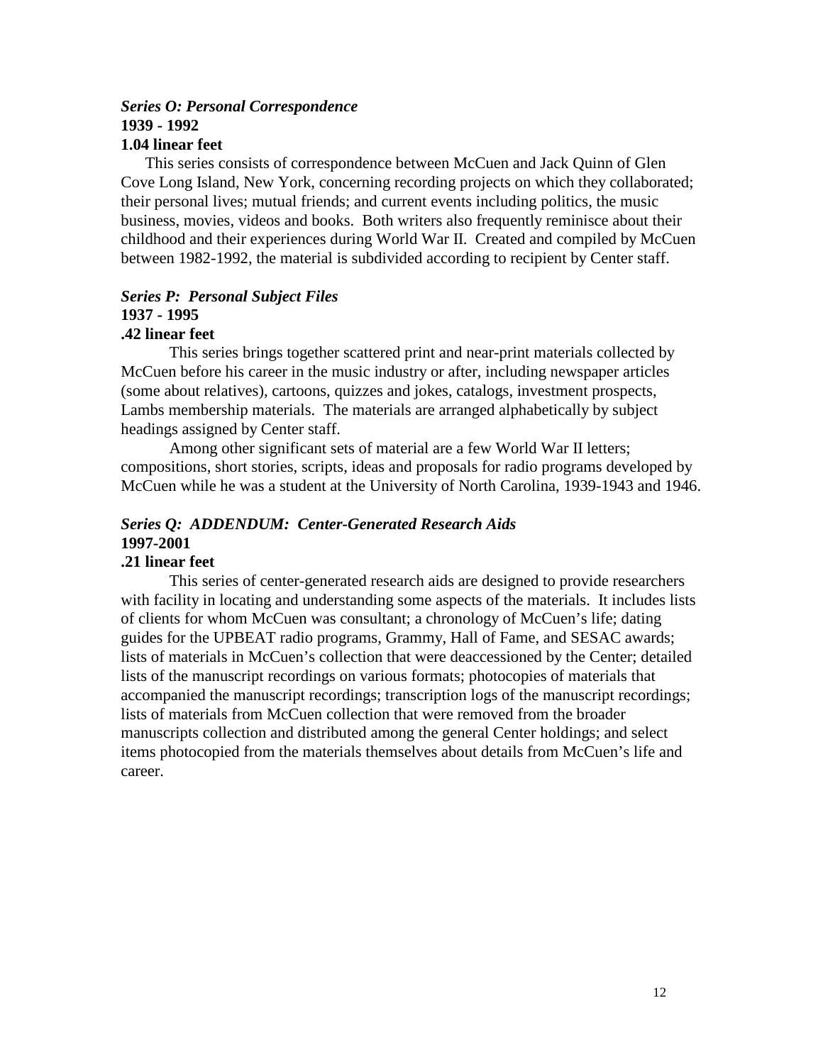***Series O: Personal Correspondence***
**1939 - 1992**
**1.04 linear feet**

This series consists of correspondence between McCuen and Jack Quinn of Glen Cove Long Island, New York, concerning recording projects on which they collaborated; their personal lives; mutual friends; and current events including politics, the music business, movies, videos and books. Both writers also frequently reminisce about their childhood and their experiences during World War II. Created and compiled by McCuen between 1982-1992, the material is subdivided according to recipient by Center staff.

***Series P: Personal Subject Files***
**1937 - 1995**
**.42 linear feet**

This series brings together scattered print and near-print materials collected by McCuen before his career in the music industry or after, including newspaper articles (some about relatives), cartoons, quizzes and jokes, catalogs, investment prospects, Lambs membership materials. The materials are arranged alphabetically by subject headings assigned by Center staff.

Among other significant sets of material are a few World War II letters; compositions, short stories, scripts, ideas and proposals for radio programs developed by McCuen while he was a student at the University of North Carolina, 1939-1943 and 1946.

***Series Q: ADDENDUM: Center-Generated Research Aids***
**1997-2001**
**.21 linear feet**

This series of center-generated research aids are designed to provide researchers with facility in locating and understanding some aspects of the materials. It includes lists of clients for whom McCuen was consultant; a chronology of McCuen's life; dating guides for the UPBEAT radio programs, Grammy, Hall of Fame, and SESAC awards; lists of materials in McCuen's collection that were deaccessioned by the Center; detailed lists of the manuscript recordings on various formats; photocopies of materials that accompanied the manuscript recordings; transcription logs of the manuscript recordings; lists of materials from McCuen collection that were removed from the broader manuscripts collection and distributed among the general Center holdings; and select items photocopied from the materials themselves about details from McCuen's life and career.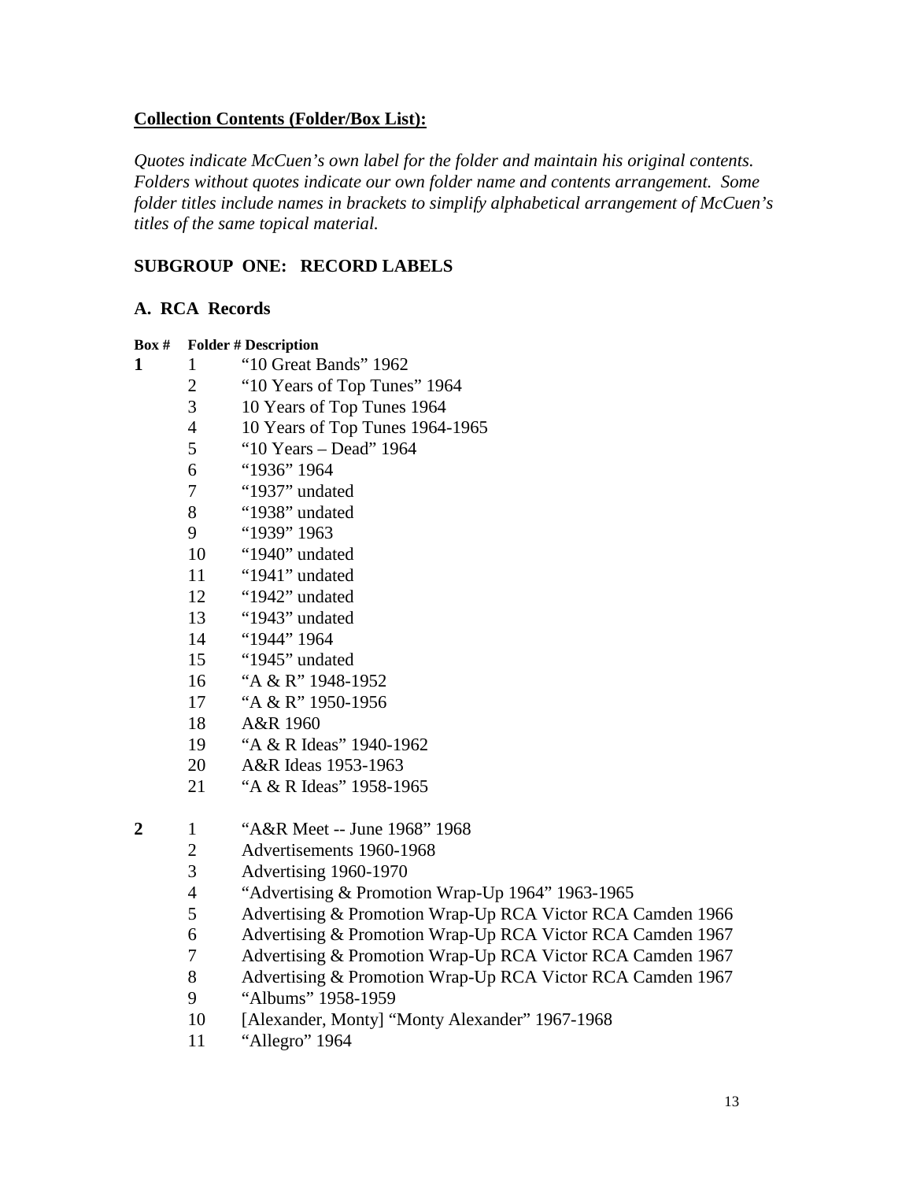**Collection Contents (Folder/Box List):**

*Quotes indicate McCuen's own label for the folder and maintain his original contents. Folders without quotes indicate our own folder name and contents arrangement. Some folder titles include names in brackets to simplify alphabetical arrangement of McCuen's titles of the same topical material.*

## SUBGROUP ONE: RECORD LABELS

### A. RCA Records

| Box # | Folder # | Description |
|---|---|---|
| **1** | 1 | "10 Great Bands" 1962 |
| | 2 | "10 Years of Top Tunes" 1964 |
| | 3 | 10 Years of Top Tunes 1964 |
| | 4 | 10 Years of Top Tunes 1964-1965 |
| | 5 | "10 Years – Dead" 1964 |
| | 6 | "1936" 1964 |
| | 7 | "1937" undated |
| | 8 | "1938" undated |
| | 9 | "1939" 1963 |
| | 10 | "1940" undated |
| | 11 | "1941" undated |
| | 12 | "1942" undated |
| | 13 | "1943" undated |
| | 14 | "1944" 1964 |
| | 15 | "1945" undated |
| | 16 | "A & R" 1948-1952 |
| | 17 | "A & R" 1950-1956 |
| | 18 | A&R 1960 |
| | 19 | "A & R Ideas" 1940-1962 |
| | 20 | A&R Ideas 1953-1963 |
| | 21 | "A & R Ideas" 1958-1965 |
| **2** | 1 | "A&R Meet -- June 1968" 1968 |
| | 2 | Advertisements 1960-1968 |
| | 3 | Advertising 1960-1970 |
| | 4 | "Advertising & Promotion Wrap-Up 1964" 1963-1965 |
| | 5 | Advertising & Promotion Wrap-Up RCA Victor RCA Camden 1966 |
| | 6 | Advertising & Promotion Wrap-Up RCA Victor RCA Camden 1967 |
| | 7 | Advertising & Promotion Wrap-Up RCA Victor RCA Camden 1967 |
| | 8 | Advertising & Promotion Wrap-Up RCA Victor RCA Camden 1967 |
| | 9 | "Albums" 1958-1959 |
| | 10 | [Alexander, Monty] "Monty Alexander" 1967-1968 |
| | 11 | "Allegro" 1964 |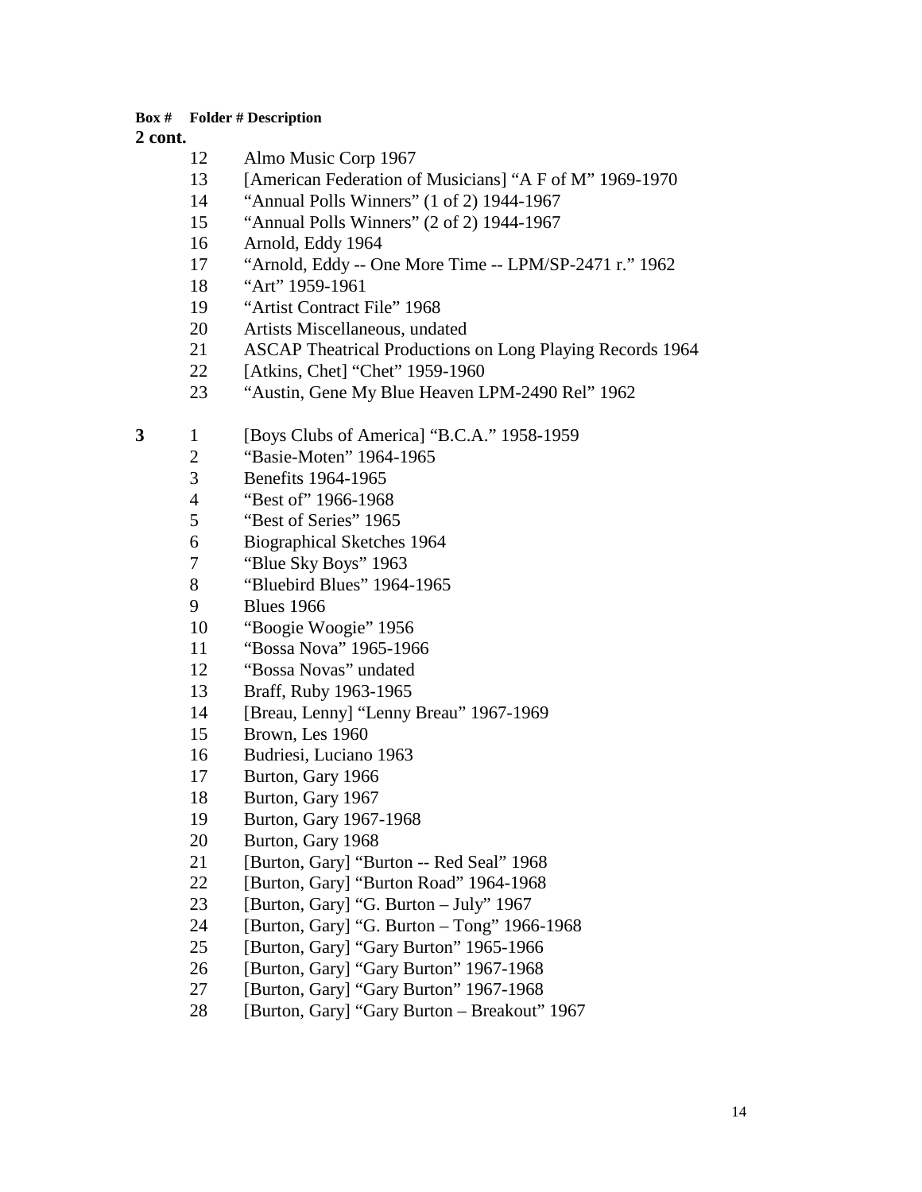| Box # | Folder # | Description |
| --- | --- | --- |
| **2 cont.** | | |
| | 12 | Almo Music Corp 1967 |
| | 13 | [American Federation of Musicians] “A F of M” 1969-1970 |
| | 14 | “Annual Polls Winners” (1 of 2) 1944-1967 |
| | 15 | “Annual Polls Winners” (2 of 2) 1944-1967 |
| | 16 | Arnold, Eddy 1964 |
| | 17 | “Arnold, Eddy -- One More Time -- LPM/SP-2471 r.” 1962 |
| | 18 | “Art” 1959-1961 |
| | 19 | “Artist Contract File” 1968 |
| | 20 | Artists Miscellaneous, undated |
| | 21 | ASCAP Theatrical Productions on Long Playing Records 1964 |
| | 22 | [Atkins, Chet] “Chet” 1959-1960 |
| | 23 | “Austin, Gene My Blue Heaven LPM-2490 Rel” 1962 |
| **3** | 1 | [Boys Clubs of America] “B.C.A.” 1958-1959 |
| | 2 | “Basie-Moten” 1964-1965 |
| | 3 | Benefits 1964-1965 |
| | 4 | “Best of” 1966-1968 |
| | 5 | “Best of Series” 1965 |
| | 6 | Biographical Sketches 1964 |
| | 7 | “Blue Sky Boys” 1963 |
| | 8 | “Bluebird Blues” 1964-1965 |
| | 9 | Blues 1966 |
| | 10 | “Boogie Woogie” 1956 |
| | 11 | “Bossa Nova” 1965-1966 |
| | 12 | “Bossa Novas” undated |
| | 13 | Braff, Ruby 1963-1965 |
| | 14 | [Breau, Lenny] “Lenny Breau” 1967-1969 |
| | 15 | Brown, Les 1960 |
| | 16 | Budriesi, Luciano 1963 |
| | 17 | Burton, Gary 1966 |
| | 18 | Burton, Gary 1967 |
| | 19 | Burton, Gary 1967-1968 |
| | 20 | Burton, Gary 1968 |
| | 21 | [Burton, Gary] “Burton -- Red Seal” 1968 |
| | 22 | [Burton, Gary] “Burton Road” 1964-1968 |
| | 23 | [Burton, Gary] “G. Burton – July” 1967 |
| | 24 | [Burton, Gary] “G. Burton – Tong” 1966-1968 |
| | 25 | [Burton, Gary] “Gary Burton” 1965-1966 |
| | 26 | [Burton, Gary] “Gary Burton” 1967-1968 |
| | 27 | [Burton, Gary] “Gary Burton” 1967-1968 |
| | 28 | [Burton, Gary] “Gary Burton – Breakout” 1967 |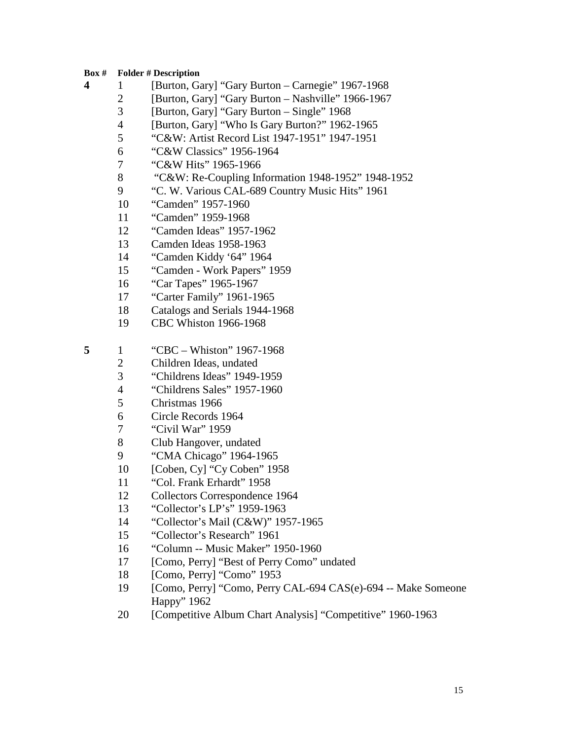| Box # | Folder # | Description |
| --- | --- | --- |
| **4** | 1 | [Burton, Gary] “Gary Burton – Carnegie” 1967-1968 |
| | 2 | [Burton, Gary] “Gary Burton – Nashville” 1966-1967 |
| | 3 | [Burton, Gary] “Gary Burton – Single” 1968 |
| | 4 | [Burton, Gary] “Who Is Gary Burton?” 1962-1965 |
| | 5 | “C&W: Artist Record List 1947-1951” 1947-1951 |
| | 6 | “C&W Classics” 1956-1964 |
| | 7 | “C&W Hits” 1965-1966 |
| | 8 | “C&W: Re-Coupling Information 1948-1952” 1948-1952 |
| | 9 | “C. W. Various CAL-689 Country Music Hits” 1961 |
| | 10 | “Camden” 1957-1960 |
| | 11 | “Camden” 1959-1968 |
| | 12 | “Camden Ideas” 1957-1962 |
| | 13 | Camden Ideas 1958-1963 |
| | 14 | “Camden Kiddy ‘64” 1964 |
| | 15 | “Camden - Work Papers” 1959 |
| | 16 | “Car Tapes” 1965-1967 |
| | 17 | “Carter Family” 1961-1965 |
| | 18 | Catalogs and Serials 1944-1968 |
| | 19 | CBC Whiston 1966-1968 |
| **5** | 1 | “CBC – Whiston” 1967-1968 |
| | 2 | Children Ideas, undated |
| | 3 | “Childrens Ideas” 1949-1959 |
| | 4 | “Childrens Sales” 1957-1960 |
| | 5 | Christmas 1966 |
| | 6 | Circle Records 1964 |
| | 7 | “Civil War” 1959 |
| | 8 | Club Hangover, undated |
| | 9 | “CMA Chicago” 1964-1965 |
| | 10 | [Coben, Cy] “Cy Coben” 1958 |
| | 11 | “Col. Frank Erhardt” 1958 |
| | 12 | Collectors Correspondence 1964 |
| | 13 | “Collector’s LP’s” 1959-1963 |
| | 14 | “Collector’s Mail (C&W)” 1957-1965 |
| | 15 | “Collector’s Research” 1961 |
| | 16 | “Column -- Music Maker” 1950-1960 |
| | 17 | [Como, Perry] “Best of Perry Como” undated |
| | 18 | [Como, Perry] “Como” 1953 |
| | 19 | [Como, Perry] “Como, Perry CAL-694 CAS(e)-694 -- Make Someone Happy” 1962 |
| | 20 | [Competitive Album Chart Analysis] “Competitive” 1960-1963 |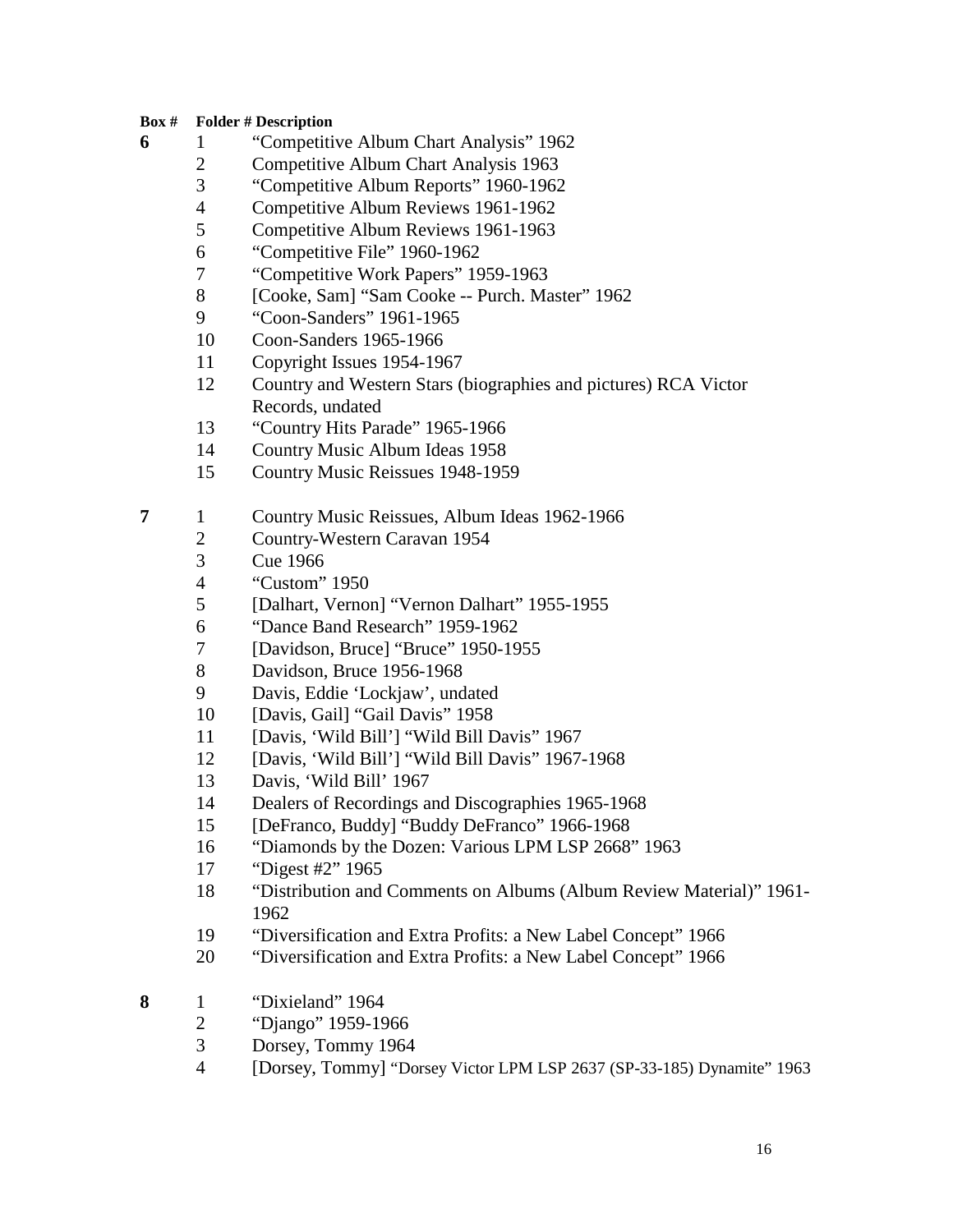| Box # | Folder # | Description |
|---|---|---|
| **6** | 1 | “Competitive Album Chart Analysis” 1962 |
| | 2 | Competitive Album Chart Analysis 1963 |
| | 3 | “Competitive Album Reports” 1960-1962 |
| | 4 | Competitive Album Reviews 1961-1962 |
| | 5 | Competitive Album Reviews 1961-1963 |
| | 6 | “Competitive File” 1960-1962 |
| | 7 | “Competitive Work Papers” 1959-1963 |
| | 8 | [Cooke, Sam] “Sam Cooke -- Purch. Master” 1962 |
| | 9 | “Coon-Sanders” 1961-1965 |
| | 10 | Coon-Sanders 1965-1966 |
| | 11 | Copyright Issues 1954-1967 |
| | 12 | Country and Western Stars (biographies and pictures) RCA Victor Records, undated |
| | 13 | “Country Hits Parade” 1965-1966 |
| | 14 | Country Music Album Ideas 1958 |
| | 15 | Country Music Reissues 1948-1959 |
| **7** | 1 | Country Music Reissues, Album Ideas 1962-1966 |
| | 2 | Country-Western Caravan 1954 |
| | 3 | Cue 1966 |
| | 4 | “Custom” 1950 |
| | 5 | [Dalhart, Vernon] “Vernon Dalhart” 1955-1955 |
| | 6 | “Dance Band Research” 1959-1962 |
| | 7 | [Davidson, Bruce] “Bruce” 1950-1955 |
| | 8 | Davidson, Bruce 1956-1968 |
| | 9 | Davis, Eddie ‘Lockjaw’, undated |
| | 10 | [Davis, Gail] “Gail Davis” 1958 |
| | 11 | [Davis, ‘Wild Bill’] “Wild Bill Davis” 1967 |
| | 12 | [Davis, ‘Wild Bill’] “Wild Bill Davis” 1967-1968 |
| | 13 | Davis, ‘Wild Bill’ 1967 |
| | 14 | Dealers of Recordings and Discographies 1965-1968 |
| | 15 | [DeFranco, Buddy] “Buddy DeFranco” 1966-1968 |
| | 16 | “Diamonds by the Dozen: Various LPM LSP 2668” 1963 |
| | 17 | “Digest #2” 1965 |
| | 18 | “Distribution and Comments on Albums (Album Review Material)” 1961-1962 |
| | 19 | “Diversification and Extra Profits: a New Label Concept” 1966 |
| | 20 | “Diversification and Extra Profits: a New Label Concept” 1966 |
| **8** | 1 | “Dixieland” 1964 |
| | 2 | “Django” 1959-1966 |
| | 3 | Dorsey, Tommy 1964 |
| | 4 | [Dorsey, Tommy] “Dorsey Victor LPM LSP 2637 (SP-33-185) Dynamite” 1963 |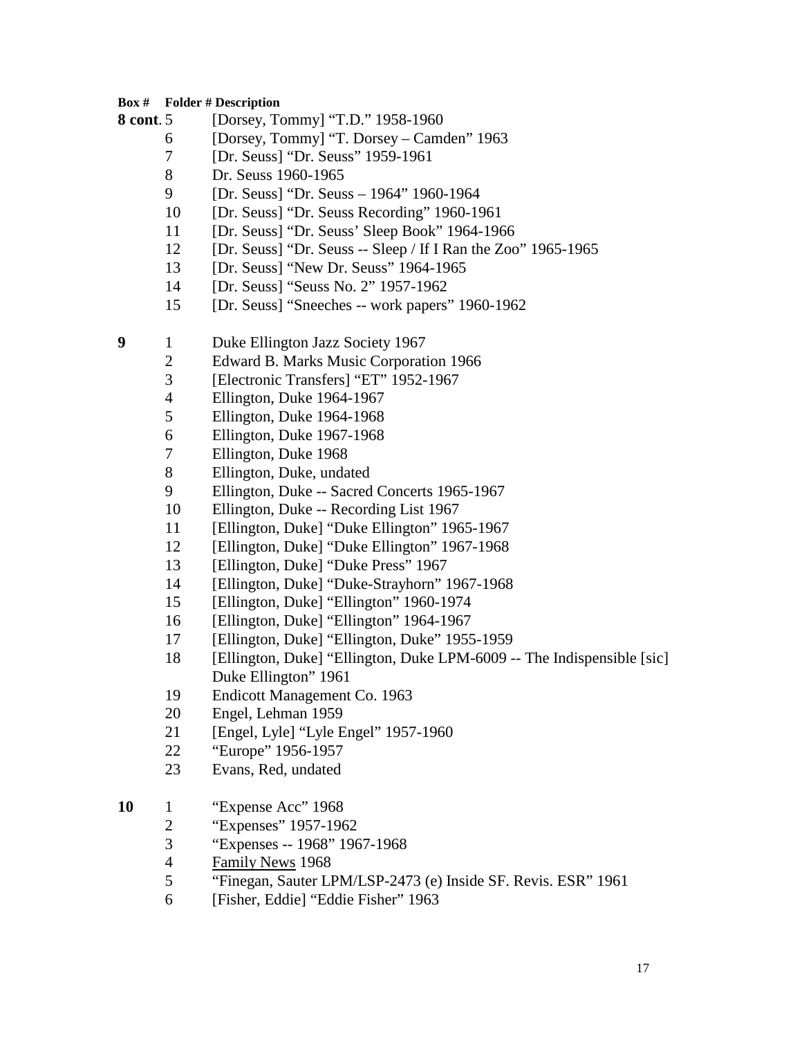| Box # | Folder # | Description |
|---|---|---|
| **8 cont.** | 5 | [Dorsey, Tommy] "T.D." 1958-1960 |
| | 6 | [Dorsey, Tommy] "T. Dorsey – Camden" 1963 |
| | 7 | [Dr. Seuss] "Dr. Seuss" 1959-1961 |
| | 8 | Dr. Seuss 1960-1965 |
| | 9 | [Dr. Seuss] "Dr. Seuss – 1964" 1960-1964 |
| | 10 | [Dr. Seuss] "Dr. Seuss Recording" 1960-1961 |
| | 11 | [Dr. Seuss] "Dr. Seuss' Sleep Book" 1964-1966 |
| | 12 | [Dr. Seuss] "Dr. Seuss -- Sleep / If I Ran the Zoo" 1965-1965 |
| | 13 | [Dr. Seuss] "New Dr. Seuss" 1964-1965 |
| | 14 | [Dr. Seuss] "Seuss No. 2" 1957-1962 |
| | 15 | [Dr. Seuss] "Sneeches -- work papers" 1960-1962 |
| **9** | 1 | Duke Ellington Jazz Society 1967 |
| | 2 | Edward B. Marks Music Corporation 1966 |
| | 3 | [Electronic Transfers] "ET" 1952-1967 |
| | 4 | Ellington, Duke 1964-1967 |
| | 5 | Ellington, Duke 1964-1968 |
| | 6 | Ellington, Duke 1967-1968 |
| | 7 | Ellington, Duke 1968 |
| | 8 | Ellington, Duke, undated |
| | 9 | Ellington, Duke -- Sacred Concerts 1965-1967 |
| | 10 | Ellington, Duke -- Recording List 1967 |
| | 11 | [Ellington, Duke] "Duke Ellington" 1965-1967 |
| | 12 | [Ellington, Duke] "Duke Ellington" 1967-1968 |
| | 13 | [Ellington, Duke] "Duke Press" 1967 |
| | 14 | [Ellington, Duke] "Duke-Strayhorn" 1967-1968 |
| | 15 | [Ellington, Duke] "Ellington" 1960-1974 |
| | 16 | [Ellington, Duke] "Ellington" 1964-1967 |
| | 17 | [Ellington, Duke] "Ellington, Duke" 1955-1959 |
| | 18 | [Ellington, Duke] "Ellington, Duke LPM-6009 -- The Indispensible [sic] Duke Ellington" 1961 |
| | 19 | Endicott Management Co. 1963 |
| | 20 | Engel, Lehman 1959 |
| | 21 | [Engel, Lyle] "Lyle Engel" 1957-1960 |
| | 22 | "Europe" 1956-1957 |
| | 23 | Evans, Red, undated |
| **10** | 1 | "Expense Acc" 1968 |
| | 2 | "Expenses" 1957-1962 |
| | 3 | "Expenses -- 1968" 1967-1968 |
| | 4 | <u>Family News</u> 1968 |
| | 5 | "Finegan, Sauter LPM/LSP-2473 (e) Inside SF. Revis. ESR" 1961 |
| | 6 | [Fisher, Eddie] "Eddie Fisher" 1963 |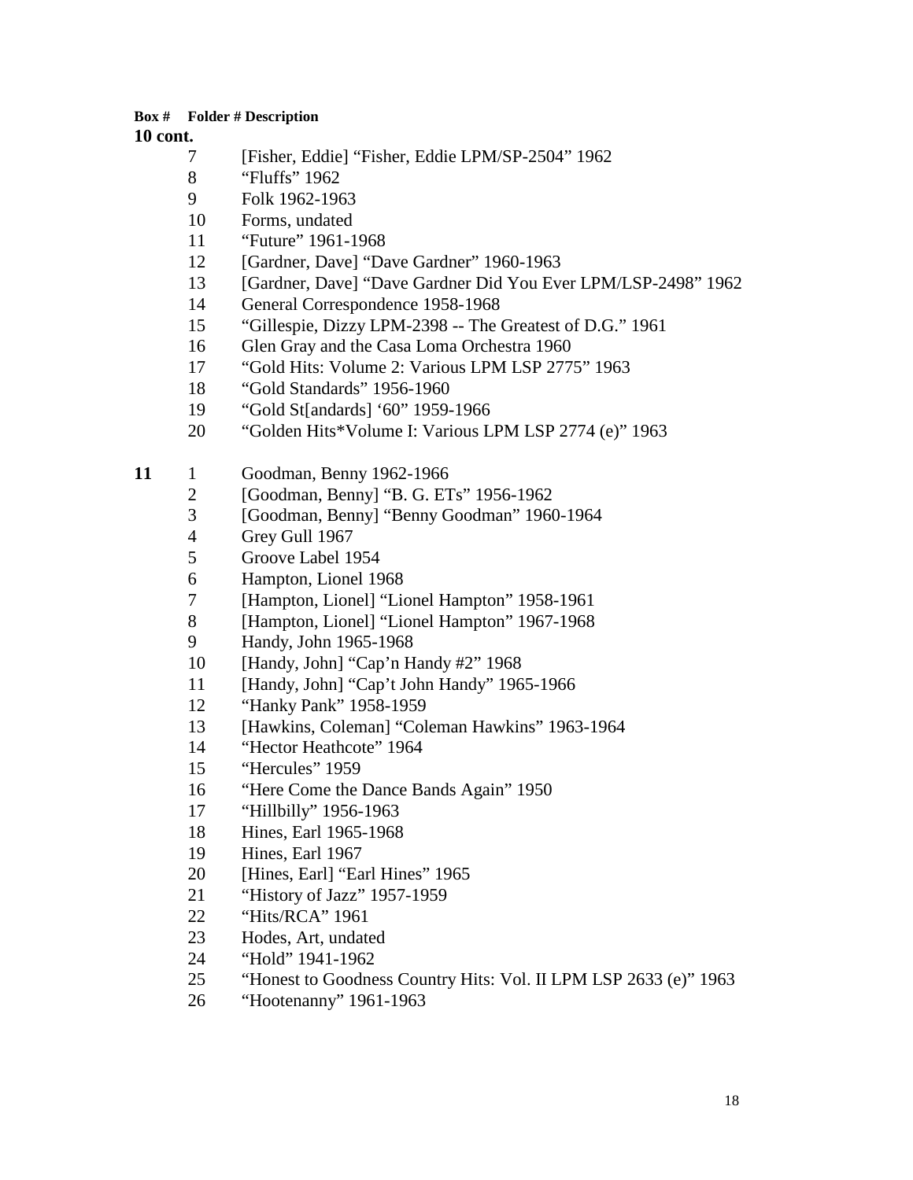| Box # | Folder # | Description |
|---|---|---|
| **10 cont.** | | |
| | 7 | [Fisher, Eddie] "Fisher, Eddie LPM/SP-2504" 1962 |
| | 8 | "Fluffs" 1962 |
| | 9 | Folk 1962-1963 |
| | 10 | Forms, undated |
| | 11 | "Future" 1961-1968 |
| | 12 | [Gardner, Dave] "Dave Gardner" 1960-1963 |
| | 13 | [Gardner, Dave] "Dave Gardner Did You Ever LPM/LSP-2498" 1962 |
| | 14 | General Correspondence 1958-1968 |
| | 15 | "Gillespie, Dizzy LPM-2398 -- The Greatest of D.G." 1961 |
| | 16 | Glen Gray and the Casa Loma Orchestra 1960 |
| | 17 | "Gold Hits: Volume 2: Various LPM LSP 2775" 1963 |
| | 18 | "Gold Standards" 1956-1960 |
| | 19 | "Gold St[andards] '60" 1959-1966 |
| | 20 | "Golden Hits*Volume I: Various LPM LSP 2774 (e)" 1963 |
| **11** | 1 | Goodman, Benny 1962-1966 |
| | 2 | [Goodman, Benny] "B. G. ETs" 1956-1962 |
| | 3 | [Goodman, Benny] "Benny Goodman" 1960-1964 |
| | 4 | Grey Gull 1967 |
| | 5 | Groove Label 1954 |
| | 6 | Hampton, Lionel 1968 |
| | 7 | [Hampton, Lionel] "Lionel Hampton" 1958-1961 |
| | 8 | [Hampton, Lionel] "Lionel Hampton" 1967-1968 |
| | 9 | Handy, John 1965-1968 |
| | 10 | [Handy, John] "Cap'n Handy #2" 1968 |
| | 11 | [Handy, John] "Cap't John Handy" 1965-1966 |
| | 12 | "Hanky Pank" 1958-1959 |
| | 13 | [Hawkins, Coleman] "Coleman Hawkins" 1963-1964 |
| | 14 | "Hector Heathcote" 1964 |
| | 15 | "Hercules" 1959 |
| | 16 | "Here Come the Dance Bands Again" 1950 |
| | 17 | "Hillbilly" 1956-1963 |
| | 18 | Hines, Earl 1965-1968 |
| | 19 | Hines, Earl 1967 |
| | 20 | [Hines, Earl] "Earl Hines" 1965 |
| | 21 | "History of Jazz" 1957-1959 |
| | 22 | "Hits/RCA" 1961 |
| | 23 | Hodes, Art, undated |
| | 24 | "Hold" 1941-1962 |
| | 25 | "Honest to Goodness Country Hits: Vol. II LPM LSP 2633 (e)" 1963 |
| | 26 | "Hootenanny" 1961-1963 |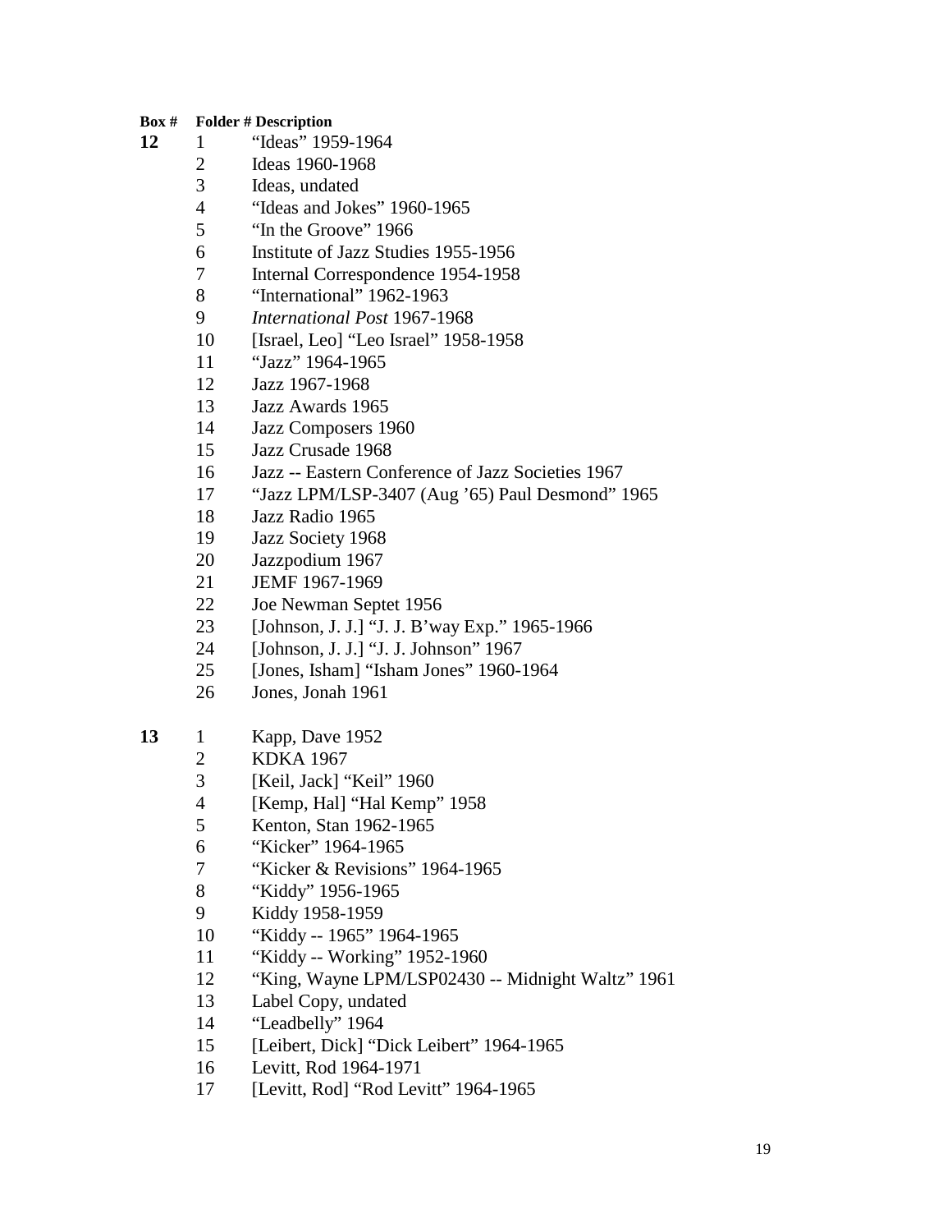| Box # | Folder # | Description |
|---|---|---|
| **12** | 1 | “Ideas” 1959-1964 |
| | 2 | Ideas 1960-1968 |
| | 3 | Ideas, undated |
| | 4 | “Ideas and Jokes” 1960-1965 |
| | 5 | “In the Groove” 1966 |
| | 6 | Institute of Jazz Studies 1955-1956 |
| | 7 | Internal Correspondence 1954-1958 |
| | 8 | “International” 1962-1963 |
| | 9 | *International Post* 1967-1968 |
| | 10 | [Israel, Leo] “Leo Israel” 1958-1958 |
| | 11 | “Jazz” 1964-1965 |
| | 12 | Jazz 1967-1968 |
| | 13 | Jazz Awards 1965 |
| | 14 | Jazz Composers 1960 |
| | 15 | Jazz Crusade 1968 |
| | 16 | Jazz -- Eastern Conference of Jazz Societies 1967 |
| | 17 | “Jazz LPM/LSP-3407 (Aug ’65) Paul Desmond” 1965 |
| | 18 | Jazz Radio 1965 |
| | 19 | Jazz Society 1968 |
| | 20 | Jazzpodium 1967 |
| | 21 | JEMF 1967-1969 |
| | 22 | Joe Newman Septet 1956 |
| | 23 | [Johnson, J. J.] “J. J. B’way Exp.” 1965-1966 |
| | 24 | [Johnson, J. J.] “J. J. Johnson” 1967 |
| | 25 | [Jones, Isham] “Isham Jones” 1960-1964 |
| | 26 | Jones, Jonah 1961 |
| **13** | 1 | Kapp, Dave 1952 |
| | 2 | KDKA 1967 |
| | 3 | [Keil, Jack] “Keil” 1960 |
| | 4 | [Kemp, Hal] “Hal Kemp” 1958 |
| | 5 | Kenton, Stan 1962-1965 |
| | 6 | “Kicker” 1964-1965 |
| | 7 | “Kicker & Revisions” 1964-1965 |
| | 8 | “Kiddy” 1956-1965 |
| | 9 | Kiddy 1958-1959 |
| | 10 | “Kiddy -- 1965” 1964-1965 |
| | 11 | “Kiddy -- Working” 1952-1960 |
| | 12 | “King, Wayne LPM/LSP02430 -- Midnight Waltz” 1961 |
| | 13 | Label Copy, undated |
| | 14 | “Leadbelly” 1964 |
| | 15 | [Leibert, Dick] “Dick Leibert” 1964-1965 |
| | 16 | Levitt, Rod 1964-1971 |
| | 17 | [Levitt, Rod] “Rod Levitt” 1964-1965 |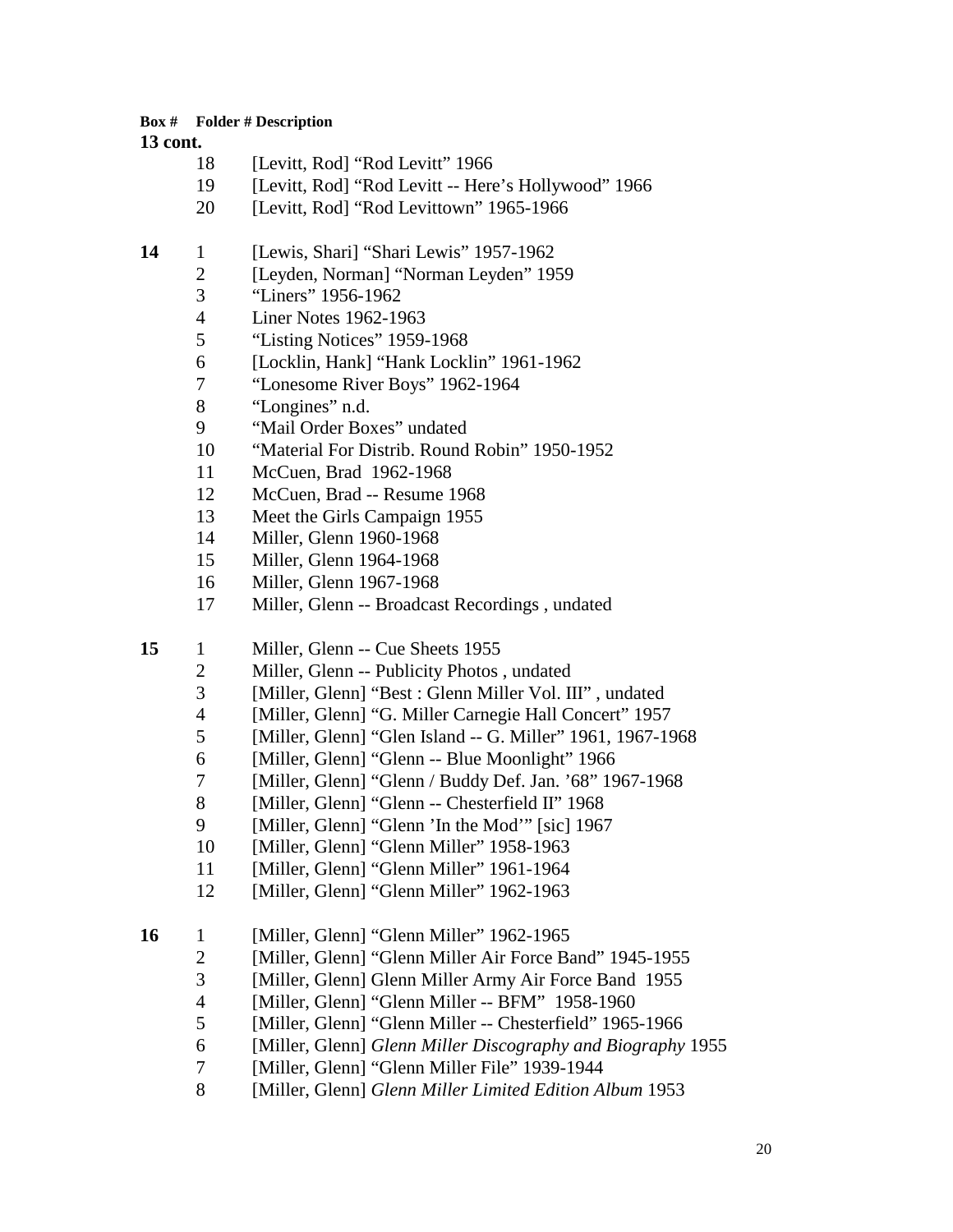| Box # | Folder # | Description |
|---|---|---|
| **13 cont.** | | |
| | 18 | [Levitt, Rod] “Rod Levitt” 1966 |
| | 19 | [Levitt, Rod] “Rod Levitt -- Here’s Hollywood” 1966 |
| | 20 | [Levitt, Rod] “Rod Levittown” 1965-1966 |
| **14** | 1 | [Lewis, Shari] “Shari Lewis” 1957-1962 |
| | 2 | [Leyden, Norman] “Norman Leyden” 1959 |
| | 3 | “Liners” 1956-1962 |
| | 4 | Liner Notes 1962-1963 |
| | 5 | “Listing Notices” 1959-1968 |
| | 6 | [Locklin, Hank] “Hank Locklin” 1961-1962 |
| | 7 | “Lonesome River Boys” 1962-1964 |
| | 8 | “Longines” n.d. |
| | 9 | “Mail Order Boxes” undated |
| | 10 | “Material For Distrib. Round Robin” 1950-1952 |
| | 11 | McCuen, Brad 1962-1968 |
| | 12 | McCuen, Brad -- Resume 1968 |
| | 13 | Meet the Girls Campaign 1955 |
| | 14 | Miller, Glenn 1960-1968 |
| | 15 | Miller, Glenn 1964-1968 |
| | 16 | Miller, Glenn 1967-1968 |
| | 17 | Miller, Glenn -- Broadcast Recordings , undated |
| **15** | 1 | Miller, Glenn -- Cue Sheets 1955 |
| | 2 | Miller, Glenn -- Publicity Photos , undated |
| | 3 | [Miller, Glenn] “Best : Glenn Miller Vol. III” , undated |
| | 4 | [Miller, Glenn] “G. Miller Carnegie Hall Concert” 1957 |
| | 5 | [Miller, Glenn] “Glen Island -- G. Miller” 1961, 1967-1968 |
| | 6 | [Miller, Glenn] “Glenn -- Blue Moonlight” 1966 |
| | 7 | [Miller, Glenn] “Glenn / Buddy Def. Jan. ’68” 1967-1968 |
| | 8 | [Miller, Glenn] “Glenn -- Chesterfield II” 1968 |
| | 9 | [Miller, Glenn] “Glenn ’In the Mod’” [sic] 1967 |
| | 10 | [Miller, Glenn] “Glenn Miller” 1958-1963 |
| | 11 | [Miller, Glenn] “Glenn Miller” 1961-1964 |
| | 12 | [Miller, Glenn] “Glenn Miller” 1962-1963 |
| **16** | 1 | [Miller, Glenn] “Glenn Miller” 1962-1965 |
| | 2 | [Miller, Glenn] “Glenn Miller Air Force Band” 1945-1955 |
| | 3 | [Miller, Glenn] Glenn Miller Army Air Force Band 1955 |
| | 4 | [Miller, Glenn] “Glenn Miller -- BFM” 1958-1960 |
| | 5 | [Miller, Glenn] “Glenn Miller -- Chesterfield” 1965-1966 |
| | 6 | [Miller, Glenn] *Glenn Miller Discography and Biography* 1955 |
| | 7 | [Miller, Glenn] “Glenn Miller File” 1939-1944 |
| | 8 | [Miller, Glenn] *Glenn Miller Limited Edition Album* 1953 |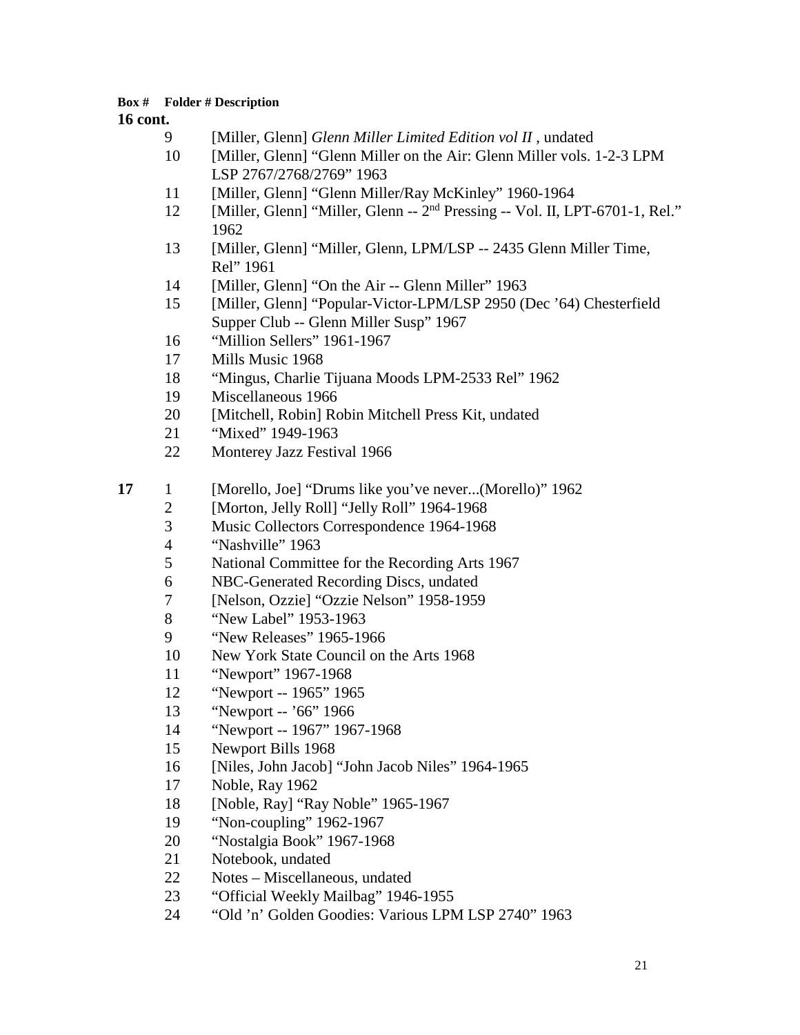| Box # | Folder # | Description |
|---|---|---|
| **16 cont.** | | |
| | 9 | [Miller, Glenn] *Glenn Miller Limited Edition vol II* , undated |
| | 10 | [Miller, Glenn] “Glenn Miller on the Air: Glenn Miller vols. 1-2-3 LPM LSP 2767/2768/2769” 1963 |
| | 11 | [Miller, Glenn] “Glenn Miller/Ray McKinley” 1960-1964 |
| | 12 | [Miller, Glenn] “Miller, Glenn -- 2nd Pressing -- Vol. II, LPT-6701-1, Rel.” 1962 |
| | 13 | [Miller, Glenn] “Miller, Glenn, LPM/LSP -- 2435 Glenn Miller Time, Rel” 1961 |
| | 14 | [Miller, Glenn] “On the Air -- Glenn Miller” 1963 |
| | 15 | [Miller, Glenn] “Popular-Victor-LPM/LSP 2950 (Dec ’64) Chesterfield Supper Club -- Glenn Miller Susp” 1967 |
| | 16 | “Million Sellers” 1961-1967 |
| | 17 | Mills Music 1968 |
| | 18 | “Mingus, Charlie Tijuana Moods LPM-2533 Rel” 1962 |
| | 19 | Miscellaneous 1966 |
| | 20 | [Mitchell, Robin] Robin Mitchell Press Kit, undated |
| | 21 | “Mixed” 1949-1963 |
| | 22 | Monterey Jazz Festival 1966 |
| **17** | 1 | [Morello, Joe] “Drums like you’ve never...(Morello)” 1962 |
| | 2 | [Morton, Jelly Roll] “Jelly Roll” 1964-1968 |
| | 3 | Music Collectors Correspondence 1964-1968 |
| | 4 | “Nashville” 1963 |
| | 5 | National Committee for the Recording Arts 1967 |
| | 6 | NBC-Generated Recording Discs, undated |
| | 7 | [Nelson, Ozzie] “Ozzie Nelson” 1958-1959 |
| | 8 | “New Label” 1953-1963 |
| | 9 | “New Releases” 1965-1966 |
| | 10 | New York State Council on the Arts 1968 |
| | 11 | “Newport” 1967-1968 |
| | 12 | “Newport -- 1965” 1965 |
| | 13 | “Newport -- ’66” 1966 |
| | 14 | “Newport -- 1967” 1967-1968 |
| | 15 | Newport Bills 1968 |
| | 16 | [Niles, John Jacob] “John Jacob Niles” 1964-1965 |
| | 17 | Noble, Ray 1962 |
| | 18 | [Noble, Ray] “Ray Noble” 1965-1967 |
| | 19 | “Non-coupling” 1962-1967 |
| | 20 | “Nostalgia Book” 1967-1968 |
| | 21 | Notebook, undated |
| | 22 | Notes – Miscellaneous, undated |
| | 23 | “Official Weekly Mailbag” 1946-1955 |
| | 24 | “Old ’n’ Golden Goodies: Various LPM LSP 2740” 1963 |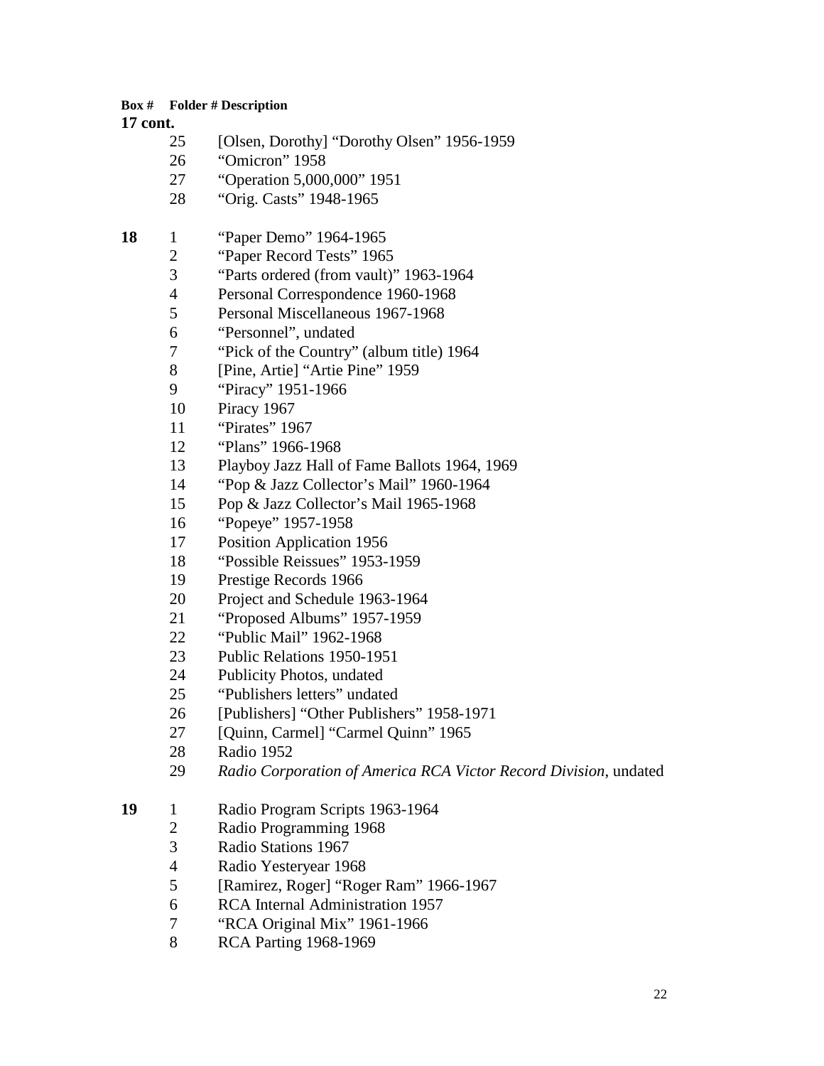| Box # | Folder # | Description |
|---|---|---|
| **17 cont.** | | |
| | 25 | [Olsen, Dorothy] “Dorothy Olsen” 1956-1959 |
| | 26 | “Omicron” 1958 |
| | 27 | “Operation 5,000,000” 1951 |
| | 28 | “Orig. Casts” 1948-1965 |
| **18** | 1 | “Paper Demo” 1964-1965 |
| | 2 | “Paper Record Tests” 1965 |
| | 3 | “Parts ordered (from vault)” 1963-1964 |
| | 4 | Personal Correspondence 1960-1968 |
| | 5 | Personal Miscellaneous 1967-1968 |
| | 6 | “Personnel”, undated |
| | 7 | “Pick of the Country” (album title) 1964 |
| | 8 | [Pine, Artie] “Artie Pine” 1959 |
| | 9 | “Piracy” 1951-1966 |
| | 10 | Piracy 1967 |
| | 11 | “Pirates” 1967 |
| | 12 | “Plans” 1966-1968 |
| | 13 | Playboy Jazz Hall of Fame Ballots 1964, 1969 |
| | 14 | “Pop & Jazz Collector’s Mail” 1960-1964 |
| | 15 | Pop & Jazz Collector’s Mail 1965-1968 |
| | 16 | “Popeye” 1957-1958 |
| | 17 | Position Application 1956 |
| | 18 | “Possible Reissues” 1953-1959 |
| | 19 | Prestige Records 1966 |
| | 20 | Project and Schedule 1963-1964 |
| | 21 | “Proposed Albums” 1957-1959 |
| | 22 | “Public Mail” 1962-1968 |
| | 23 | Public Relations 1950-1951 |
| | 24 | Publicity Photos, undated |
| | 25 | “Publishers letters” undated |
| | 26 | [Publishers] “Other Publishers” 1958-1971 |
| | 27 | [Quinn, Carmel] “Carmel Quinn” 1965 |
| | 28 | Radio 1952 |
| | 29 | *Radio Corporation of America RCA Victor Record Division*, undated |
| **19** | 1 | Radio Program Scripts 1963-1964 |
| | 2 | Radio Programming 1968 |
| | 3 | Radio Stations 1967 |
| | 4 | Radio Yesteryear 1968 |
| | 5 | [Ramirez, Roger] “Roger Ram” 1966-1967 |
| | 6 | RCA Internal Administration 1957 |
| | 7 | “RCA Original Mix” 1961-1966 |
| | 8 | RCA Parting 1968-1969 |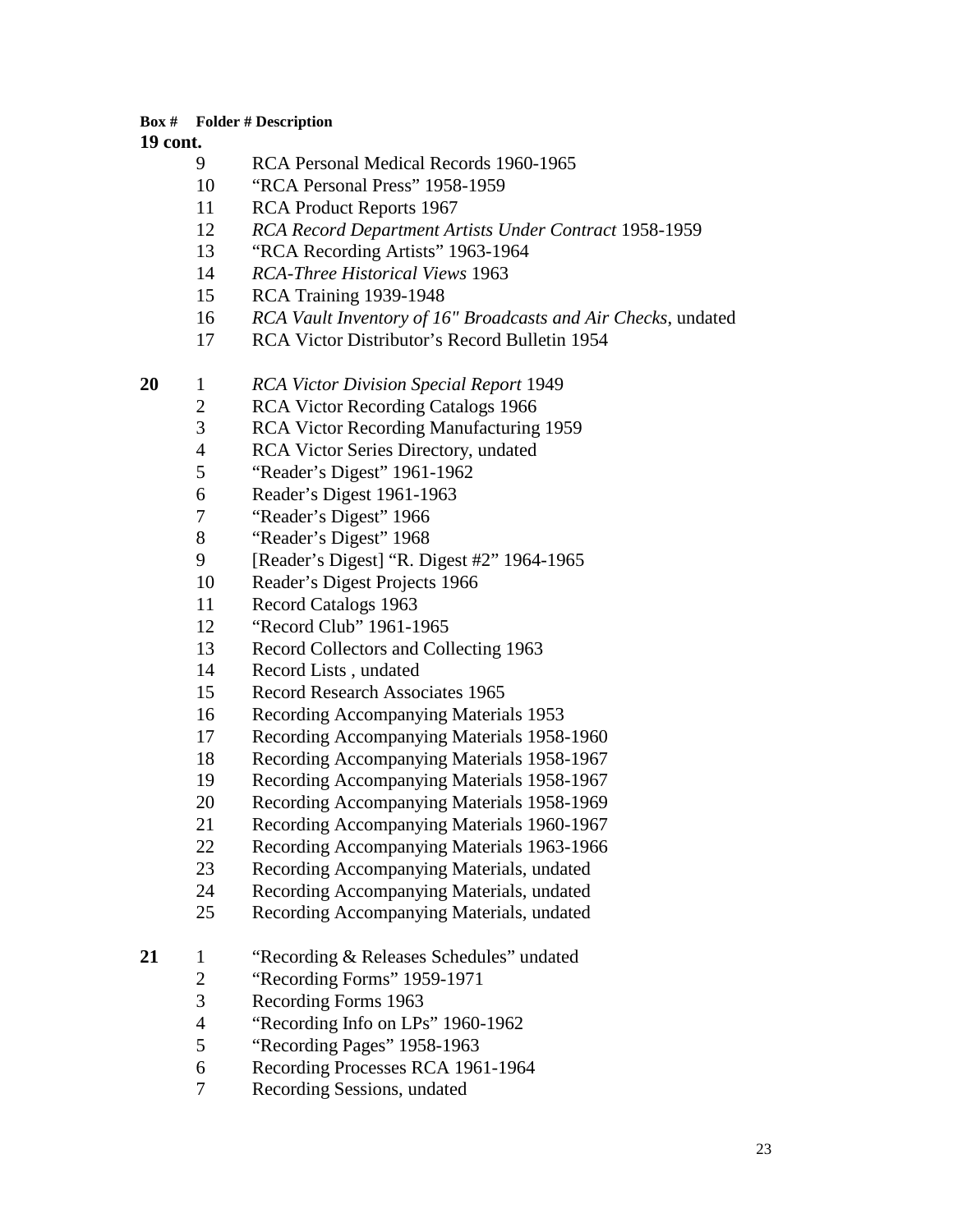| Box # | Folder # | Description |
| --- | --- | --- |
| **19 cont.** | | |
| | 9 | RCA Personal Medical Records 1960-1965 |
| | 10 | "RCA Personal Press" 1958-1959 |
| | 11 | RCA Product Reports 1967 |
| | 12 | *RCA Record Department Artists Under Contract* 1958-1959 |
| | 13 | "RCA Recording Artists" 1963-1964 |
| | 14 | *RCA-Three Historical Views* 1963 |
| | 15 | RCA Training 1939-1948 |
| | 16 | *RCA Vault Inventory of 16" Broadcasts and Air Checks*, undated |
| | 17 | RCA Victor Distributor's Record Bulletin 1954 |
| **20** | 1 | *RCA Victor Division Special Report* 1949 |
| | 2 | RCA Victor Recording Catalogs 1966 |
| | 3 | RCA Victor Recording Manufacturing 1959 |
| | 4 | RCA Victor Series Directory, undated |
| | 5 | "Reader's Digest" 1961-1962 |
| | 6 | Reader's Digest 1961-1963 |
| | 7 | "Reader's Digest" 1966 |
| | 8 | "Reader's Digest" 1968 |
| | 9 | [Reader's Digest] "R. Digest #2" 1964-1965 |
| | 10 | Reader's Digest Projects 1966 |
| | 11 | Record Catalogs 1963 |
| | 12 | "Record Club" 1961-1965 |
| | 13 | Record Collectors and Collecting 1963 |
| | 14 | Record Lists , undated |
| | 15 | Record Research Associates 1965 |
| | 16 | Recording Accompanying Materials 1953 |
| | 17 | Recording Accompanying Materials 1958-1960 |
| | 18 | Recording Accompanying Materials 1958-1967 |
| | 19 | Recording Accompanying Materials 1958-1967 |
| | 20 | Recording Accompanying Materials 1958-1969 |
| | 21 | Recording Accompanying Materials 1960-1967 |
| | 22 | Recording Accompanying Materials 1963-1966 |
| | 23 | Recording Accompanying Materials, undated |
| | 24 | Recording Accompanying Materials, undated |
| | 25 | Recording Accompanying Materials, undated |
| **21** | 1 | "Recording & Releases Schedules" undated |
| | 2 | "Recording Forms" 1959-1971 |
| | 3 | Recording Forms 1963 |
| | 4 | "Recording Info on LPs" 1960-1962 |
| | 5 | "Recording Pages" 1958-1963 |
| | 6 | Recording Processes RCA 1961-1964 |
| | 7 | Recording Sessions, undated |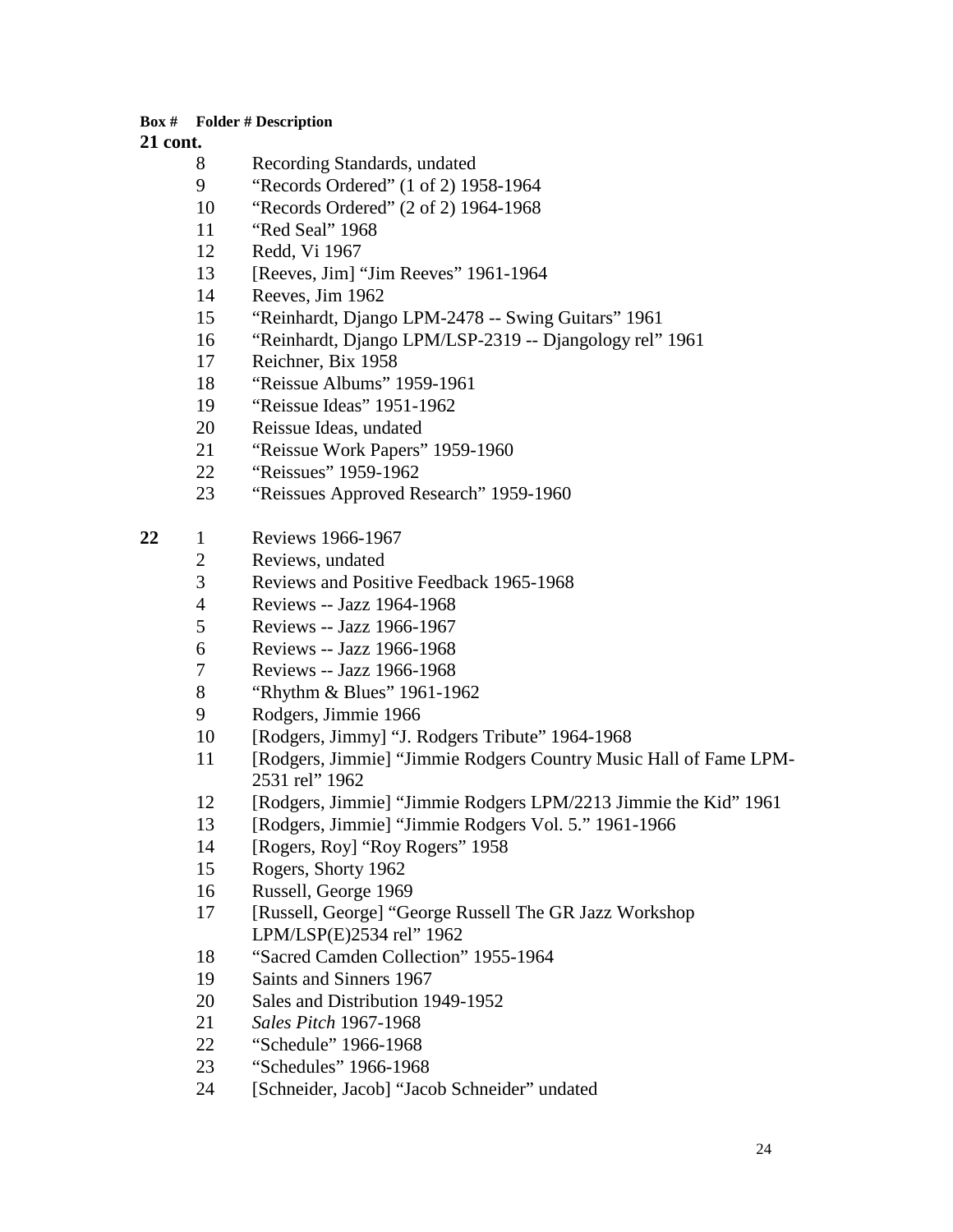| Box # | Folder # | Description |
| --- | --- | --- |
| **21 cont.** | | |
| | 8 | Recording Standards, undated |
| | 9 | "Records Ordered" (1 of 2) 1958-1964 |
| | 10 | "Records Ordered" (2 of 2) 1964-1968 |
| | 11 | "Red Seal" 1968 |
| | 12 | Redd, Vi 1967 |
| | 13 | [Reeves, Jim] "Jim Reeves" 1961-1964 |
| | 14 | Reeves, Jim 1962 |
| | 15 | "Reinhardt, Django LPM-2478 -- Swing Guitars" 1961 |
| | 16 | "Reinhardt, Django LPM/LSP-2319 -- Djangology rel" 1961 |
| | 17 | Reichner, Bix 1958 |
| | 18 | "Reissue Albums" 1959-1961 |
| | 19 | "Reissue Ideas" 1951-1962 |
| | 20 | Reissue Ideas, undated |
| | 21 | "Reissue Work Papers" 1959-1960 |
| | 22 | "Reissues" 1959-1962 |
| | 23 | "Reissues Approved Research" 1959-1960 |
| **22** | 1 | Reviews 1966-1967 |
| | 2 | Reviews, undated |
| | 3 | Reviews and Positive Feedback 1965-1968 |
| | 4 | Reviews -- Jazz 1964-1968 |
| | 5 | Reviews -- Jazz 1966-1967 |
| | 6 | Reviews -- Jazz 1966-1968 |
| | 7 | Reviews -- Jazz 1966-1968 |
| | 8 | "Rhythm & Blues" 1961-1962 |
| | 9 | Rodgers, Jimmie 1966 |
| | 10 | [Rodgers, Jimmy] "J. Rodgers Tribute" 1964-1968 |
| | 11 | [Rodgers, Jimmie] "Jimmie Rodgers Country Music Hall of Fame LPM-2531 rel" 1962 |
| | 12 | [Rodgers, Jimmie] "Jimmie Rodgers LPM/2213 Jimmie the Kid" 1961 |
| | 13 | [Rodgers, Jimmie] "Jimmie Rodgers Vol. 5." 1961-1966 |
| | 14 | [Rogers, Roy] "Roy Rogers" 1958 |
| | 15 | Rogers, Shorty 1962 |
| | 16 | Russell, George 1969 |
| | 17 | [Russell, George] "George Russell The GR Jazz Workshop LPM/LSP(E)2534 rel" 1962 |
| | 18 | "Sacred Camden Collection" 1955-1964 |
| | 19 | Saints and Sinners 1967 |
| | 20 | Sales and Distribution 1949-1952 |
| | 21 | *Sales Pitch* 1967-1968 |
| | 22 | "Schedule" 1966-1968 |
| | 23 | "Schedules" 1966-1968 |
| | 24 | [Schneider, Jacob] "Jacob Schneider" undated |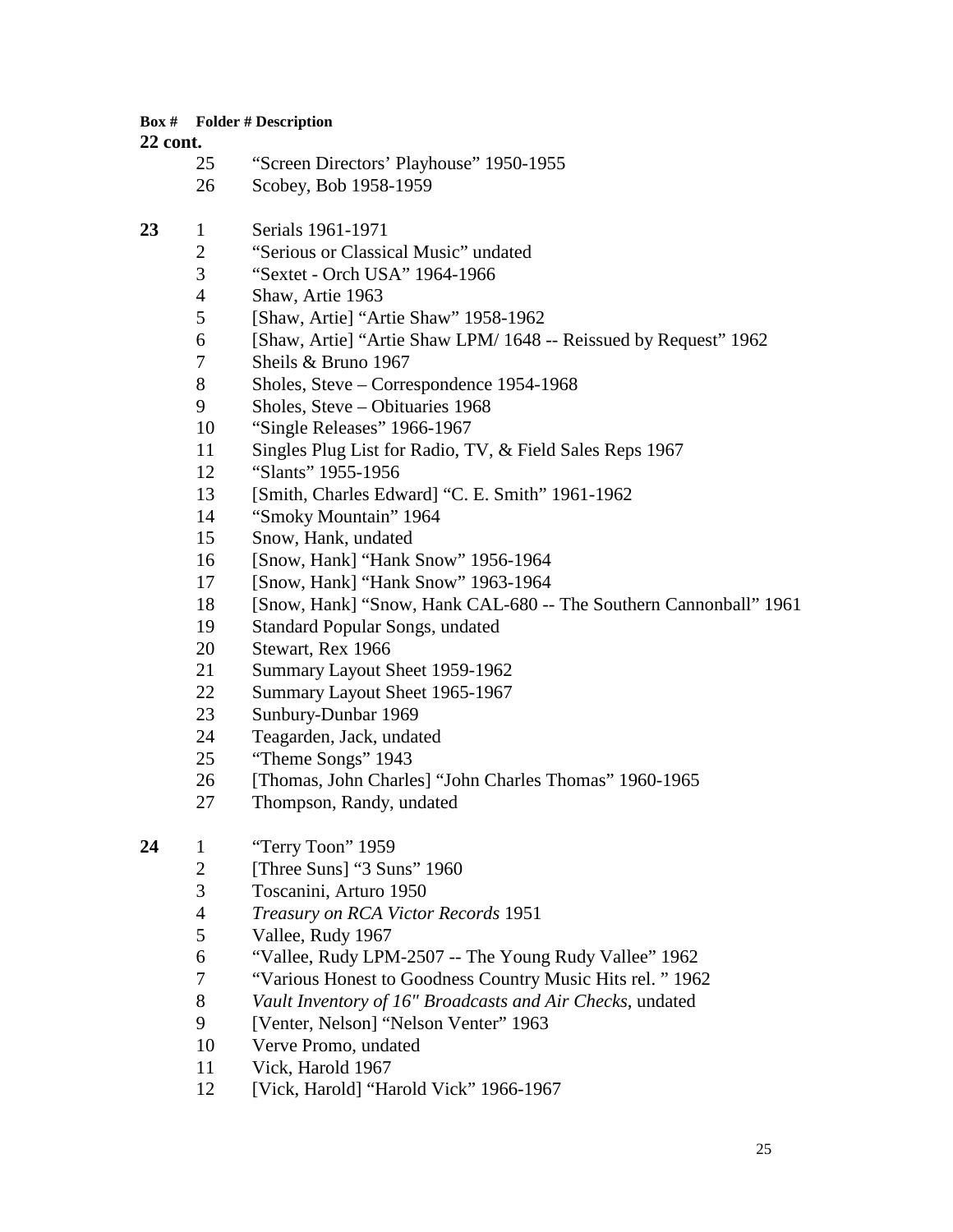| Box # | Folder # | Description |
|---|---|---|
| **22 cont.** | | |
| | 25 | “Screen Directors’ Playhouse” 1950-1955 |
| | 26 | Scobey, Bob 1958-1959 |
| **23** | 1 | Serials 1961-1971 |
| | 2 | “Serious or Classical Music” undated |
| | 3 | “Sextet - Orch USA” 1964-1966 |
| | 4 | Shaw, Artie 1963 |
| | 5 | [Shaw, Artie] “Artie Shaw” 1958-1962 |
| | 6 | [Shaw, Artie] “Artie Shaw LPM/ 1648 -- Reissued by Request” 1962 |
| | 7 | Sheils & Bruno 1967 |
| | 8 | Sholes, Steve – Correspondence 1954-1968 |
| | 9 | Sholes, Steve – Obituaries 1968 |
| | 10 | “Single Releases” 1966-1967 |
| | 11 | Singles Plug List for Radio, TV, & Field Sales Reps 1967 |
| | 12 | “Slants” 1955-1956 |
| | 13 | [Smith, Charles Edward] “C. E. Smith” 1961-1962 |
| | 14 | “Smoky Mountain” 1964 |
| | 15 | Snow, Hank, undated |
| | 16 | [Snow, Hank] “Hank Snow” 1956-1964 |
| | 17 | [Snow, Hank] “Hank Snow” 1963-1964 |
| | 18 | [Snow, Hank] “Snow, Hank CAL-680 -- The Southern Cannonball” 1961 |
| | 19 | Standard Popular Songs, undated |
| | 20 | Stewart, Rex 1966 |
| | 21 | Summary Layout Sheet 1959-1962 |
| | 22 | Summary Layout Sheet 1965-1967 |
| | 23 | Sunbury-Dunbar 1969 |
| | 24 | Teagarden, Jack, undated |
| | 25 | “Theme Songs” 1943 |
| | 26 | [Thomas, John Charles] “John Charles Thomas” 1960-1965 |
| | 27 | Thompson, Randy, undated |
| **24** | 1 | “Terry Toon” 1959 |
| | 2 | [Three Suns] “3 Suns” 1960 |
| | 3 | Toscanini, Arturo 1950 |
| | 4 | *Treasury on RCA Victor Records* 1951 |
| | 5 | Vallee, Rudy 1967 |
| | 6 | “Vallee, Rudy LPM-2507 -- The Young Rudy Vallee” 1962 |
| | 7 | “Various Honest to Goodness Country Music Hits rel. ” 1962 |
| | 8 | *Vault Inventory of 16" Broadcasts and Air Checks*, undated |
| | 9 | [Venter, Nelson] “Nelson Venter” 1963 |
| | 10 | Verve Promo, undated |
| | 11 | Vick, Harold 1967 |
| | 12 | [Vick, Harold] “Harold Vick” 1966-1967 |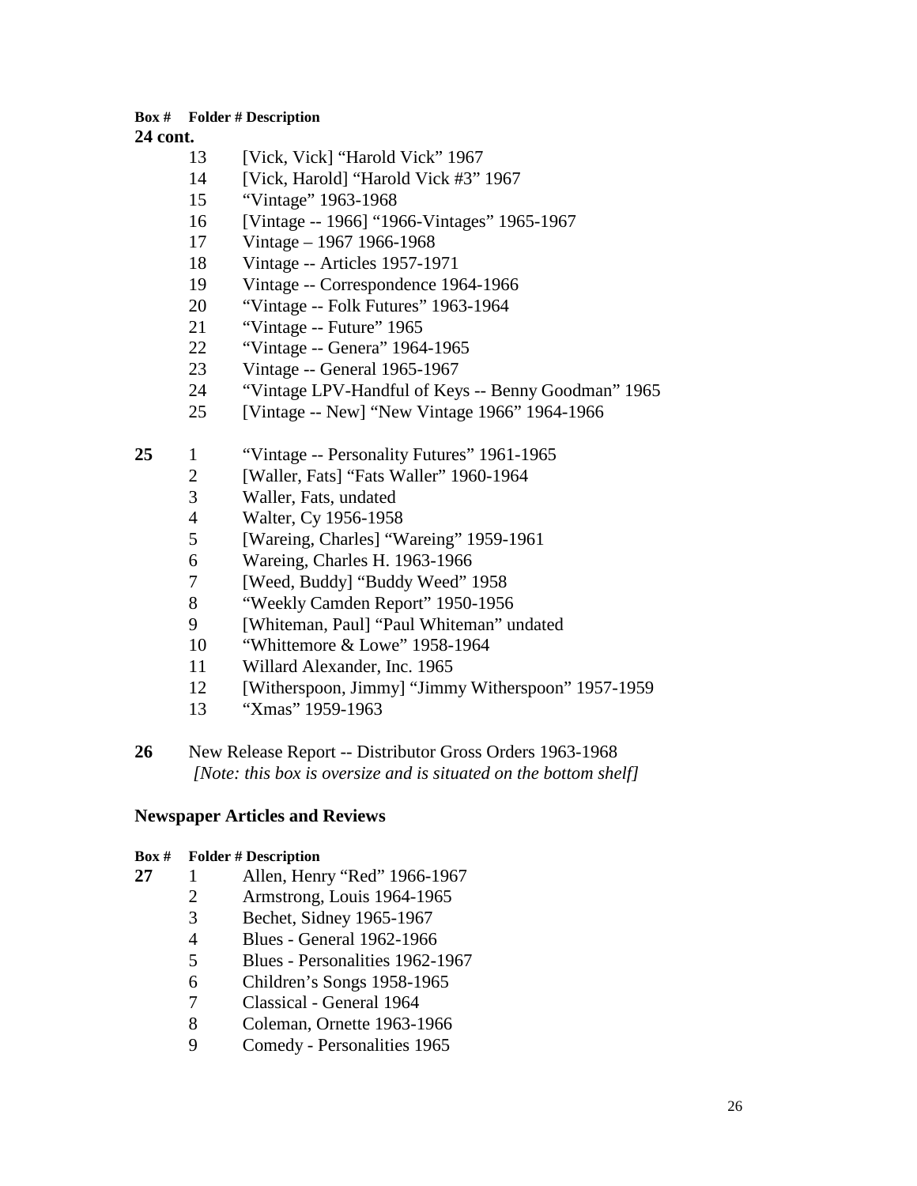| Box # | Folder # | Description |
|---|---|---|
| **24 cont.** | | |
| | 13 | [Vick, Vick] “Harold Vick” 1967 |
| | 14 | [Vick, Harold] “Harold Vick #3” 1967 |
| | 15 | “Vintage” 1963-1968 |
| | 16 | [Vintage -- 1966] “1966-Vintages” 1965-1967 |
| | 17 | Vintage – 1967 1966-1968 |
| | 18 | Vintage -- Articles 1957-1971 |
| | 19 | Vintage -- Correspondence 1964-1966 |
| | 20 | “Vintage -- Folk Futures” 1963-1964 |
| | 21 | “Vintage -- Future” 1965 |
| | 22 | “Vintage -- Genera” 1964-1965 |
| | 23 | Vintage -- General 1965-1967 |
| | 24 | “Vintage LPV-Handful of Keys -- Benny Goodman” 1965 |
| | 25 | [Vintage -- New] “New Vintage 1966” 1964-1966 |
| **25** | 1 | “Vintage -- Personality Futures” 1961-1965 |
| | 2 | [Waller, Fats] “Fats Waller” 1960-1964 |
| | 3 | Waller, Fats, undated |
| | 4 | Walter, Cy 1956-1958 |
| | 5 | [Wareing, Charles] “Wareing” 1959-1961 |
| | 6 | Wareing, Charles H. 1963-1966 |
| | 7 | [Weed, Buddy] “Buddy Weed” 1958 |
| | 8 | “Weekly Camden Report” 1950-1956 |
| | 9 | [Whiteman, Paul] “Paul Whiteman” undated |
| | 10 | “Whittemore & Lowe” 1958-1964 |
| | 11 | Willard Alexander, Inc. 1965 |
| | 12 | [Witherspoon, Jimmy] “Jimmy Witherspoon” 1957-1959 |
| | 13 | “Xmas” 1959-1963 |
| **26** | | New Release Report -- Distributor Gross Orders 1963-1968 *[Note: this box is oversize and is situated on the bottom shelf]* |

## Newspaper Articles and Reviews

| Box # | Folder # | Description |
|---|---|---|
| **27** | 1 | Allen, Henry “Red” 1966-1967 |
| | 2 | Armstrong, Louis 1964-1965 |
| | 3 | Bechet, Sidney 1965-1967 |
| | 4 | Blues - General 1962-1966 |
| | 5 | Blues - Personalities 1962-1967 |
| | 6 | Children’s Songs 1958-1965 |
| | 7 | Classical - General 1964 |
| | 8 | Coleman, Ornette 1963-1966 |
| | 9 | Comedy - Personalities 1965 |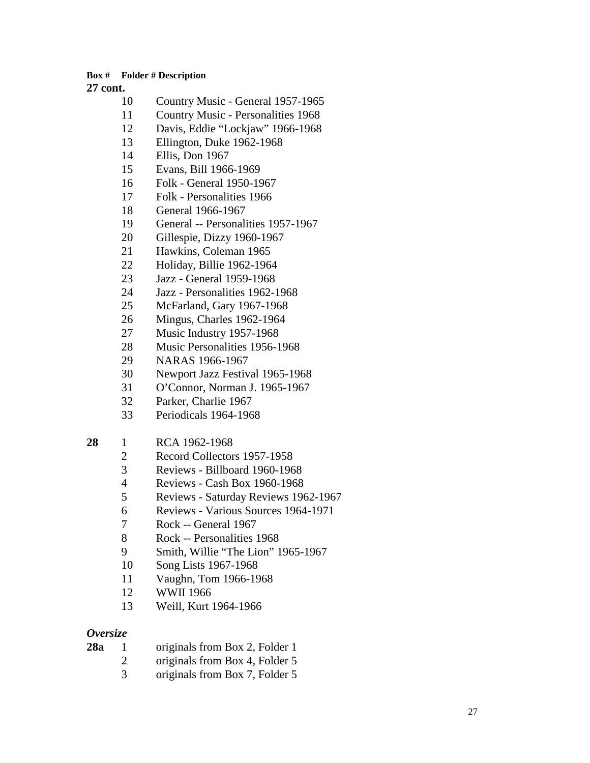| Box # | Folder # | Description |
|---|---|---|
| **27 cont.** | | |
| | 10 | Country Music - General 1957-1965 |
| | 11 | Country Music - Personalities 1968 |
| | 12 | Davis, Eddie “Lockjaw” 1966-1968 |
| | 13 | Ellington, Duke 1962-1968 |
| | 14 | Ellis, Don 1967 |
| | 15 | Evans, Bill 1966-1969 |
| | 16 | Folk - General 1950-1967 |
| | 17 | Folk - Personalities 1966 |
| | 18 | General 1966-1967 |
| | 19 | General -- Personalities 1957-1967 |
| | 20 | Gillespie, Dizzy 1960-1967 |
| | 21 | Hawkins, Coleman 1965 |
| | 22 | Holiday, Billie 1962-1964 |
| | 23 | Jazz - General 1959-1968 |
| | 24 | Jazz - Personalities 1962-1968 |
| | 25 | McFarland, Gary 1967-1968 |
| | 26 | Mingus, Charles 1962-1964 |
| | 27 | Music Industry 1957-1968 |
| | 28 | Music Personalities 1956-1968 |
| | 29 | NARAS 1966-1967 |
| | 30 | Newport Jazz Festival 1965-1968 |
| | 31 | O’Connor, Norman J. 1965-1967 |
| | 32 | Parker, Charlie 1967 |
| | 33 | Periodicals 1964-1968 |
| **28** | 1 | RCA 1962-1968 |
| | 2 | Record Collectors 1957-1958 |
| | 3 | Reviews - Billboard 1960-1968 |
| | 4 | Reviews - Cash Box 1960-1968 |
| | 5 | Reviews - Saturday Reviews 1962-1967 |
| | 6 | Reviews - Various Sources 1964-1971 |
| | 7 | Rock -- General 1967 |
| | 8 | Rock -- Personalities 1968 |
| | 9 | Smith, Willie “The Lion” 1965-1967 |
| | 10 | Song Lists 1967-1968 |
| | 11 | Vaughn, Tom 1966-1968 |
| | 12 | WWII 1966 |
| | 13 | Weill, Kurt 1964-1966 |

***Oversize***

| Box # | Folder # | Description |
|---|---|---|
| **28a** | 1 | originals from Box 2, Folder 1 |
| | 2 | originals from Box 4, Folder 5 |
| | 3 | originals from Box 7, Folder 5 |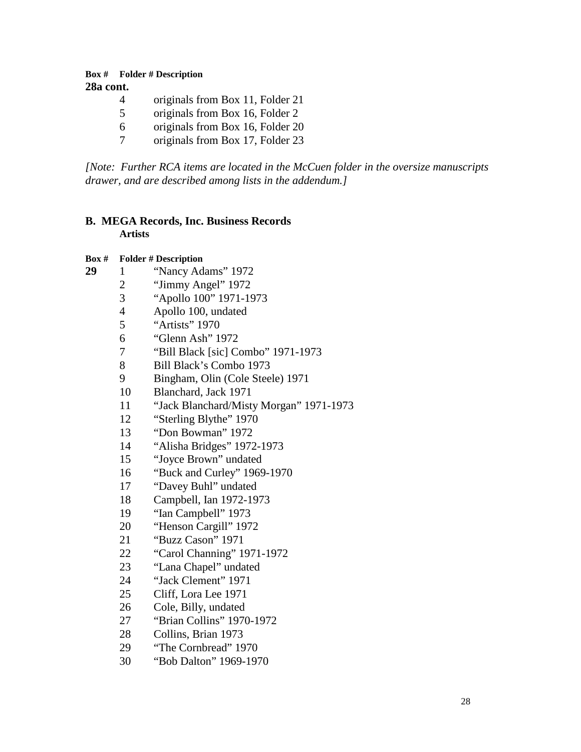| Box # | Folder # | Description |
|---|---|---|
| **28a cont.** | | |
| | 4 | originals from Box 11, Folder 21 |
| | 5 | originals from Box 16, Folder 2 |
| | 6 | originals from Box 16, Folder 20 |
| | 7 | originals from Box 17, Folder 23 |

*[Note: Further RCA items are located in the McCuen folder in the oversize manuscripts drawer, and are described among lists in the addendum.]*

## B. MEGA Records, Inc. Business Records

### Artists

| Box # | Folder # | Description |
|---|---|---|
| **29** | 1 | "Nancy Adams" 1972 |
| | 2 | "Jimmy Angel" 1972 |
| | 3 | "Apollo 100" 1971-1973 |
| | 4 | Apollo 100, undated |
| | 5 | "Artists" 1970 |
| | 6 | "Glenn Ash" 1972 |
| | 7 | "Bill Black [sic] Combo" 1971-1973 |
| | 8 | Bill Black's Combo 1973 |
| | 9 | Bingham, Olin (Cole Steele) 1971 |
| | 10 | Blanchard, Jack 1971 |
| | 11 | "Jack Blanchard/Misty Morgan" 1971-1973 |
| | 12 | "Sterling Blythe" 1970 |
| | 13 | "Don Bowman" 1972 |
| | 14 | "Alisha Bridges" 1972-1973 |
| | 15 | "Joyce Brown" undated |
| | 16 | "Buck and Curley" 1969-1970 |
| | 17 | "Davey Buhl" undated |
| | 18 | Campbell, Ian 1972-1973 |
| | 19 | "Ian Campbell" 1973 |
| | 20 | "Henson Cargill" 1972 |
| | 21 | "Buzz Cason" 1971 |
| | 22 | "Carol Channing" 1971-1972 |
| | 23 | "Lana Chapel" undated |
| | 24 | "Jack Clement" 1971 |
| | 25 | Cliff, Lora Lee 1971 |
| | 26 | Cole, Billy, undated |
| | 27 | "Brian Collins" 1970-1972 |
| | 28 | Collins, Brian 1973 |
| | 29 | "The Cornbread" 1970 |
| | 30 | "Bob Dalton" 1969-1970 |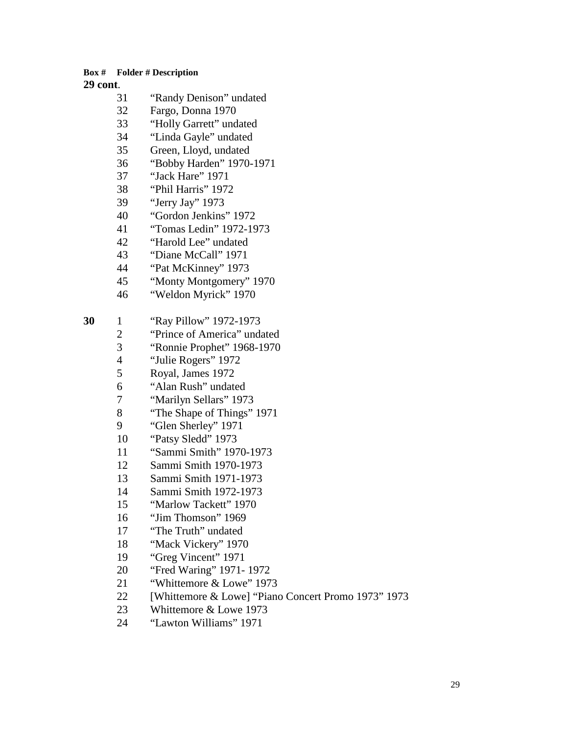| Box # | Folder # | Description |
|---|---|---|
| **29 cont**. | | |
| | 31 | “Randy Denison” undated |
| | 32 | Fargo, Donna 1970 |
| | 33 | “Holly Garrett” undated |
| | 34 | “Linda Gayle” undated |
| | 35 | Green, Lloyd, undated |
| | 36 | “Bobby Harden” 1970-1971 |
| | 37 | “Jack Hare” 1971 |
| | 38 | “Phil Harris” 1972 |
| | 39 | “Jerry Jay” 1973 |
| | 40 | “Gordon Jenkins” 1972 |
| | 41 | “Tomas Ledin” 1972-1973 |
| | 42 | “Harold Lee” undated |
| | 43 | “Diane McCall” 1971 |
| | 44 | “Pat McKinney” 1973 |
| | 45 | “Monty Montgomery” 1970 |
| | 46 | “Weldon Myrick” 1970 |
| **30** | 1 | “Ray Pillow” 1972-1973 |
| | 2 | “Prince of America” undated |
| | 3 | “Ronnie Prophet” 1968-1970 |
| | 4 | “Julie Rogers” 1972 |
| | 5 | Royal, James 1972 |
| | 6 | “Alan Rush” undated |
| | 7 | “Marilyn Sellars” 1973 |
| | 8 | “The Shape of Things” 1971 |
| | 9 | “Glen Sherley” 1971 |
| | 10 | “Patsy Sledd” 1973 |
| | 11 | “Sammi Smith” 1970-1973 |
| | 12 | Sammi Smith 1970-1973 |
| | 13 | Sammi Smith 1971-1973 |
| | 14 | Sammi Smith 1972-1973 |
| | 15 | “Marlow Tackett” 1970 |
| | 16 | “Jim Thomson” 1969 |
| | 17 | “The Truth” undated |
| | 18 | “Mack Vickery” 1970 |
| | 19 | “Greg Vincent” 1971 |
| | 20 | “Fred Waring” 1971- 1972 |
| | 21 | “Whittemore & Lowe” 1973 |
| | 22 | [Whittemore & Lowe] “Piano Concert Promo 1973” 1973 |
| | 23 | Whittemore & Lowe 1973 |
| | 24 | “Lawton Williams” 1971 |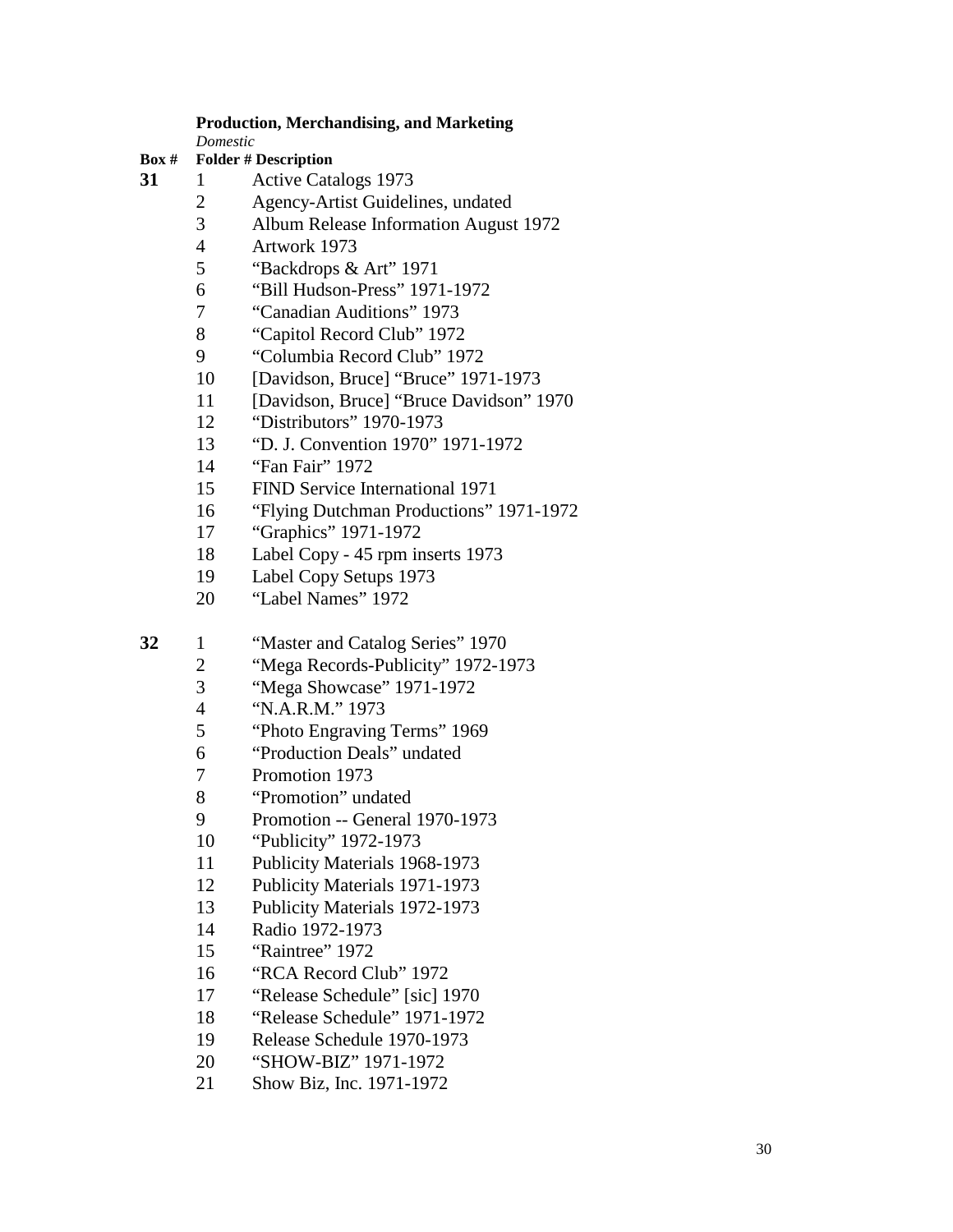**Production, Merchandising, and Marketing**

*Domestic*

| Box # | Folder # | Description |
|---|---|---|
| **31** | 1 | Active Catalogs 1973 |
| | 2 | Agency-Artist Guidelines, undated |
| | 3 | Album Release Information August 1972 |
| | 4 | Artwork 1973 |
| | 5 | "Backdrops & Art" 1971 |
| | 6 | "Bill Hudson-Press" 1971-1972 |
| | 7 | "Canadian Auditions" 1973 |
| | 8 | "Capitol Record Club" 1972 |
| | 9 | "Columbia Record Club" 1972 |
| | 10 | [Davidson, Bruce] "Bruce" 1971-1973 |
| | 11 | [Davidson, Bruce] "Bruce Davidson" 1970 |
| | 12 | "Distributors" 1970-1973 |
| | 13 | "D. J. Convention 1970" 1971-1972 |
| | 14 | "Fan Fair" 1972 |
| | 15 | FIND Service International 1971 |
| | 16 | "Flying Dutchman Productions" 1971-1972 |
| | 17 | "Graphics" 1971-1972 |
| | 18 | Label Copy - 45 rpm inserts 1973 |
| | 19 | Label Copy Setups 1973 |
| | 20 | "Label Names" 1972 |
| **32** | 1 | "Master and Catalog Series" 1970 |
| | 2 | "Mega Records-Publicity" 1972-1973 |
| | 3 | "Mega Showcase" 1971-1972 |
| | 4 | "N.A.R.M." 1973 |
| | 5 | "Photo Engraving Terms" 1969 |
| | 6 | "Production Deals" undated |
| | 7 | Promotion 1973 |
| | 8 | "Promotion" undated |
| | 9 | Promotion -- General 1970-1973 |
| | 10 | "Publicity" 1972-1973 |
| | 11 | Publicity Materials 1968-1973 |
| | 12 | Publicity Materials 1971-1973 |
| | 13 | Publicity Materials 1972-1973 |
| | 14 | Radio 1972-1973 |
| | 15 | "Raintree" 1972 |
| | 16 | "RCA Record Club" 1972 |
| | 17 | "Release Schedule" [sic] 1970 |
| | 18 | "Release Schedule" 1971-1972 |
| | 19 | Release Schedule 1970-1973 |
| | 20 | "SHOW-BIZ" 1971-1972 |
| | 21 | Show Biz, Inc. 1971-1972 |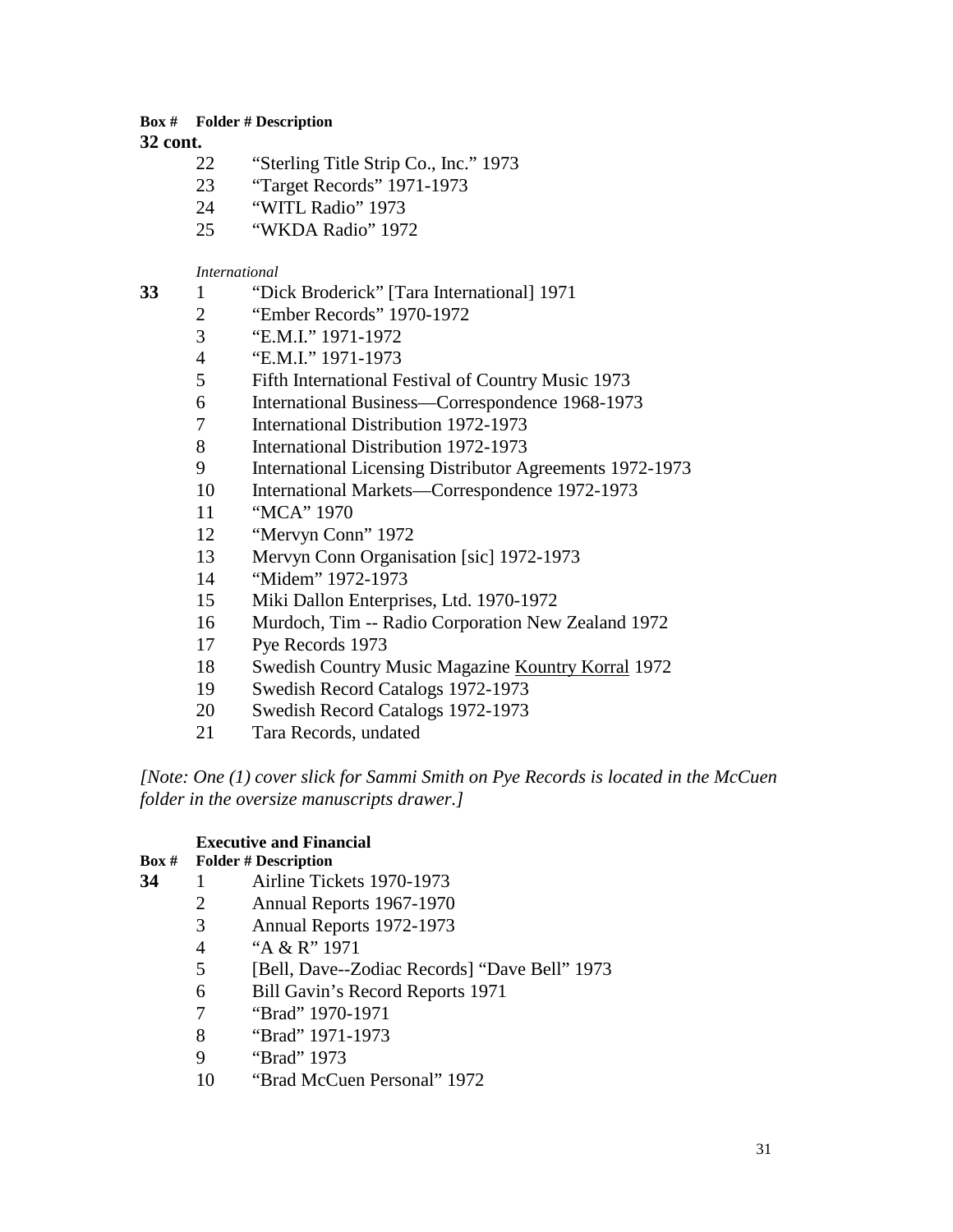| Box # | Folder # | Description |
|---|---|---|
| **32 cont.** | | |
| | 22 | “Sterling Title Strip Co., Inc.” 1973 |
| | 23 | “Target Records” 1971-1973 |
| | 24 | “WITL Radio” 1973 |
| | 25 | “WKDA Radio” 1972 |
| | | *International* |
| **33** | 1 | “Dick Broderick” [Tara International] 1971 |
| | 2 | “Ember Records” 1970-1972 |
| | 3 | “E.M.I.” 1971-1972 |
| | 4 | “E.M.I.” 1971-1973 |
| | 5 | Fifth International Festival of Country Music 1973 |
| | 6 | International Business—Correspondence 1968-1973 |
| | 7 | International Distribution 1972-1973 |
| | 8 | International Distribution 1972-1973 |
| | 9 | International Licensing Distributor Agreements 1972-1973 |
| | 10 | International Markets—Correspondence 1972-1973 |
| | 11 | “MCA” 1970 |
| | 12 | “Mervyn Conn” 1972 |
| | 13 | Mervyn Conn Organisation [sic] 1972-1973 |
| | 14 | “Midem” 1972-1973 |
| | 15 | Miki Dallon Enterprises, Ltd. 1970-1972 |
| | 16 | Murdoch, Tim -- Radio Corporation New Zealand 1972 |
| | 17 | Pye Records 1973 |
| | 18 | Swedish Country Music Magazine <u>Kountry Korral</u> 1972 |
| | 19 | Swedish Record Catalogs 1972-1973 |
| | 20 | Swedish Record Catalogs 1972-1973 |
| | 21 | Tara Records, undated |

*[Note: One (1) cover slick for Sammi Smith on Pye Records is located in the McCuen folder in the oversize manuscripts drawer.]*

**Executive and Financial**

| Box # | Folder # | Description |
|---|---|---|
| **34** | 1 | Airline Tickets 1970-1973 |
| | 2 | Annual Reports 1967-1970 |
| | 3 | Annual Reports 1972-1973 |
| | 4 | “A & R” 1971 |
| | 5 | [Bell, Dave--Zodiac Records] “Dave Bell” 1973 |
| | 6 | Bill Gavin’s Record Reports 1971 |
| | 7 | “Brad” 1970-1971 |
| | 8 | “Brad” 1971-1973 |
| | 9 | “Brad” 1973 |
| | 10 | “Brad McCuen Personal” 1972 |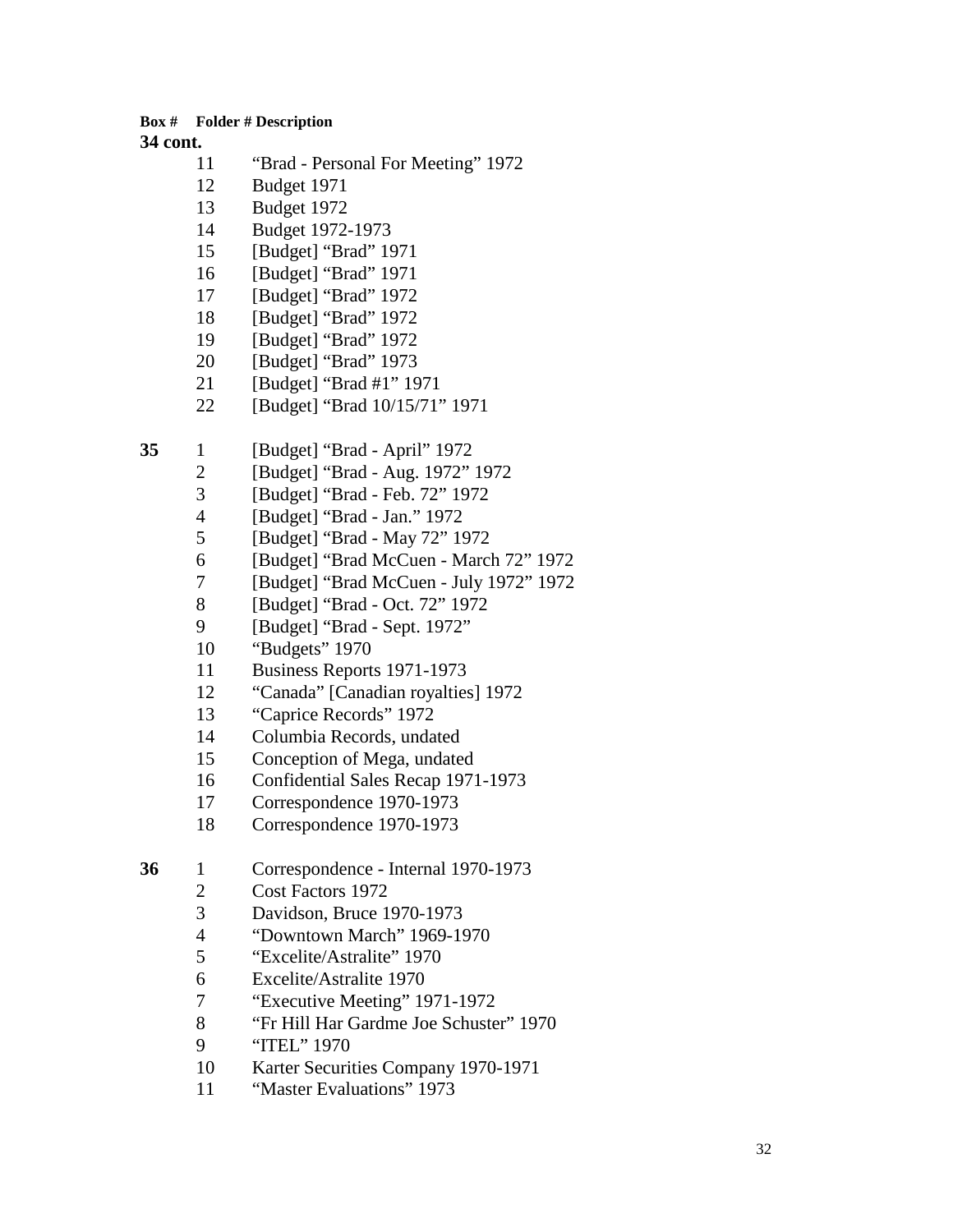| Box # | Folder # | Description |
| --- | --- | --- |
| **34 cont.** | | |
| | 11 | "Brad - Personal For Meeting" 1972 |
| | 12 | Budget 1971 |
| | 13 | Budget 1972 |
| | 14 | Budget 1972-1973 |
| | 15 | [Budget] "Brad" 1971 |
| | 16 | [Budget] "Brad" 1971 |
| | 17 | [Budget] "Brad" 1972 |
| | 18 | [Budget] "Brad" 1972 |
| | 19 | [Budget] "Brad" 1972 |
| | 20 | [Budget] "Brad" 1973 |
| | 21 | [Budget] "Brad #1" 1971 |
| | 22 | [Budget] "Brad 10/15/71" 1971 |
| **35** | 1 | [Budget] "Brad - April" 1972 |
| | 2 | [Budget] "Brad - Aug. 1972" 1972 |
| | 3 | [Budget] "Brad - Feb. 72" 1972 |
| | 4 | [Budget] "Brad - Jan." 1972 |
| | 5 | [Budget] "Brad - May 72" 1972 |
| | 6 | [Budget] "Brad McCuen - March 72" 1972 |
| | 7 | [Budget] "Brad McCuen - July 1972" 1972 |
| | 8 | [Budget] "Brad - Oct. 72" 1972 |
| | 9 | [Budget] "Brad - Sept. 1972" |
| | 10 | "Budgets" 1970 |
| | 11 | Business Reports 1971-1973 |
| | 12 | "Canada" [Canadian royalties] 1972 |
| | 13 | "Caprice Records" 1972 |
| | 14 | Columbia Records, undated |
| | 15 | Conception of Mega, undated |
| | 16 | Confidential Sales Recap 1971-1973 |
| | 17 | Correspondence 1970-1973 |
| | 18 | Correspondence 1970-1973 |
| **36** | 1 | Correspondence - Internal 1970-1973 |
| | 2 | Cost Factors 1972 |
| | 3 | Davidson, Bruce 1970-1973 |
| | 4 | "Downtown March" 1969-1970 |
| | 5 | "Excelite/Astralite" 1970 |
| | 6 | Excelite/Astralite 1970 |
| | 7 | "Executive Meeting" 1971-1972 |
| | 8 | "Fr Hill Har Gardme Joe Schuster" 1970 |
| | 9 | "ITEL" 1970 |
| | 10 | Karter Securities Company 1970-1971 |
| | 11 | "Master Evaluations" 1973 |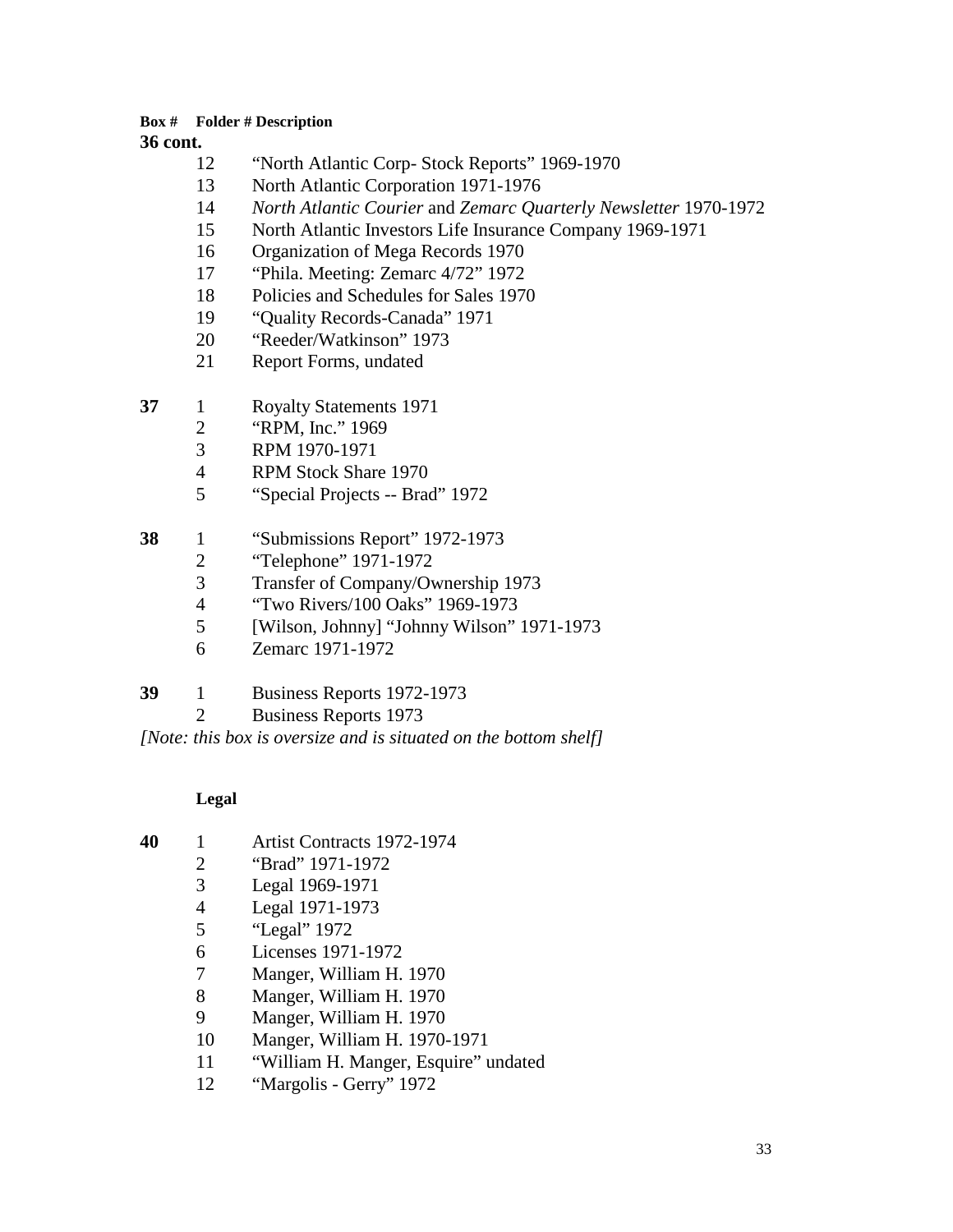| Box # | Folder # | Description |
|---|---|---|
| **36 cont.** | | |
| | 12 | “North Atlantic Corp- Stock Reports” 1969-1970 |
| | 13 | North Atlantic Corporation 1971-1976 |
| | 14 | *North Atlantic Courier* and *Zemarc Quarterly Newsletter* 1970-1972 |
| | 15 | North Atlantic Investors Life Insurance Company 1969-1971 |
| | 16 | Organization of Mega Records 1970 |
| | 17 | “Phila. Meeting: Zemarc 4/72” 1972 |
| | 18 | Policies and Schedules for Sales 1970 |
| | 19 | “Quality Records-Canada” 1971 |
| | 20 | “Reeder/Watkinson” 1973 |
| | 21 | Report Forms, undated |
| **37** | 1 | Royalty Statements 1971 |
| | 2 | “RPM, Inc.” 1969 |
| | 3 | RPM 1970-1971 |
| | 4 | RPM Stock Share 1970 |
| | 5 | “Special Projects -- Brad” 1972 |
| **38** | 1 | “Submissions Report” 1972-1973 |
| | 2 | “Telephone” 1971-1972 |
| | 3 | Transfer of Company/Ownership 1973 |
| | 4 | “Two Rivers/100 Oaks” 1969-1973 |
| | 5 | [Wilson, Johnny] “Johnny Wilson” 1971-1973 |
| | 6 | Zemarc 1971-1972 |
| **39** | 1 | Business Reports 1972-1973 |
| | 2 | Business Reports 1973 |

*[Note: this box is oversize and is situated on the bottom shelf]*

**Legal**

| Box # | Folder # | Description |
|---|---|---|
| **40** | 1 | Artist Contracts 1972-1974 |
| | 2 | “Brad” 1971-1972 |
| | 3 | Legal 1969-1971 |
| | 4 | Legal 1971-1973 |
| | 5 | “Legal” 1972 |
| | 6 | Licenses 1971-1972 |
| | 7 | Manger, William H. 1970 |
| | 8 | Manger, William H. 1970 |
| | 9 | Manger, William H. 1970 |
| | 10 | Manger, William H. 1970-1971 |
| | 11 | “William H. Manger, Esquire” undated |
| | 12 | “Margolis - Gerry” 1972 |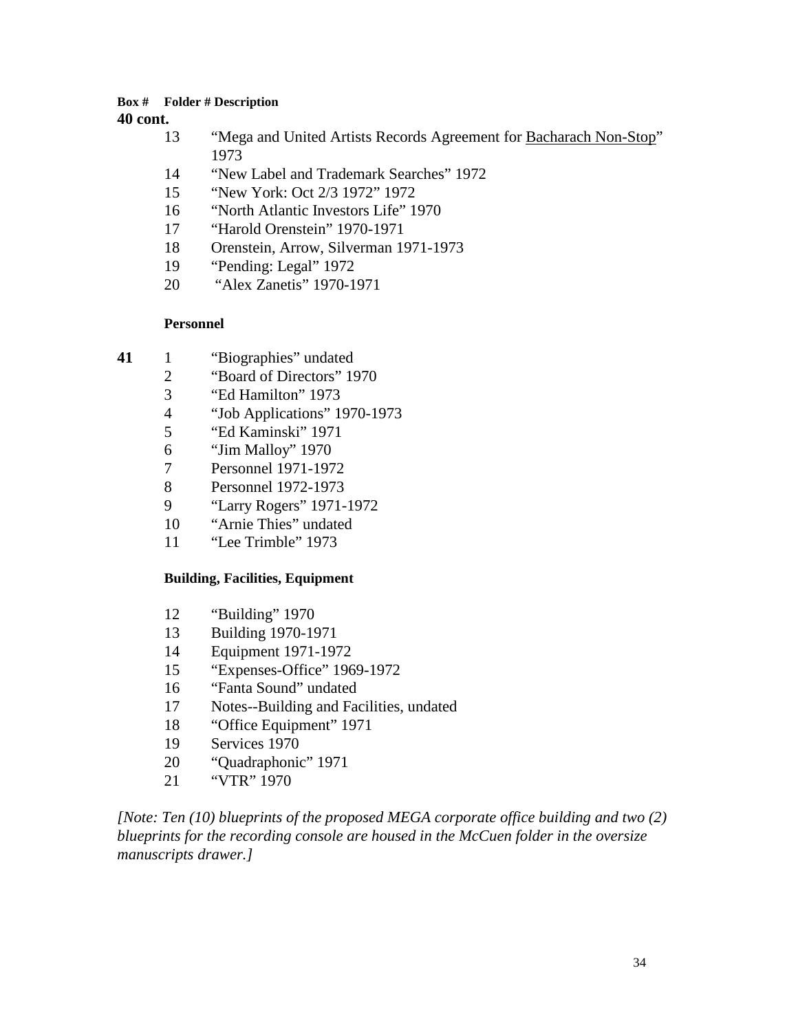| Box # | Folder # | Description |
|---|---|---|
| **40 cont.** | | |
| | 13 | "Mega and United Artists Records Agreement for Bacharach Non-Stop" 1973 |
| | 14 | "New Label and Trademark Searches" 1972 |
| | 15 | "New York: Oct 2/3 1972" 1972 |
| | 16 | "North Atlantic Investors Life" 1970 |
| | 17 | "Harold Orenstein" 1970-1971 |
| | 18 | Orenstein, Arrow, Silverman 1971-1973 |
| | 19 | "Pending: Legal" 1972 |
| | 20 | "Alex Zanetis" 1970-1971 |
| | | **Personnel** |
| **41** | 1 | "Biographies" undated |
| | 2 | "Board of Directors" 1970 |
| | 3 | "Ed Hamilton" 1973 |
| | 4 | "Job Applications" 1970-1973 |
| | 5 | "Ed Kaminski" 1971 |
| | 6 | "Jim Malloy" 1970 |
| | 7 | Personnel 1971-1972 |
| | 8 | Personnel 1972-1973 |
| | 9 | "Larry Rogers" 1971-1972 |
| | 10 | "Arnie Thies" undated |
| | 11 | "Lee Trimble" 1973 |
| | | **Building, Facilities, Equipment** |
| | 12 | "Building" 1970 |
| | 13 | Building 1970-1971 |
| | 14 | Equipment 1971-1972 |
| | 15 | "Expenses-Office" 1969-1972 |
| | 16 | "Fanta Sound" undated |
| | 17 | Notes--Building and Facilities, undated |
| | 18 | "Office Equipment" 1971 |
| | 19 | Services 1970 |
| | 20 | "Quadraphonic" 1971 |
| | 21 | "VTR" 1970 |

*[Note: Ten (10) blueprints of the proposed MEGA corporate office building and two (2) blueprints for the recording console are housed in the McCuen folder in the oversize manuscripts drawer.]*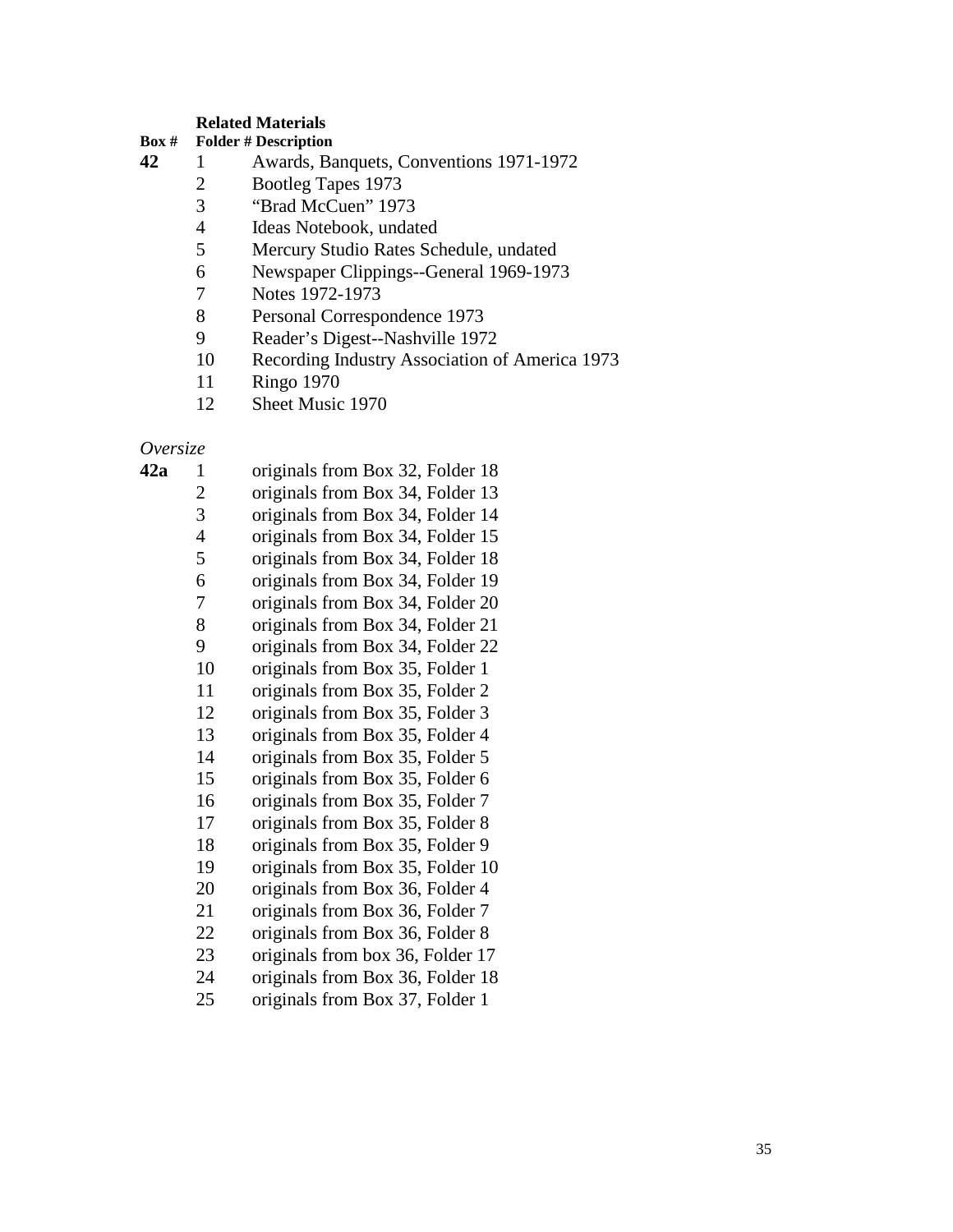**Related Materials**

| Box # | Folder # | Description |
|---|---|---|
| **42** | 1 | Awards, Banquets, Conventions 1971-1972 |
| | 2 | Bootleg Tapes 1973 |
| | 3 | "Brad McCuen" 1973 |
| | 4 | Ideas Notebook, undated |
| | 5 | Mercury Studio Rates Schedule, undated |
| | 6 | Newspaper Clippings--General 1969-1973 |
| | 7 | Notes 1972-1973 |
| | 8 | Personal Correspondence 1973 |
| | 9 | Reader's Digest--Nashville 1972 |
| | 10 | Recording Industry Association of America 1973 |
| | 11 | Ringo 1970 |
| | 12 | Sheet Music 1970 |

*Oversize*

| Box # | Folder # | Description |
|---|---|---|
| **42a** | 1 | originals from Box 32, Folder 18 |
| | 2 | originals from Box 34, Folder 13 |
| | 3 | originals from Box 34, Folder 14 |
| | 4 | originals from Box 34, Folder 15 |
| | 5 | originals from Box 34, Folder 18 |
| | 6 | originals from Box 34, Folder 19 |
| | 7 | originals from Box 34, Folder 20 |
| | 8 | originals from Box 34, Folder 21 |
| | 9 | originals from Box 34, Folder 22 |
| | 10 | originals from Box 35, Folder 1 |
| | 11 | originals from Box 35, Folder 2 |
| | 12 | originals from Box 35, Folder 3 |
| | 13 | originals from Box 35, Folder 4 |
| | 14 | originals from Box 35, Folder 5 |
| | 15 | originals from Box 35, Folder 6 |
| | 16 | originals from Box 35, Folder 7 |
| | 17 | originals from Box 35, Folder 8 |
| | 18 | originals from Box 35, Folder 9 |
| | 19 | originals from Box 35, Folder 10 |
| | 20 | originals from Box 36, Folder 4 |
| | 21 | originals from Box 36, Folder 7 |
| | 22 | originals from Box 36, Folder 8 |
| | 23 | originals from box 36, Folder 17 |
| | 24 | originals from Box 36, Folder 18 |
| | 25 | originals from Box 37, Folder 1 |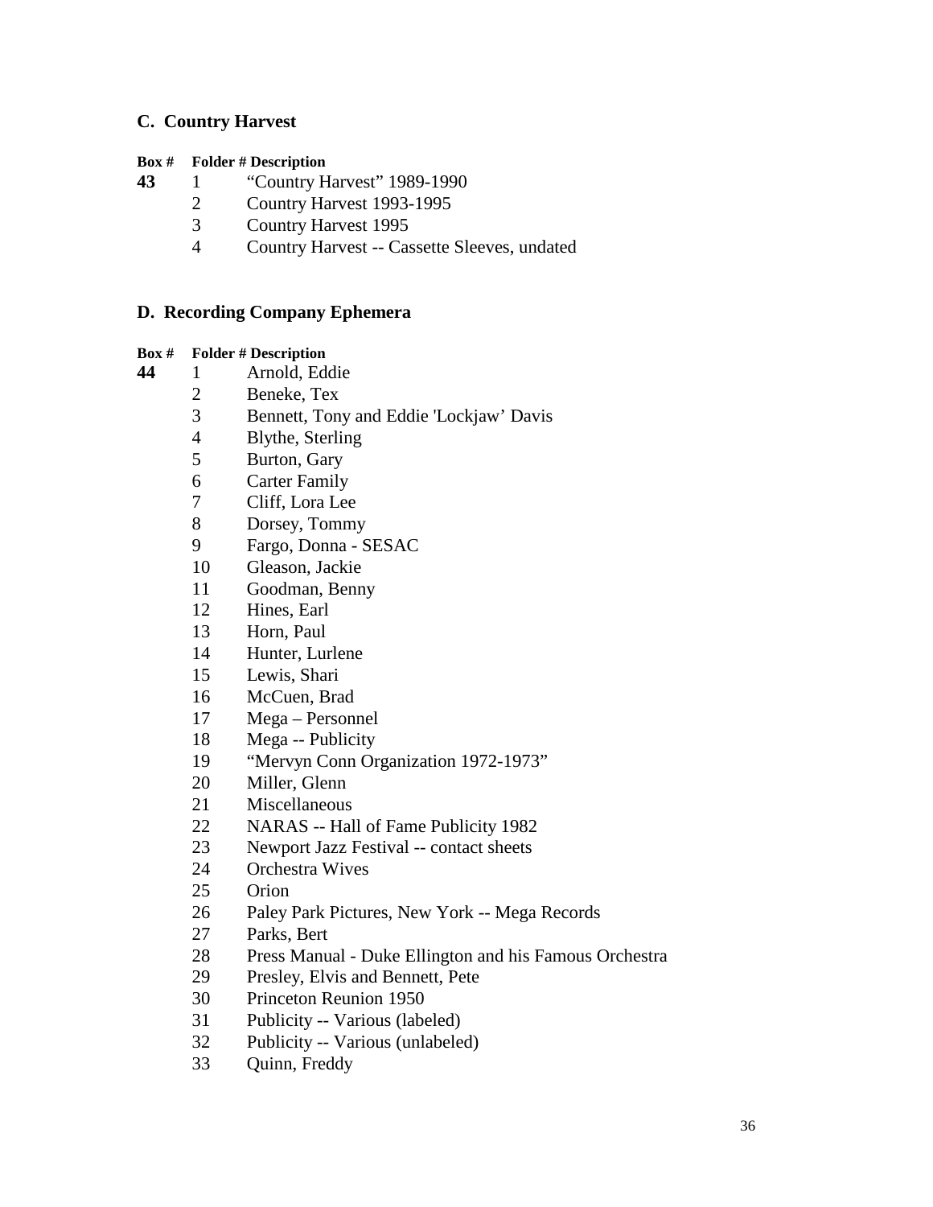## C. Country Harvest

| Box # | Folder # | Description |
|---|---|---|
| **43** | 1 | "Country Harvest" 1989-1990 |
| | 2 | Country Harvest 1993-1995 |
| | 3 | Country Harvest 1995 |
| | 4 | Country Harvest -- Cassette Sleeves, undated |

## D. Recording Company Ephemera

| Box # | Folder # | Description |
|---|---|---|
| **44** | 1 | Arnold, Eddie |
| | 2 | Beneke, Tex |
| | 3 | Bennett, Tony and Eddie 'Lockjaw' Davis |
| | 4 | Blythe, Sterling |
| | 5 | Burton, Gary |
| | 6 | Carter Family |
| | 7 | Cliff, Lora Lee |
| | 8 | Dorsey, Tommy |
| | 9 | Fargo, Donna - SESAC |
| | 10 | Gleason, Jackie |
| | 11 | Goodman, Benny |
| | 12 | Hines, Earl |
| | 13 | Horn, Paul |
| | 14 | Hunter, Lurlene |
| | 15 | Lewis, Shari |
| | 16 | McCuen, Brad |
| | 17 | Mega – Personnel |
| | 18 | Mega -- Publicity |
| | 19 | "Mervyn Conn Organization 1972-1973" |
| | 20 | Miller, Glenn |
| | 21 | Miscellaneous |
| | 22 | NARAS -- Hall of Fame Publicity 1982 |
| | 23 | Newport Jazz Festival -- contact sheets |
| | 24 | Orchestra Wives |
| | 25 | Orion |
| | 26 | Paley Park Pictures, New York -- Mega Records |
| | 27 | Parks, Bert |
| | 28 | Press Manual - Duke Ellington and his Famous Orchestra |
| | 29 | Presley, Elvis and Bennett, Pete |
| | 30 | Princeton Reunion 1950 |
| | 31 | Publicity -- Various (labeled) |
| | 32 | Publicity -- Various (unlabeled) |
| | 33 | Quinn, Freddy |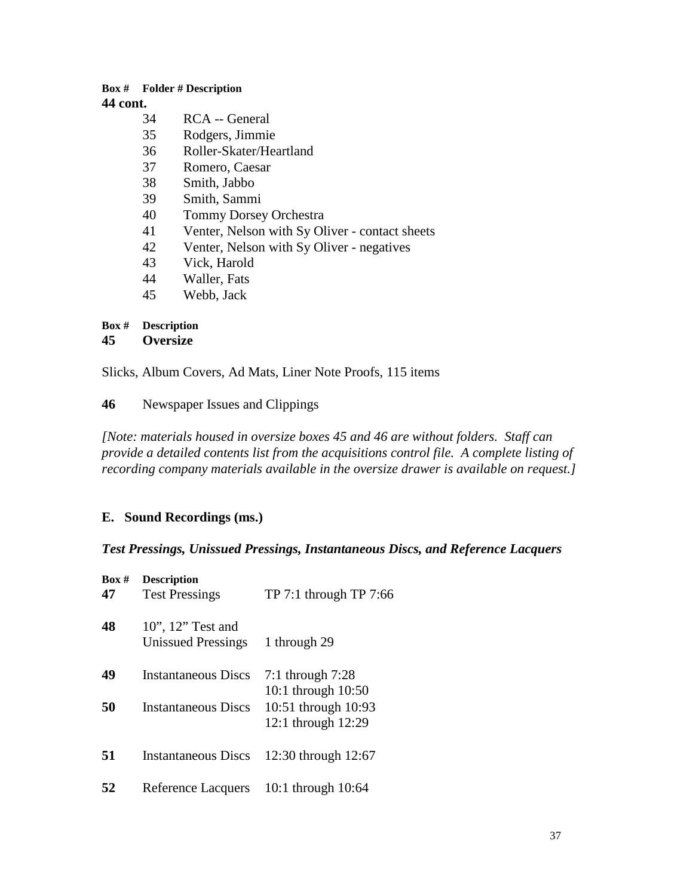| Box # | Folder # | Description |
|---|---|---|
| **44 cont.** | | |
| | 34 | RCA -- General |
| | 35 | Rodgers, Jimmie |
| | 36 | Roller-Skater/Heartland |
| | 37 | Romero, Caesar |
| | 38 | Smith, Jabbo |
| | 39 | Smith, Sammi |
| | 40 | Tommy Dorsey Orchestra |
| | 41 | Venter, Nelson with Sy Oliver - contact sheets |
| | 42 | Venter, Nelson with Sy Oliver - negatives |
| | 43 | Vick, Harold |
| | 44 | Waller, Fats |
| | 45 | Webb, Jack |

| Box # | Description |
|---|---|
| **45** | **Oversize** |

Slicks, Album Covers, Ad Mats, Liner Note Proofs, 115 items

**46** Newspaper Issues and Clippings

*[Note: materials housed in oversize boxes 45 and 46 are without folders. Staff can provide a detailed contents list from the acquisitions control file. A complete listing of recording company materials available in the oversize drawer is available on request.]*

## E. Sound Recordings (ms.)

### *Test Pressings, Unissued Pressings, Instantaneous Discs, and Reference Lacquers*

| Box # | Description | |
|---|---|---|
| **47** | Test Pressings | TP 7:1 through TP 7:66 |
| **48** | 10", 12" Test and Unissued Pressings | 1 through 29 |
| **49** | Instantaneous Discs | 7:1 through 7:28<br>10:1 through 10:50 |
| **50** | Instantaneous Discs | 10:51 through 10:93<br>12:1 through 12:29 |
| **51** | Instantaneous Discs | 12:30 through 12:67 |
| **52** | Reference Lacquers | 10:1 through 10:64 |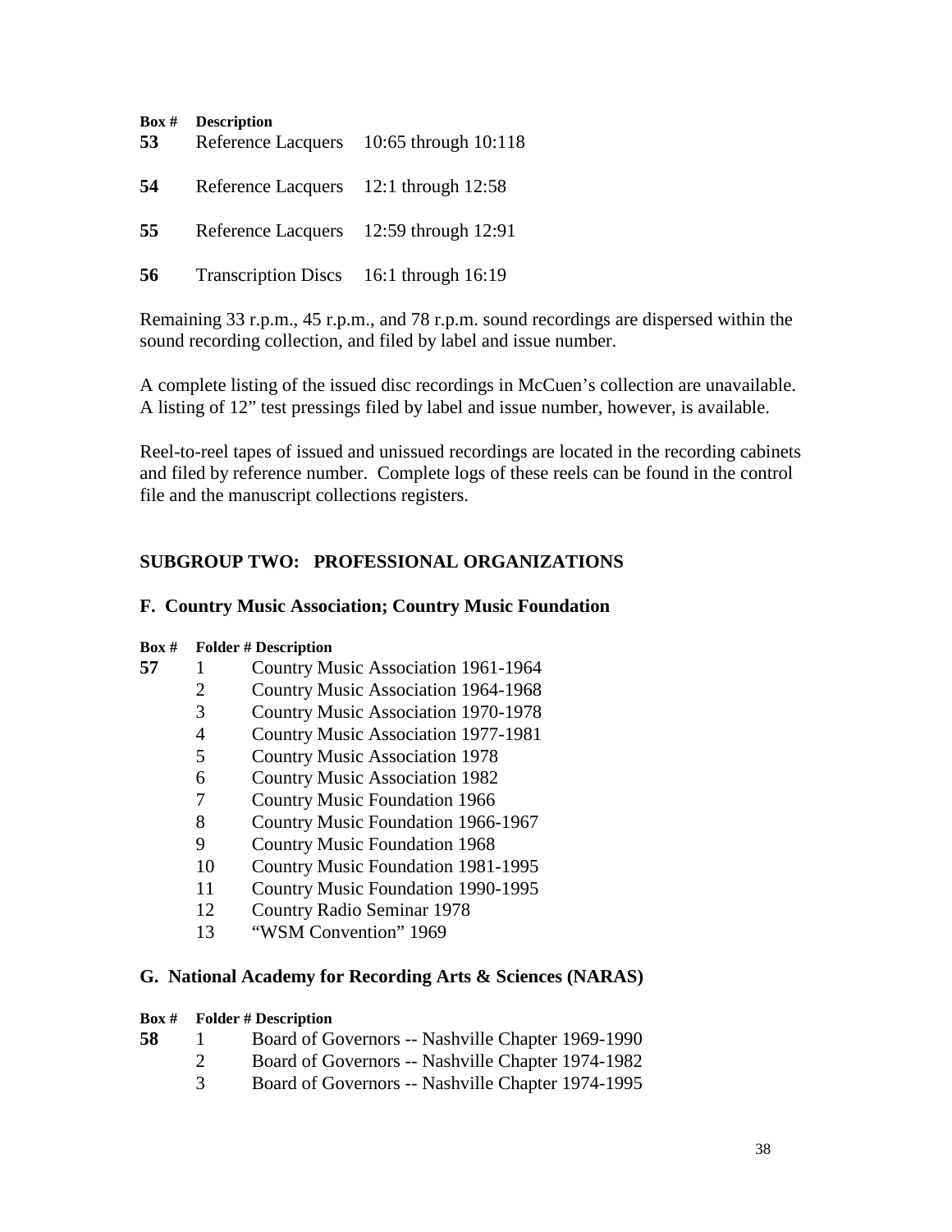| Box # | Description | |
|---|---|---|
| **53** | Reference Lacquers | 10:65 through 10:118 |
| **54** | Reference Lacquers | 12:1 through 12:58 |
| **55** | Reference Lacquers | 12:59 through 12:91 |
| **56** | Transcription Discs | 16:1 through 16:19 |

Remaining 33 r.p.m., 45 r.p.m., and 78 r.p.m. sound recordings are dispersed within the sound recording collection, and filed by label and issue number.

A complete listing of the issued disc recordings in McCuen's collection are unavailable. A listing of 12" test pressings filed by label and issue number, however, is available.

Reel-to-reel tapes of issued and unissued recordings are located in the recording cabinets and filed by reference number. Complete logs of these reels can be found in the control file and the manuscript collections registers.

## SUBGROUP TWO: PROFESSIONAL ORGANIZATIONS

### F. Country Music Association; Country Music Foundation

| Box # | Folder # | Description |
|---|---|---|
| **57** | 1 | Country Music Association 1961-1964 |
| | 2 | Country Music Association 1964-1968 |
| | 3 | Country Music Association 1970-1978 |
| | 4 | Country Music Association 1977-1981 |
| | 5 | Country Music Association 1978 |
| | 6 | Country Music Association 1982 |
| | 7 | Country Music Foundation 1966 |
| | 8 | Country Music Foundation 1966-1967 |
| | 9 | Country Music Foundation 1968 |
| | 10 | Country Music Foundation 1981-1995 |
| | 11 | Country Music Foundation 1990-1995 |
| | 12 | Country Radio Seminar 1978 |
| | 13 | "WSM Convention" 1969 |

### G. National Academy for Recording Arts & Sciences (NARAS)

| Box # | Folder # | Description |
|---|---|---|
| **58** | 1 | Board of Governors -- Nashville Chapter 1969-1990 |
| | 2 | Board of Governors -- Nashville Chapter 1974-1982 |
| | 3 | Board of Governors -- Nashville Chapter 1974-1995 |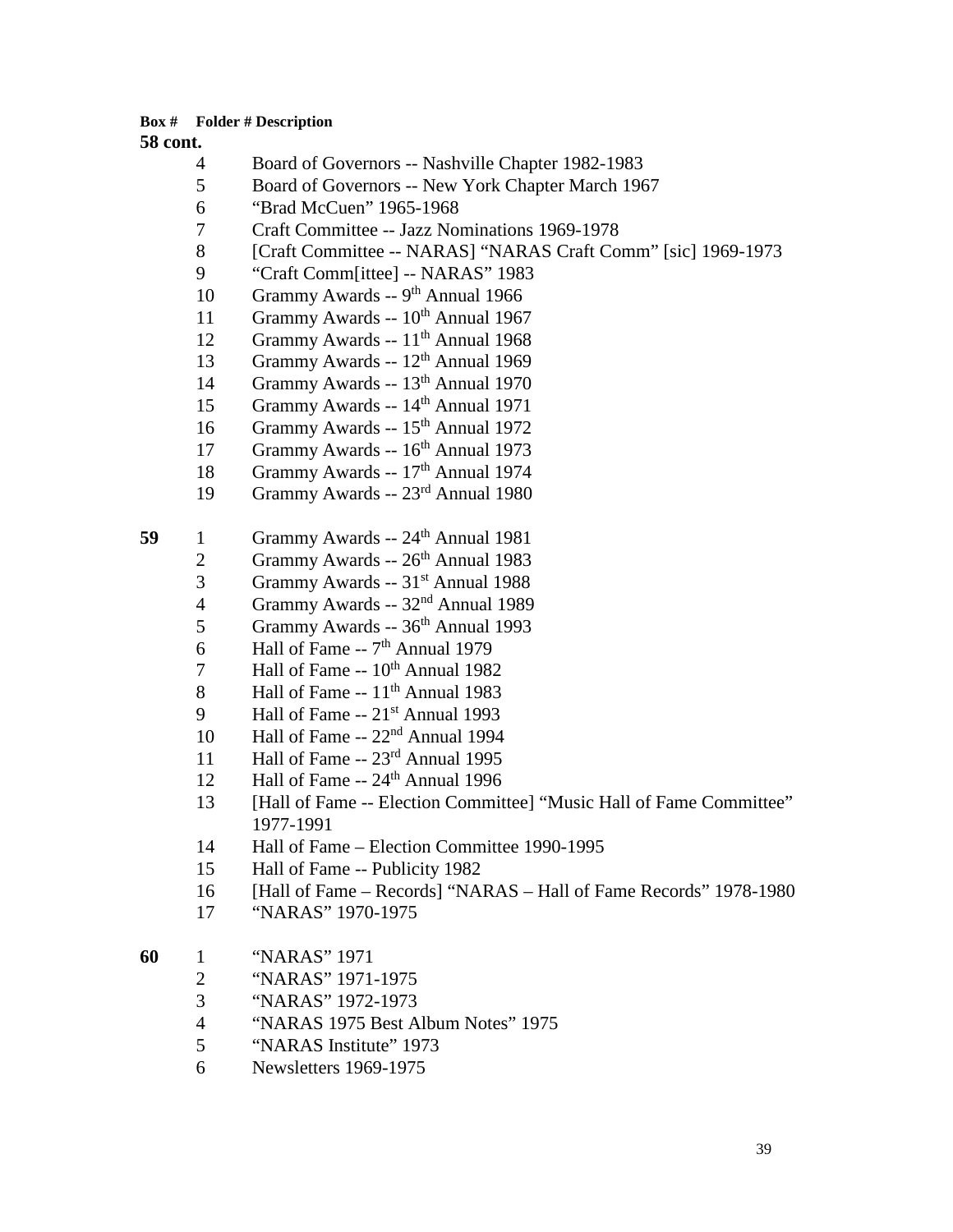| Box # | Folder # | Description |
| --- | --- | --- |
| **58 cont.** | | |
| | 4 | Board of Governors -- Nashville Chapter 1982-1983 |
| | 5 | Board of Governors -- New York Chapter March 1967 |
| | 6 | "Brad McCuen" 1965-1968 |
| | 7 | Craft Committee -- Jazz Nominations 1969-1978 |
| | 8 | [Craft Committee -- NARAS] "NARAS Craft Comm" [sic] 1969-1973 |
| | 9 | "Craft Comm[ittee] -- NARAS" 1983 |
| | 10 | Grammy Awards -- 9th Annual 1966 |
| | 11 | Grammy Awards -- 10th Annual 1967 |
| | 12 | Grammy Awards -- 11th Annual 1968 |
| | 13 | Grammy Awards -- 12th Annual 1969 |
| | 14 | Grammy Awards -- 13th Annual 1970 |
| | 15 | Grammy Awards -- 14th Annual 1971 |
| | 16 | Grammy Awards -- 15th Annual 1972 |
| | 17 | Grammy Awards -- 16th Annual 1973 |
| | 18 | Grammy Awards -- 17th Annual 1974 |
| | 19 | Grammy Awards -- 23rd Annual 1980 |
| **59** | 1 | Grammy Awards -- 24th Annual 1981 |
| | 2 | Grammy Awards -- 26th Annual 1983 |
| | 3 | Grammy Awards -- 31st Annual 1988 |
| | 4 | Grammy Awards -- 32nd Annual 1989 |
| | 5 | Grammy Awards -- 36th Annual 1993 |
| | 6 | Hall of Fame -- 7th Annual 1979 |
| | 7 | Hall of Fame -- 10th Annual 1982 |
| | 8 | Hall of Fame -- 11th Annual 1983 |
| | 9 | Hall of Fame -- 21st Annual 1993 |
| | 10 | Hall of Fame -- 22nd Annual 1994 |
| | 11 | Hall of Fame -- 23rd Annual 1995 |
| | 12 | Hall of Fame -- 24th Annual 1996 |
| | 13 | [Hall of Fame -- Election Committee] "Music Hall of Fame Committee" 1977-1991 |
| | 14 | Hall of Fame – Election Committee 1990-1995 |
| | 15 | Hall of Fame -- Publicity 1982 |
| | 16 | [Hall of Fame – Records] "NARAS – Hall of Fame Records" 1978-1980 |
| | 17 | "NARAS" 1970-1975 |
| **60** | 1 | "NARAS" 1971 |
| | 2 | "NARAS" 1971-1975 |
| | 3 | "NARAS" 1972-1973 |
| | 4 | "NARAS 1975 Best Album Notes" 1975 |
| | 5 | "NARAS Institute" 1973 |
| | 6 | Newsletters 1969-1975 |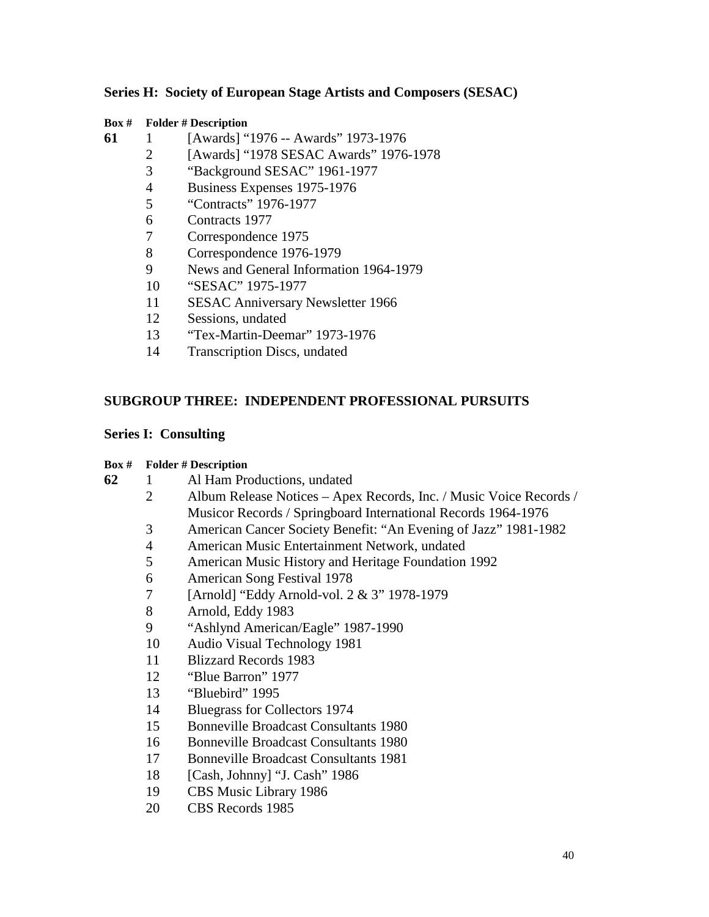### Series H: Society of European Stage Artists and Composers (SESAC)

| Box # | Folder # | Description |
| --- | --- | --- |
| **61** | 1 | [Awards] "1976 -- Awards" 1973-1976 |
| | 2 | [Awards] "1978 SESAC Awards" 1976-1978 |
| | 3 | "Background SESAC" 1961-1977 |
| | 4 | Business Expenses 1975-1976 |
| | 5 | "Contracts" 1976-1977 |
| | 6 | Contracts 1977 |
| | 7 | Correspondence 1975 |
| | 8 | Correspondence 1976-1979 |
| | 9 | News and General Information 1964-1979 |
| | 10 | "SESAC" 1975-1977 |
| | 11 | SESAC Anniversary Newsletter 1966 |
| | 12 | Sessions, undated |
| | 13 | "Tex-Martin-Deemar" 1973-1976 |
| | 14 | Transcription Discs, undated |

## SUBGROUP THREE: INDEPENDENT PROFESSIONAL PURSUITS

### Series I: Consulting

| Box # | Folder # | Description |
| --- | --- | --- |
| **62** | 1 | Al Ham Productions, undated |
| | 2 | Album Release Notices – Apex Records, Inc. / Music Voice Records / Musicor Records / Springboard International Records 1964-1976 |
| | 3 | American Cancer Society Benefit: "An Evening of Jazz" 1981-1982 |
| | 4 | American Music Entertainment Network, undated |
| | 5 | American Music History and Heritage Foundation 1992 |
| | 6 | American Song Festival 1978 |
| | 7 | [Arnold] "Eddy Arnold-vol. 2 & 3" 1978-1979 |
| | 8 | Arnold, Eddy 1983 |
| | 9 | "Ashlynd American/Eagle" 1987-1990 |
| | 10 | Audio Visual Technology 1981 |
| | 11 | Blizzard Records 1983 |
| | 12 | "Blue Barron" 1977 |
| | 13 | "Bluebird" 1995 |
| | 14 | Bluegrass for Collectors 1974 |
| | 15 | Bonneville Broadcast Consultants 1980 |
| | 16 | Bonneville Broadcast Consultants 1980 |
| | 17 | Bonneville Broadcast Consultants 1981 |
| | 18 | [Cash, Johnny] "J. Cash" 1986 |
| | 19 | CBS Music Library 1986 |
| | 20 | CBS Records 1985 |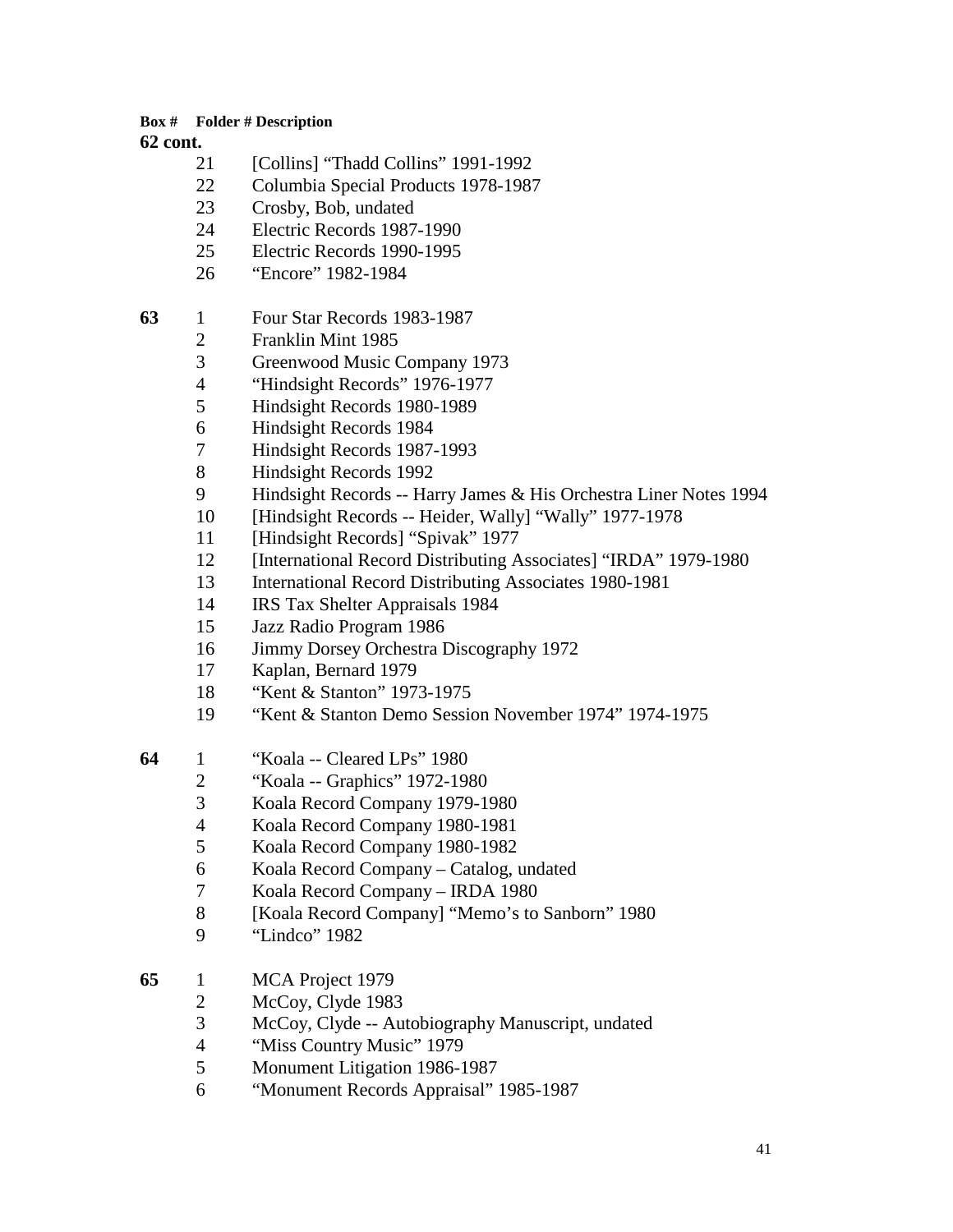| Box # | Folder # | Description |
| --- | --- | --- |
| **62 cont.** | | |
| | 21 | [Collins] "Thadd Collins" 1991-1992 |
| | 22 | Columbia Special Products 1978-1987 |
| | 23 | Crosby, Bob, undated |
| | 24 | Electric Records 1987-1990 |
| | 25 | Electric Records 1990-1995 |
| | 26 | "Encore" 1982-1984 |
| **63** | 1 | Four Star Records 1983-1987 |
| | 2 | Franklin Mint 1985 |
| | 3 | Greenwood Music Company 1973 |
| | 4 | "Hindsight Records" 1976-1977 |
| | 5 | Hindsight Records 1980-1989 |
| | 6 | Hindsight Records 1984 |
| | 7 | Hindsight Records 1987-1993 |
| | 8 | Hindsight Records 1992 |
| | 9 | Hindsight Records -- Harry James & His Orchestra Liner Notes 1994 |
| | 10 | [Hindsight Records -- Heider, Wally] "Wally" 1977-1978 |
| | 11 | [Hindsight Records] "Spivak" 1977 |
| | 12 | [International Record Distributing Associates] "IRDA" 1979-1980 |
| | 13 | International Record Distributing Associates 1980-1981 |
| | 14 | IRS Tax Shelter Appraisals 1984 |
| | 15 | Jazz Radio Program 1986 |
| | 16 | Jimmy Dorsey Orchestra Discography 1972 |
| | 17 | Kaplan, Bernard 1979 |
| | 18 | "Kent & Stanton" 1973-1975 |
| | 19 | "Kent & Stanton Demo Session November 1974" 1974-1975 |
| **64** | 1 | "Koala -- Cleared LPs" 1980 |
| | 2 | "Koala -- Graphics" 1972-1980 |
| | 3 | Koala Record Company 1979-1980 |
| | 4 | Koala Record Company 1980-1981 |
| | 5 | Koala Record Company 1980-1982 |
| | 6 | Koala Record Company – Catalog, undated |
| | 7 | Koala Record Company – IRDA 1980 |
| | 8 | [Koala Record Company] "Memo's to Sanborn" 1980 |
| | 9 | "Lindco" 1982 |
| **65** | 1 | MCA Project 1979 |
| | 2 | McCoy, Clyde 1983 |
| | 3 | McCoy, Clyde -- Autobiography Manuscript, undated |
| | 4 | "Miss Country Music" 1979 |
| | 5 | Monument Litigation 1986-1987 |
| | 6 | "Monument Records Appraisal" 1985-1987 |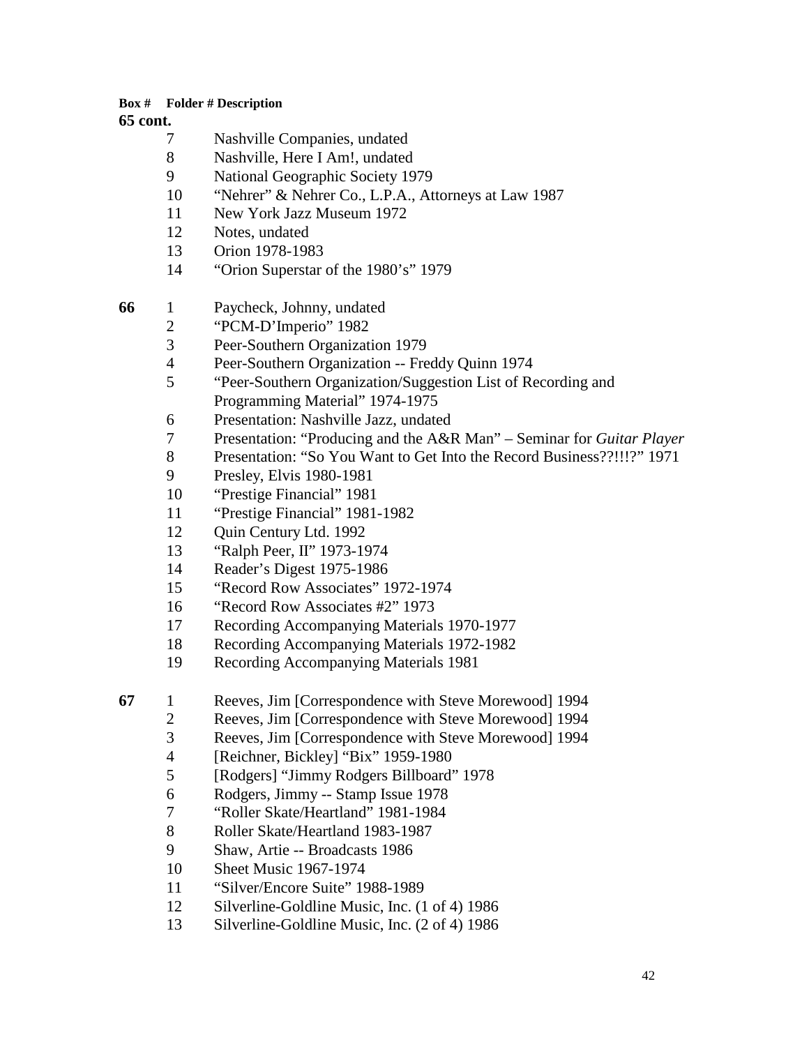| Box # | Folder # | Description |
|---|---|---|
| **65 cont.** | | |
| | 7 | Nashville Companies, undated |
| | 8 | Nashville, Here I Am!, undated |
| | 9 | National Geographic Society 1979 |
| | 10 | "Nehrer" & Nehrer Co., L.P.A., Attorneys at Law 1987 |
| | 11 | New York Jazz Museum 1972 |
| | 12 | Notes, undated |
| | 13 | Orion 1978-1983 |
| | 14 | "Orion Superstar of the 1980's" 1979 |
| **66** | 1 | Paycheck, Johnny, undated |
| | 2 | "PCM-D'Imperio" 1982 |
| | 3 | Peer-Southern Organization 1979 |
| | 4 | Peer-Southern Organization -- Freddy Quinn 1974 |
| | 5 | "Peer-Southern Organization/Suggestion List of Recording and Programming Material" 1974-1975 |
| | 6 | Presentation: Nashville Jazz, undated |
| | 7 | Presentation: "Producing and the A&R Man" – Seminar for *Guitar Player* |
| | 8 | Presentation: "So You Want to Get Into the Record Business??!!!?" 1971 |
| | 9 | Presley, Elvis 1980-1981 |
| | 10 | "Prestige Financial" 1981 |
| | 11 | "Prestige Financial" 1981-1982 |
| | 12 | Quin Century Ltd. 1992 |
| | 13 | "Ralph Peer, II" 1973-1974 |
| | 14 | Reader's Digest 1975-1986 |
| | 15 | "Record Row Associates" 1972-1974 |
| | 16 | "Record Row Associates #2" 1973 |
| | 17 | Recording Accompanying Materials 1970-1977 |
| | 18 | Recording Accompanying Materials 1972-1982 |
| | 19 | Recording Accompanying Materials 1981 |
| **67** | 1 | Reeves, Jim [Correspondence with Steve Morewood] 1994 |
| | 2 | Reeves, Jim [Correspondence with Steve Morewood] 1994 |
| | 3 | Reeves, Jim [Correspondence with Steve Morewood] 1994 |
| | 4 | [Reichner, Bickley] "Bix" 1959-1980 |
| | 5 | [Rodgers] "Jimmy Rodgers Billboard" 1978 |
| | 6 | Rodgers, Jimmy -- Stamp Issue 1978 |
| | 7 | "Roller Skate/Heartland" 1981-1984 |
| | 8 | Roller Skate/Heartland 1983-1987 |
| | 9 | Shaw, Artie -- Broadcasts 1986 |
| | 10 | Sheet Music 1967-1974 |
| | 11 | "Silver/Encore Suite" 1988-1989 |
| | 12 | Silverline-Goldline Music, Inc. (1 of 4) 1986 |
| | 13 | Silverline-Goldline Music, Inc. (2 of 4) 1986 |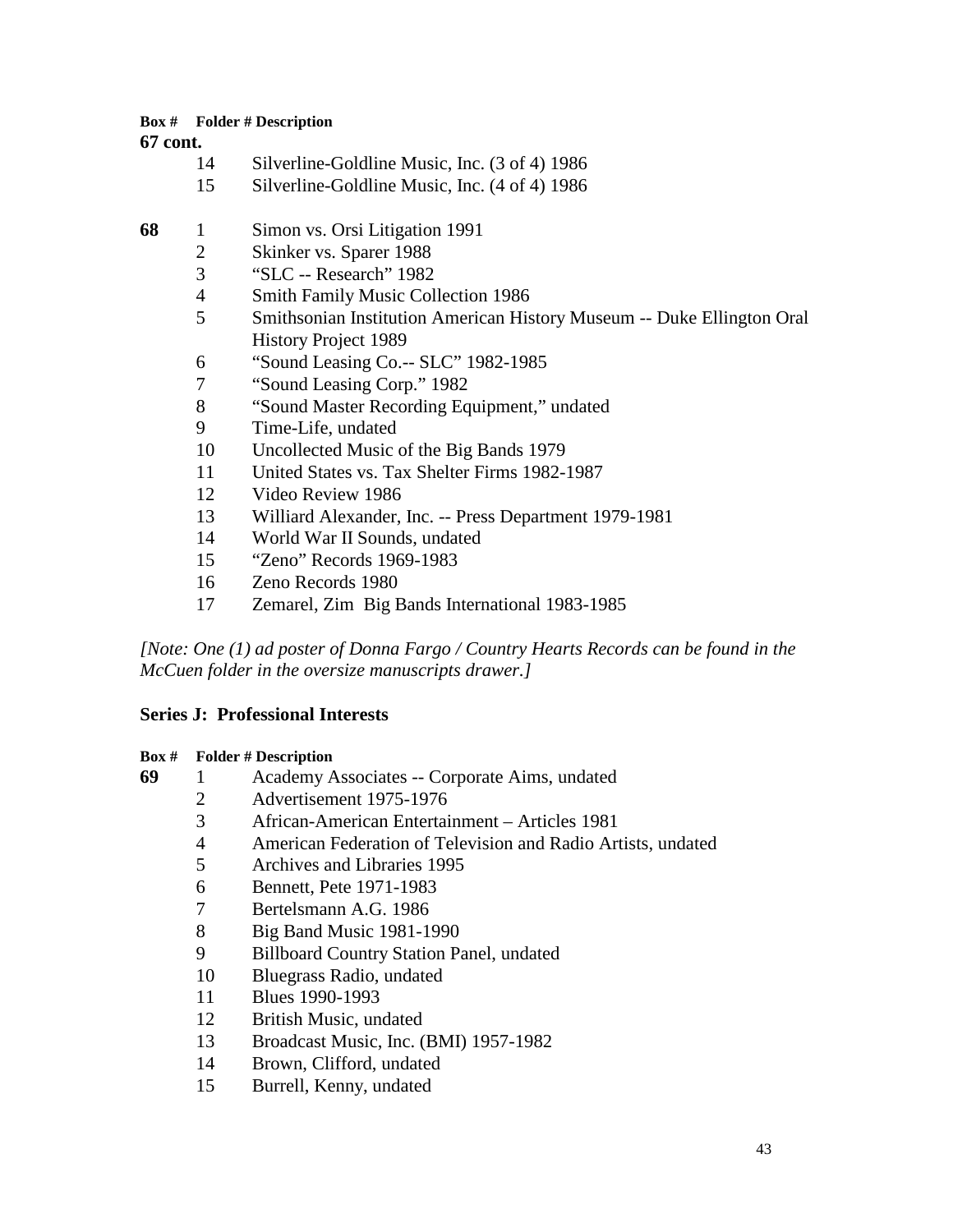| Box # | Folder # | Description |
|---|---|---|
| **67 cont.** | | |
| | 14 | Silverline-Goldline Music, Inc. (3 of 4) 1986 |
| | 15 | Silverline-Goldline Music, Inc. (4 of 4) 1986 |
| **68** | 1 | Simon vs. Orsi Litigation 1991 |
| | 2 | Skinker vs. Sparer 1988 |
| | 3 | "SLC -- Research" 1982 |
| | 4 | Smith Family Music Collection 1986 |
| | 5 | Smithsonian Institution American History Museum -- Duke Ellington Oral History Project 1989 |
| | 6 | "Sound Leasing Co.-- SLC" 1982-1985 |
| | 7 | "Sound Leasing Corp." 1982 |
| | 8 | "Sound Master Recording Equipment," undated |
| | 9 | Time-Life, undated |
| | 10 | Uncollected Music of the Big Bands 1979 |
| | 11 | United States vs. Tax Shelter Firms 1982-1987 |
| | 12 | Video Review 1986 |
| | 13 | Williard Alexander, Inc. -- Press Department 1979-1981 |
| | 14 | World War II Sounds, undated |
| | 15 | "Zeno" Records 1969-1983 |
| | 16 | Zeno Records 1980 |
| | 17 | Zemarel, Zim Big Bands International 1983-1985 |

*[Note: One (1) ad poster of Donna Fargo / Country Hearts Records can be found in the McCuen folder in the oversize manuscripts drawer.]*

## Series J: Professional Interests

| Box # | Folder # | Description |
|---|---|---|
| **69** | 1 | Academy Associates -- Corporate Aims, undated |
| | 2 | Advertisement 1975-1976 |
| | 3 | African-American Entertainment – Articles 1981 |
| | 4 | American Federation of Television and Radio Artists, undated |
| | 5 | Archives and Libraries 1995 |
| | 6 | Bennett, Pete 1971-1983 |
| | 7 | Bertelsmann A.G. 1986 |
| | 8 | Big Band Music 1981-1990 |
| | 9 | Billboard Country Station Panel, undated |
| | 10 | Bluegrass Radio, undated |
| | 11 | Blues 1990-1993 |
| | 12 | British Music, undated |
| | 13 | Broadcast Music, Inc. (BMI) 1957-1982 |
| | 14 | Brown, Clifford, undated |
| | 15 | Burrell, Kenny, undated |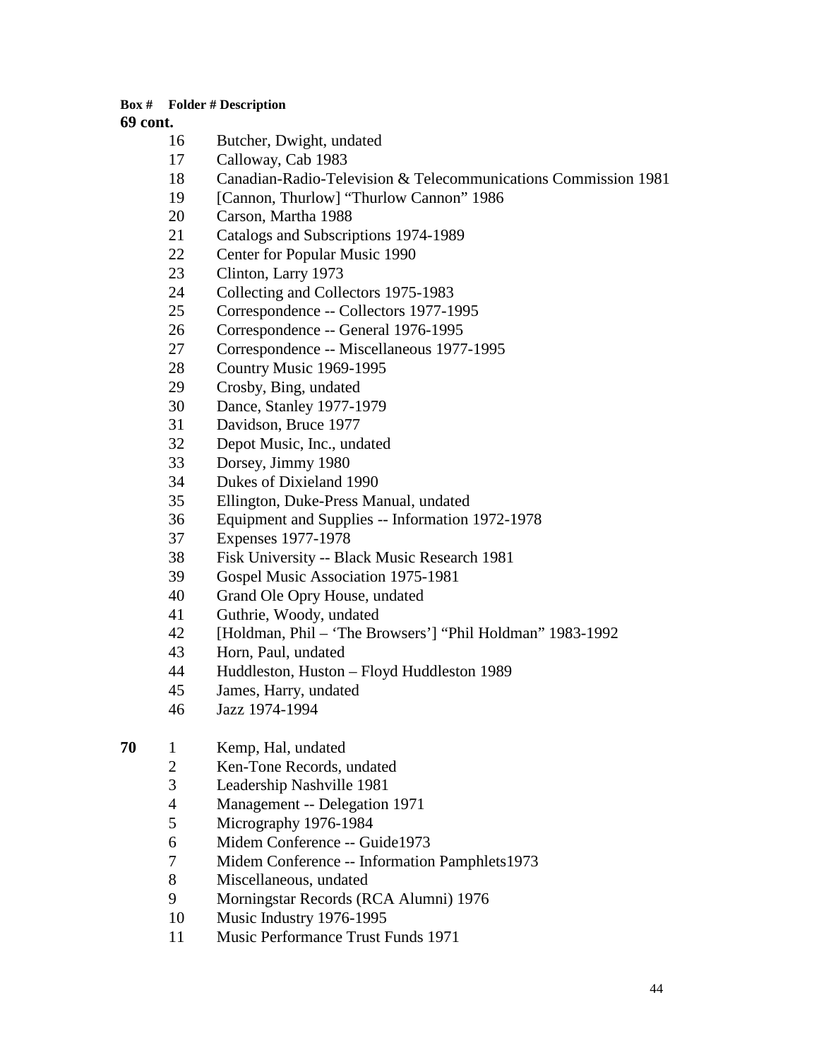| Box # | Folder # | Description |
|---|---|---|
| **69 cont.** | | |
| | 16 | Butcher, Dwight, undated |
| | 17 | Calloway, Cab 1983 |
| | 18 | Canadian-Radio-Television & Telecommunications Commission 1981 |
| | 19 | [Cannon, Thurlow] “Thurlow Cannon” 1986 |
| | 20 | Carson, Martha 1988 |
| | 21 | Catalogs and Subscriptions 1974-1989 |
| | 22 | Center for Popular Music 1990 |
| | 23 | Clinton, Larry 1973 |
| | 24 | Collecting and Collectors 1975-1983 |
| | 25 | Correspondence -- Collectors 1977-1995 |
| | 26 | Correspondence -- General 1976-1995 |
| | 27 | Correspondence -- Miscellaneous 1977-1995 |
| | 28 | Country Music 1969-1995 |
| | 29 | Crosby, Bing, undated |
| | 30 | Dance, Stanley 1977-1979 |
| | 31 | Davidson, Bruce 1977 |
| | 32 | Depot Music, Inc., undated |
| | 33 | Dorsey, Jimmy 1980 |
| | 34 | Dukes of Dixieland 1990 |
| | 35 | Ellington, Duke-Press Manual, undated |
| | 36 | Equipment and Supplies -- Information 1972-1978 |
| | 37 | Expenses 1977-1978 |
| | 38 | Fisk University -- Black Music Research 1981 |
| | 39 | Gospel Music Association 1975-1981 |
| | 40 | Grand Ole Opry House, undated |
| | 41 | Guthrie, Woody, undated |
| | 42 | [Holdman, Phil – ‘The Browsers’] “Phil Holdman” 1983-1992 |
| | 43 | Horn, Paul, undated |
| | 44 | Huddleston, Huston – Floyd Huddleston 1989 |
| | 45 | James, Harry, undated |
| | 46 | Jazz 1974-1994 |
| **70** | 1 | Kemp, Hal, undated |
| | 2 | Ken-Tone Records, undated |
| | 3 | Leadership Nashville 1981 |
| | 4 | Management -- Delegation 1971 |
| | 5 | Micrography 1976-1984 |
| | 6 | Midem Conference -- Guide1973 |
| | 7 | Midem Conference -- Information Pamphlets1973 |
| | 8 | Miscellaneous, undated |
| | 9 | Morningstar Records (RCA Alumni) 1976 |
| | 10 | Music Industry 1976-1995 |
| | 11 | Music Performance Trust Funds 1971 |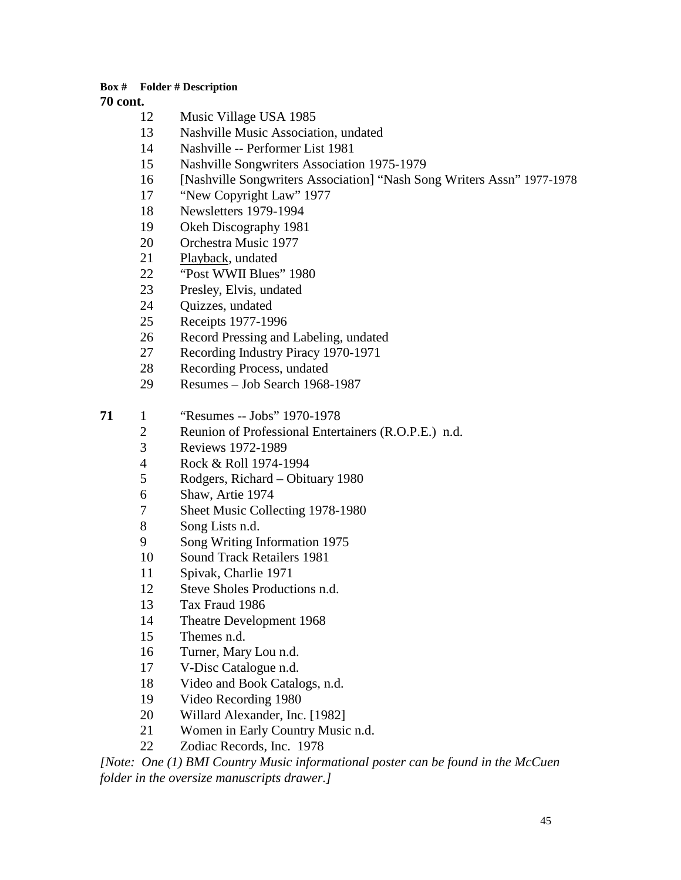| Box # | Folder # | Description |
|---|---|---|
| **70 cont.** | | |
| | 12 | Music Village USA 1985 |
| | 13 | Nashville Music Association, undated |
| | 14 | Nashville -- Performer List 1981 |
| | 15 | Nashville Songwriters Association 1975-1979 |
| | 16 | [Nashville Songwriters Association] "Nash Song Writers Assn" 1977-1978 |
| | 17 | "New Copyright Law" 1977 |
| | 18 | Newsletters 1979-1994 |
| | 19 | Okeh Discography 1981 |
| | 20 | Orchestra Music 1977 |
| | 21 | Playback, undated |
| | 22 | "Post WWII Blues" 1980 |
| | 23 | Presley, Elvis, undated |
| | 24 | Quizzes, undated |
| | 25 | Receipts 1977-1996 |
| | 26 | Record Pressing and Labeling, undated |
| | 27 | Recording Industry Piracy 1970-1971 |
| | 28 | Recording Process, undated |
| | 29 | Resumes – Job Search 1968-1987 |
| **71** | 1 | "Resumes -- Jobs" 1970-1978 |
| | 2 | Reunion of Professional Entertainers (R.O.P.E.) n.d. |
| | 3 | Reviews 1972-1989 |
| | 4 | Rock & Roll 1974-1994 |
| | 5 | Rodgers, Richard – Obituary 1980 |
| | 6 | Shaw, Artie 1974 |
| | 7 | Sheet Music Collecting 1978-1980 |
| | 8 | Song Lists n.d. |
| | 9 | Song Writing Information 1975 |
| | 10 | Sound Track Retailers 1981 |
| | 11 | Spivak, Charlie 1971 |
| | 12 | Steve Sholes Productions n.d. |
| | 13 | Tax Fraud 1986 |
| | 14 | Theatre Development 1968 |
| | 15 | Themes n.d. |
| | 16 | Turner, Mary Lou n.d. |
| | 17 | V-Disc Catalogue n.d. |
| | 18 | Video and Book Catalogs, n.d. |
| | 19 | Video Recording 1980 |
| | 20 | Willard Alexander, Inc. [1982] |
| | 21 | Women in Early Country Music n.d. |
| | 22 | Zodiac Records, Inc. 1978 |

*[Note: One (1) BMI Country Music informational poster can be found in the McCuen folder in the oversize manuscripts drawer.]*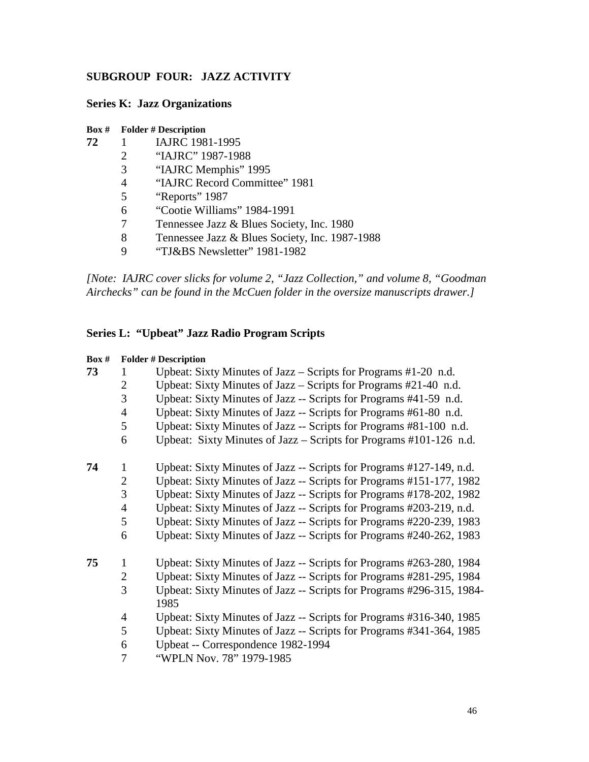## SUBGROUP FOUR: JAZZ ACTIVITY

### Series K: Jazz Organizations

| Box # | Folder # | Description |
|---|---|---|
| 72 | 1 | IAJRC 1981-1995 |
| | 2 | "IAJRC" 1987-1988 |
| | 3 | "IAJRC Memphis" 1995 |
| | 4 | "IAJRC Record Committee" 1981 |
| | 5 | "Reports" 1987 |
| | 6 | "Cootie Williams" 1984-1991 |
| | 7 | Tennessee Jazz & Blues Society, Inc. 1980 |
| | 8 | Tennessee Jazz & Blues Society, Inc. 1987-1988 |
| | 9 | "TJ&BS Newsletter" 1981-1982 |

*[Note: IAJRC cover slicks for volume 2, "Jazz Collection," and volume 8, "Goodman Airchecks" can be found in the McCuen folder in the oversize manuscripts drawer.]*

### Series L: "Upbeat" Jazz Radio Program Scripts

| Box # | Folder # | Description |
|---|---|---|
| 73 | 1 | Upbeat: Sixty Minutes of Jazz – Scripts for Programs #1-20 n.d. |
| | 2 | Upbeat: Sixty Minutes of Jazz – Scripts for Programs #21-40 n.d. |
| | 3 | Upbeat: Sixty Minutes of Jazz -- Scripts for Programs #41-59 n.d. |
| | 4 | Upbeat: Sixty Minutes of Jazz -- Scripts for Programs #61-80 n.d. |
| | 5 | Upbeat: Sixty Minutes of Jazz -- Scripts for Programs #81-100 n.d. |
| | 6 | Upbeat: Sixty Minutes of Jazz – Scripts for Programs #101-126 n.d. |
| 74 | 1 | Upbeat: Sixty Minutes of Jazz -- Scripts for Programs #127-149, n.d. |
| | 2 | Upbeat: Sixty Minutes of Jazz -- Scripts for Programs #151-177, 1982 |
| | 3 | Upbeat: Sixty Minutes of Jazz -- Scripts for Programs #178-202, 1982 |
| | 4 | Upbeat: Sixty Minutes of Jazz -- Scripts for Programs #203-219, n.d. |
| | 5 | Upbeat: Sixty Minutes of Jazz -- Scripts for Programs #220-239, 1983 |
| | 6 | Upbeat: Sixty Minutes of Jazz -- Scripts for Programs #240-262, 1983 |
| 75 | 1 | Upbeat: Sixty Minutes of Jazz -- Scripts for Programs #263-280, 1984 |
| | 2 | Upbeat: Sixty Minutes of Jazz -- Scripts for Programs #281-295, 1984 |
| | 3 | Upbeat: Sixty Minutes of Jazz -- Scripts for Programs #296-315, 1984-1985 |
| | 4 | Upbeat: Sixty Minutes of Jazz -- Scripts for Programs #316-340, 1985 |
| | 5 | Upbeat: Sixty Minutes of Jazz -- Scripts for Programs #341-364, 1985 |
| | 6 | Upbeat -- Correspondence 1982-1994 |
| | 7 | "WPLN Nov. 78" 1979-1985 |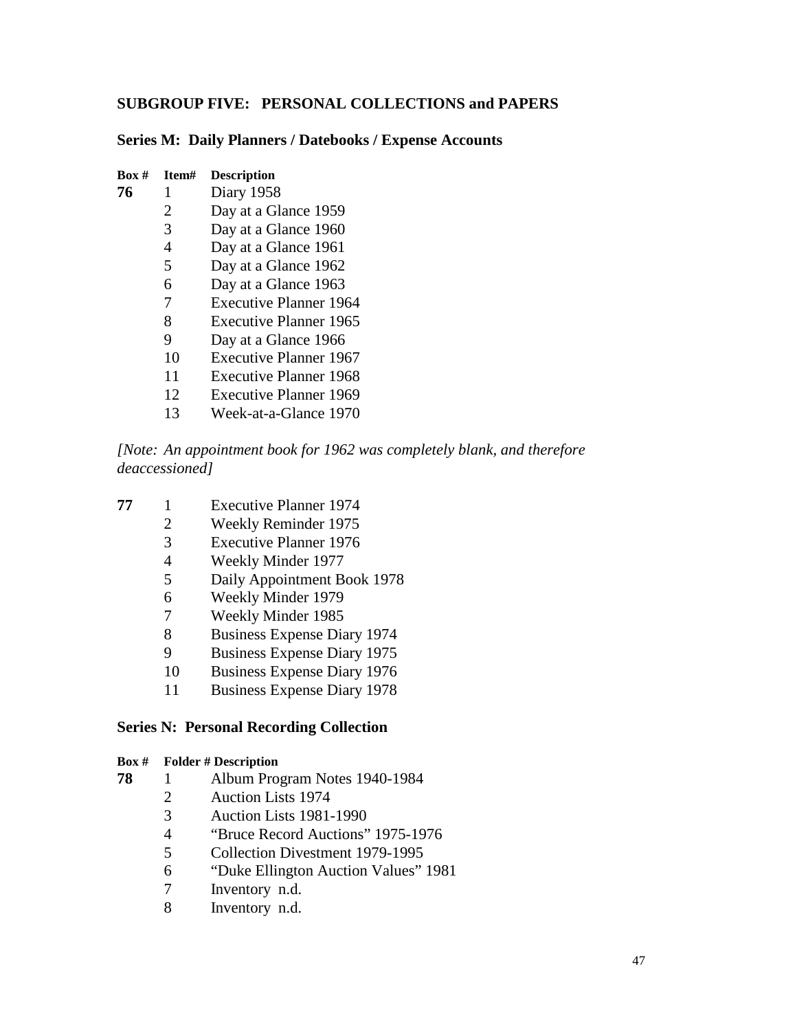## SUBGROUP FIVE: PERSONAL COLLECTIONS and PAPERS

### Series M: Daily Planners / Datebooks / Expense Accounts

| Box # | Item# | Description |
|---|---|---|
| **76** | 1 | Diary 1958 |
| | 2 | Day at a Glance 1959 |
| | 3 | Day at a Glance 1960 |
| | 4 | Day at a Glance 1961 |
| | 5 | Day at a Glance 1962 |
| | 6 | Day at a Glance 1963 |
| | 7 | Executive Planner 1964 |
| | 8 | Executive Planner 1965 |
| | 9 | Day at a Glance 1966 |
| | 10 | Executive Planner 1967 |
| | 11 | Executive Planner 1968 |
| | 12 | Executive Planner 1969 |
| | 13 | Week-at-a-Glance 1970 |

*[Note: An appointment book for 1962 was completely blank, and therefore deaccessioned]*

| Box # | Item# | Description |
|---|---|---|
| **77** | 1 | Executive Planner 1974 |
| | 2 | Weekly Reminder 1975 |
| | 3 | Executive Planner 1976 |
| | 4 | Weekly Minder 1977 |
| | 5 | Daily Appointment Book 1978 |
| | 6 | Weekly Minder 1979 |
| | 7 | Weekly Minder 1985 |
| | 8 | Business Expense Diary 1974 |
| | 9 | Business Expense Diary 1975 |
| | 10 | Business Expense Diary 1976 |
| | 11 | Business Expense Diary 1978 |

### Series N: Personal Recording Collection

| Box # | Folder # | Description |
|---|---|---|
| **78** | 1 | Album Program Notes 1940-1984 |
| | 2 | Auction Lists 1974 |
| | 3 | Auction Lists 1981-1990 |
| | 4 | "Bruce Record Auctions" 1975-1976 |
| | 5 | Collection Divestment 1979-1995 |
| | 6 | "Duke Ellington Auction Values" 1981 |
| | 7 | Inventory n.d. |
| | 8 | Inventory n.d. |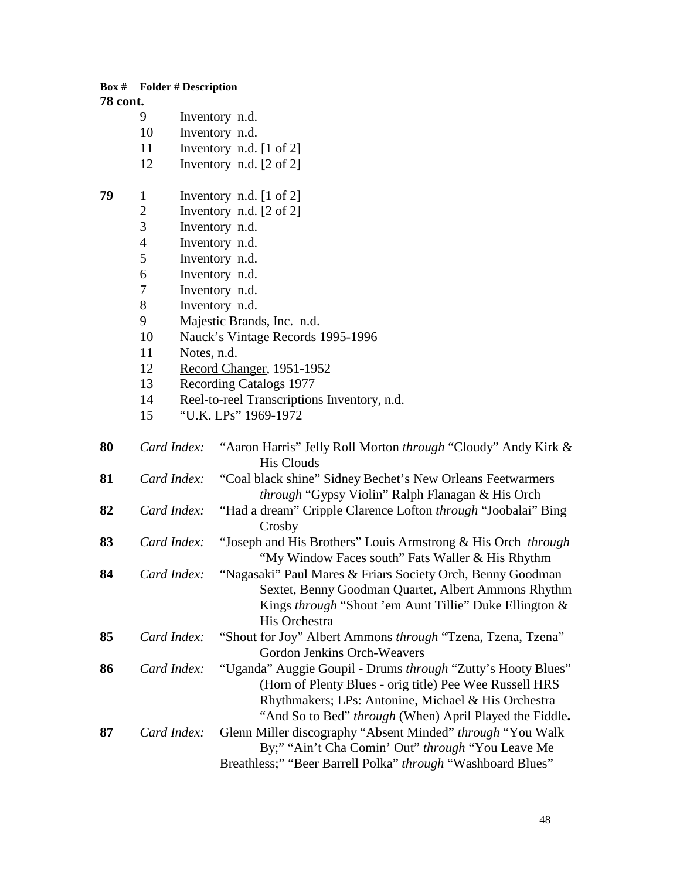| Box # | Folder # | Description |
|---|---|---|
| **78 cont.** | | |
| | 9 | Inventory n.d. |
| | 10 | Inventory n.d. |
| | 11 | Inventory n.d. [1 of 2] |
| | 12 | Inventory n.d. [2 of 2] |
| **79** | 1 | Inventory n.d. [1 of 2] |
| | 2 | Inventory n.d. [2 of 2] |
| | 3 | Inventory n.d. |
| | 4 | Inventory n.d. |
| | 5 | Inventory n.d. |
| | 6 | Inventory n.d. |
| | 7 | Inventory n.d. |
| | 8 | Inventory n.d. |
| | 9 | Majestic Brands, Inc. n.d. |
| | 10 | Nauck's Vintage Records 1995-1996 |
| | 11 | Notes, n.d. |
| | 12 | Record Changer, 1951-1952 |
| | 13 | Recording Catalogs 1977 |
| | 14 | Reel-to-reel Transcriptions Inventory, n.d. |
| | 15 | "U.K. LPs" 1969-1972 |
| **80** | *Card Index:* | "Aaron Harris" Jelly Roll Morton *through* "Cloudy" Andy Kirk & His Clouds |
| **81** | *Card Index:* | "Coal black shine" Sidney Bechet's New Orleans Feetwarmers *through* "Gypsy Violin" Ralph Flanagan & His Orch |
| **82** | *Card Index:* | "Had a dream" Cripple Clarence Lofton *through* "Joobalai" Bing Crosby |
| **83** | *Card Index:* | "Joseph and His Brothers" Louis Armstrong & His Orch *through* "My Window Faces south" Fats Waller & His Rhythm |
| **84** | *Card Index:* | "Nagasaki" Paul Mares & Friars Society Orch, Benny Goodman Sextet, Benny Goodman Quartet, Albert Ammons Rhythm Kings *through* "Shout 'em Aunt Tillie" Duke Ellington & His Orchestra |
| **85** | *Card Index:* | "Shout for Joy" Albert Ammons *through* "Tzena, Tzena, Tzena" Gordon Jenkins Orch-Weavers |
| **86** | *Card Index:* | "Uganda" Auggie Goupil - Drums *through* "Zutty's Hooty Blues" (Horn of Plenty Blues - orig title) Pee Wee Russell HRS Rhythmakers; LPs: Antonine, Michael & His Orchestra "And So to Bed" *through* (When) April Played the Fiddle**.** |
| **87** | *Card Index:* | Glenn Miller discography "Absent Minded" *through* "You Walk By;" "Ain't Cha Comin' Out" *through* "You Leave Me Breathless;" "Beer Barrell Polka" *through* "Washboard Blues" |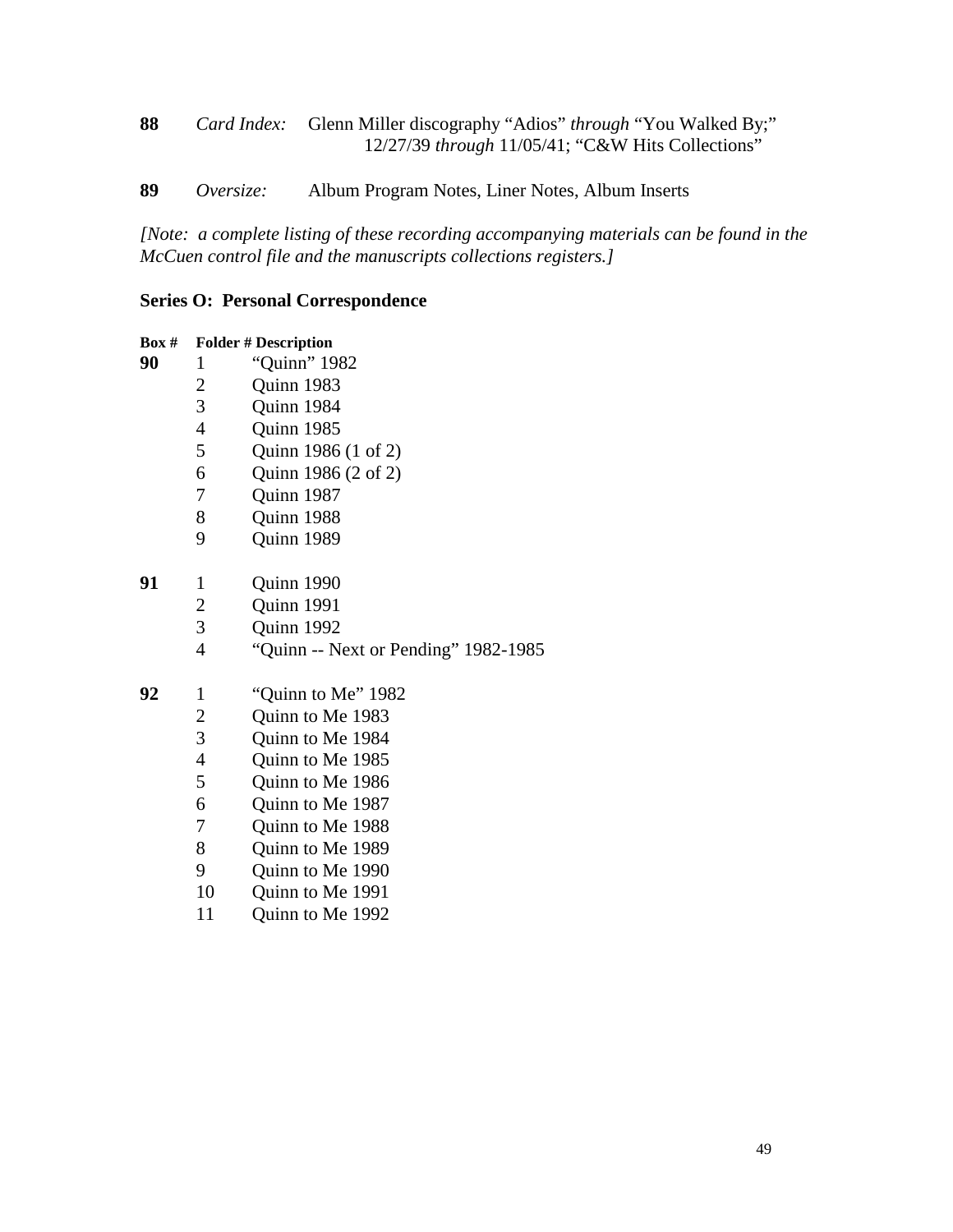**88** *Card Index:* Glenn Miller discography "Adios" *through* "You Walked By;" 12/27/39 *through* 11/05/41; "C&W Hits Collections"

**89** *Oversize:* Album Program Notes, Liner Notes, Album Inserts

*[Note: a complete listing of these recording accompanying materials can be found in the McCuen control file and the manuscripts collections registers.]*

### Series O: Personal Correspondence

| Box # | Folder # | Description |
|---|---|---|
| **90** | 1 | "Quinn" 1982 |
| | 2 | Quinn 1983 |
| | 3 | Quinn 1984 |
| | 4 | Quinn 1985 |
| | 5 | Quinn 1986 (1 of 2) |
| | 6 | Quinn 1986 (2 of 2) |
| | 7 | Quinn 1987 |
| | 8 | Quinn 1988 |
| | 9 | Quinn 1989 |
| **91** | 1 | Quinn 1990 |
| | 2 | Quinn 1991 |
| | 3 | Quinn 1992 |
| | 4 | "Quinn -- Next or Pending" 1982-1985 |
| **92** | 1 | "Quinn to Me" 1982 |
| | 2 | Quinn to Me 1983 |
| | 3 | Quinn to Me 1984 |
| | 4 | Quinn to Me 1985 |
| | 5 | Quinn to Me 1986 |
| | 6 | Quinn to Me 1987 |
| | 7 | Quinn to Me 1988 |
| | 8 | Quinn to Me 1989 |
| | 9 | Quinn to Me 1990 |
| | 10 | Quinn to Me 1991 |
| | 11 | Quinn to Me 1992 |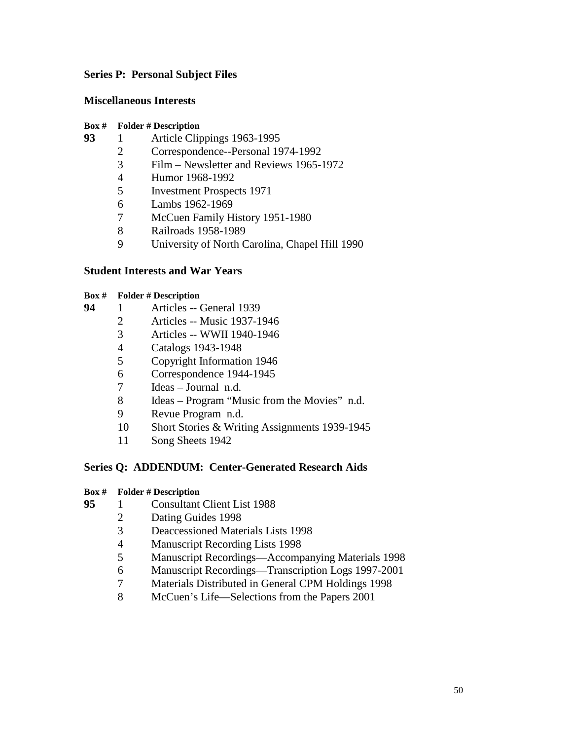## Series P: Personal Subject Files

### Miscellaneous Interests

| Box # | Folder # | Description |
|---|---|---|
| **93** | 1 | Article Clippings 1963-1995 |
| | 2 | Correspondence--Personal 1974-1992 |
| | 3 | Film – Newsletter and Reviews 1965-1972 |
| | 4 | Humor 1968-1992 |
| | 5 | Investment Prospects 1971 |
| | 6 | Lambs 1962-1969 |
| | 7 | McCuen Family History 1951-1980 |
| | 8 | Railroads 1958-1989 |
| | 9 | University of North Carolina, Chapel Hill 1990 |

### Student Interests and War Years

| Box # | Folder # | Description |
|---|---|---|
| **94** | 1 | Articles -- General 1939 |
| | 2 | Articles -- Music 1937-1946 |
| | 3 | Articles -- WWII 1940-1946 |
| | 4 | Catalogs 1943-1948 |
| | 5 | Copyright Information 1946 |
| | 6 | Correspondence 1944-1945 |
| | 7 | Ideas – Journal n.d. |
| | 8 | Ideas – Program "Music from the Movies" n.d. |
| | 9 | Revue Program n.d. |
| | 10 | Short Stories & Writing Assignments 1939-1945 |
| | 11 | Song Sheets 1942 |

## Series Q: ADDENDUM: Center-Generated Research Aids

| Box # | Folder # | Description |
|---|---|---|
| **95** | 1 | Consultant Client List 1988 |
| | 2 | Dating Guides 1998 |
| | 3 | Deaccessioned Materials Lists 1998 |
| | 4 | Manuscript Recording Lists 1998 |
| | 5 | Manuscript Recordings—Accompanying Materials 1998 |
| | 6 | Manuscript Recordings—Transcription Logs 1997-2001 |
| | 7 | Materials Distributed in General CPM Holdings 1998 |
| | 8 | McCuen's Life—Selections from the Papers 2001 |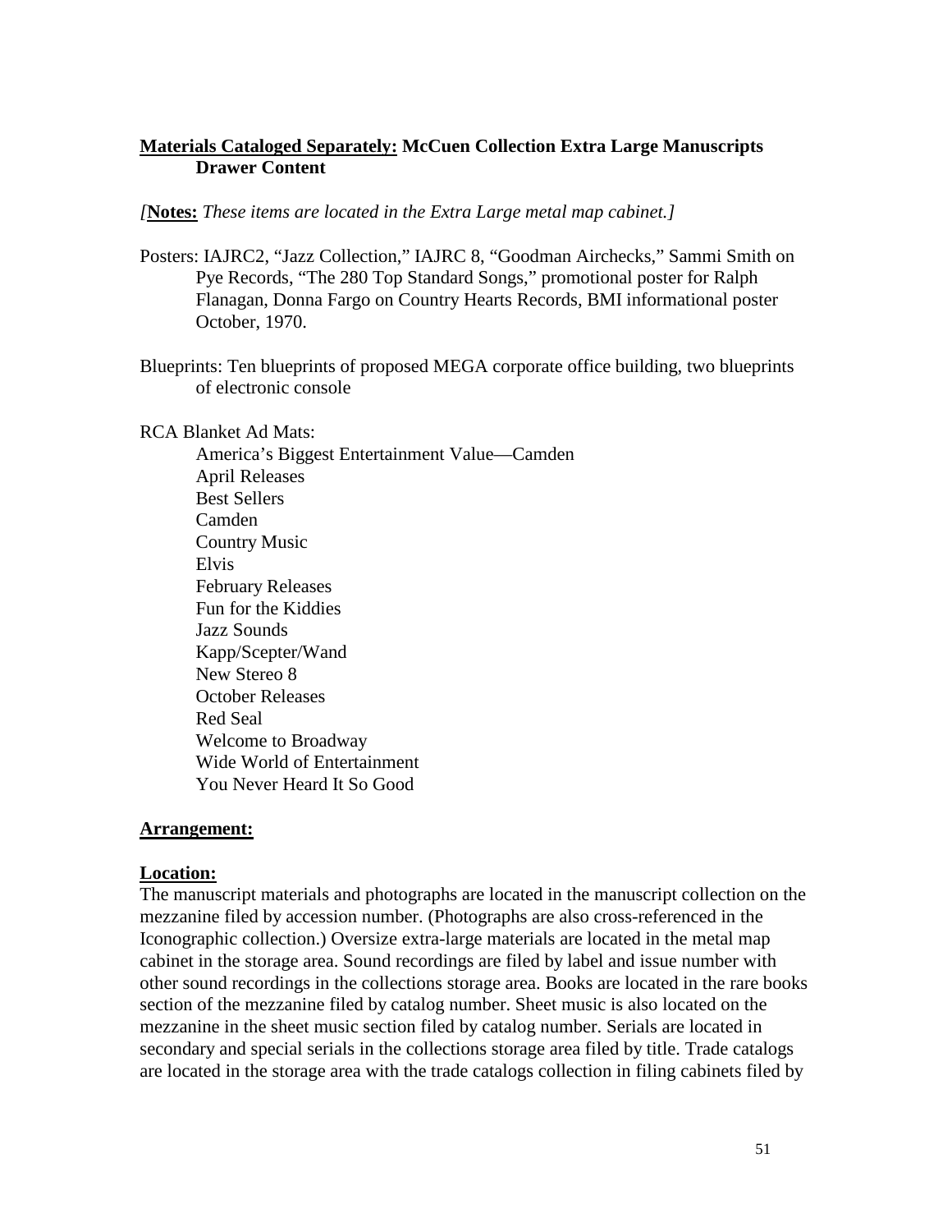**<u>Materials Cataloged Separately:</u> McCuen Collection Extra Large Manuscripts Drawer Content**

*[**Notes:** These items are located in the Extra Large metal map cabinet.]*

Posters: IAJRC2, "Jazz Collection," IAJRC 8, "Goodman Airchecks," Sammi Smith on Pye Records, "The 280 Top Standard Songs," promotional poster for Ralph Flanagan, Donna Fargo on Country Hearts Records, BMI informational poster October, 1970.

Blueprints: Ten blueprints of proposed MEGA corporate office building, two blueprints of electronic console

RCA Blanket Ad Mats:

- America's Biggest Entertainment Value—Camden
- April Releases
- Best Sellers
- Camden
- Country Music
- Elvis
- February Releases
- Fun for the Kiddies
- Jazz Sounds
- Kapp/Scepter/Wand
- New Stereo 8
- October Releases
- Red Seal
- Welcome to Broadway
- Wide World of Entertainment
- You Never Heard It So Good

**<u>Arrangement:</u>**

**<u>Location:</u>**

The manuscript materials and photographs are located in the manuscript collection on the mezzanine filed by accession number. (Photographs are also cross-referenced in the Iconographic collection.) Oversize extra-large materials are located in the metal map cabinet in the storage area. Sound recordings are filed by label and issue number with other sound recordings in the collections storage area. Books are located in the rare books section of the mezzanine filed by catalog number. Sheet music is also located on the mezzanine in the sheet music section filed by catalog number. Serials are located in secondary and special serials in the collections storage area filed by title. Trade catalogs are located in the storage area with the trade catalogs collection in filing cabinets filed by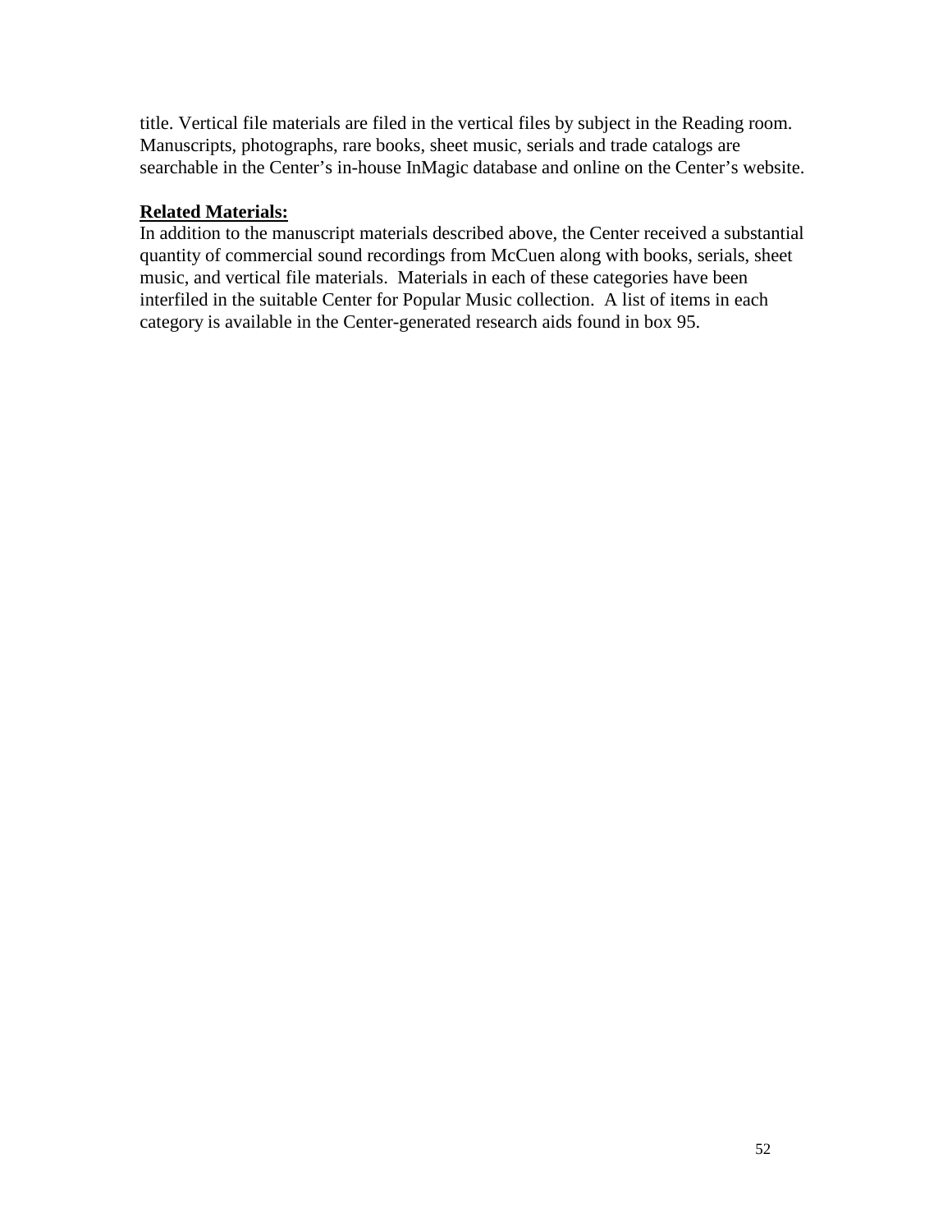title. Vertical file materials are filed in the vertical files by subject in the Reading room. Manuscripts, photographs, rare books, sheet music, serials and trade catalogs are searchable in the Center's in-house InMagic database and online on the Center's website.

**Related Materials:**

In addition to the manuscript materials described above, the Center received a substantial quantity of commercial sound recordings from McCuen along with books, serials, sheet music, and vertical file materials. Materials in each of these categories have been interfiled in the suitable Center for Popular Music collection. A list of items in each category is available in the Center-generated research aids found in box 95.